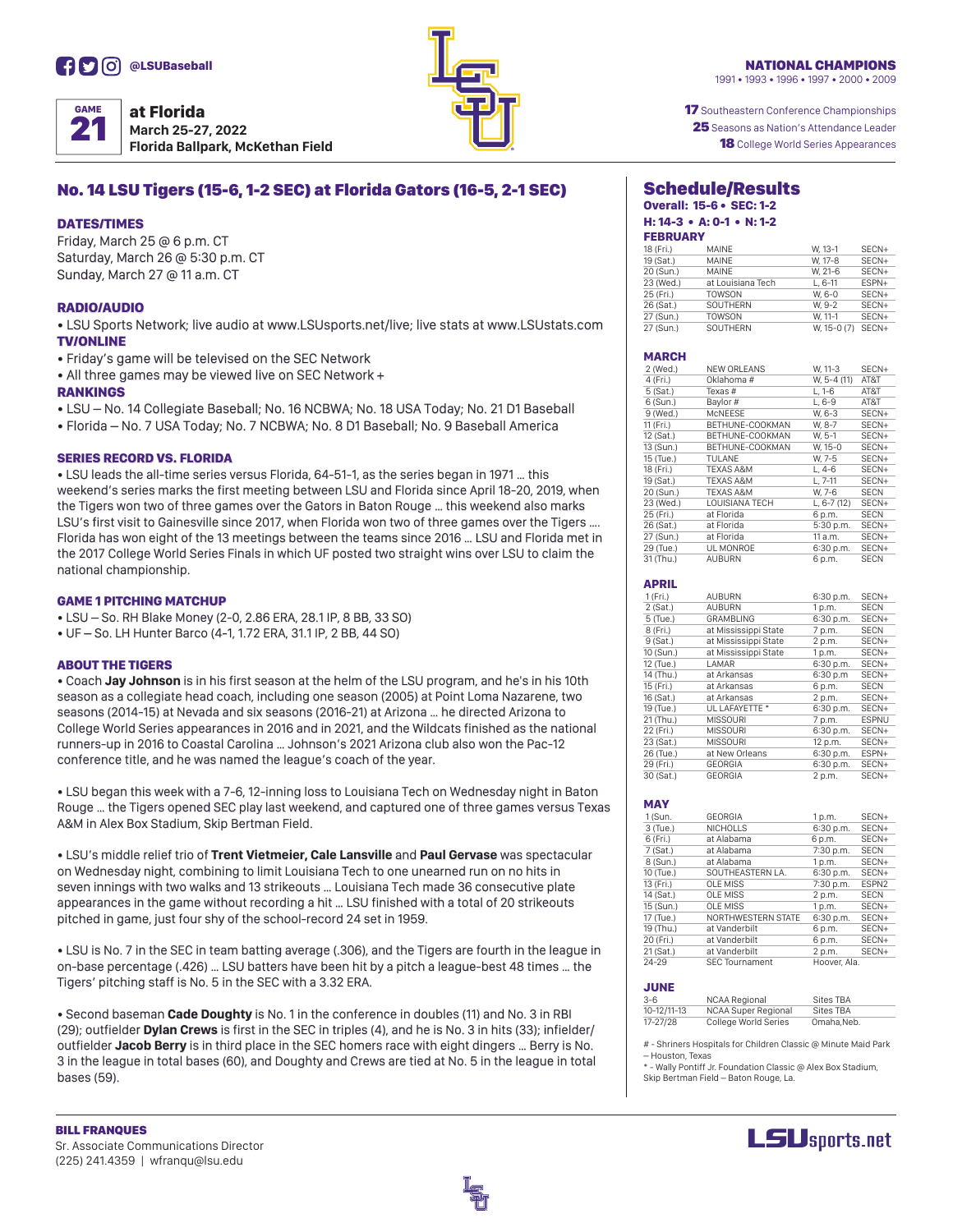@LSUBaseball

GAME 21

**at Florida**
**March 25-27, 2022**
**Florida Ballpark, McKethan Field**

**NATIONAL CHAMPIONS**
1991 • 1993 • 1996 • 1997 • 2000 • 2009

**17** Southeastern Conference Championships
**25** Seasons as Nation's Attendance Leader
**18** College World Series Appearances

## No. 14 LSU Tigers (15-6, 1-2 SEC) at Florida Gators (16-5, 2-1 SEC)

### DATES/TIMES

Friday, March 25 @ 6 p.m. CT
Saturday, March 26 @ 5:30 p.m. CT
Sunday, March 27 @ 11 a.m. CT

### RADIO/AUDIO

- LSU Sports Network; live audio at www.LSUsports.net/live; live stats at www.LSUstats.com

### TV/ONLINE

- Friday's game will be televised on the SEC Network
- All three games may be viewed live on SEC Network +

### RANKINGS

- LSU – No. 14 Collegiate Baseball; No. 16 NCBWA; No. 18 USA Today; No. 21 D1 Baseball
- Florida – No. 7 USA Today; No. 7 NCBWA; No. 8 D1 Baseball; No. 9 Baseball America

### SERIES RECORD VS. FLORIDA

- LSU leads the all-time series versus Florida, 64-51-1, as the series began in 1971 … this weekend's series marks the first meeting between LSU and Florida since April 18-20, 2019, when the Tigers won two of three games over the Gators in Baton Rouge … this weekend also marks LSU's first visit to Gainesville since 2017, when Florida won two of three games over the Tigers …. Florida has won eight of the 13 meetings between the teams since 2016 … LSU and Florida met in the 2017 College World Series Finals in which UF posted two straight wins over LSU to claim the national championship.

### GAME 1 PITCHING MATCHUP

- LSU – So. RH Blake Money (2-0, 2.86 ERA, 28.1 IP, 8 BB, 33 SO)
- UF – So. LH Hunter Barco (4-1, 1.72 ERA, 31.1 IP, 2 BB, 44 SO)

### ABOUT THE TIGERS

- Coach **Jay Johnson** is in his first season at the helm of the LSU program, and he's in his 10th season as a collegiate head coach, including one season (2005) at Point Loma Nazarene, two seasons (2014-15) at Nevada and six seasons (2016-21) at Arizona … he directed Arizona to College World Series appearances in 2016 and in 2021, and the Wildcats finished as the national runners-up in 2016 to Coastal Carolina … Johnson's 2021 Arizona club also won the Pac-12 conference title, and he was named the league's coach of the year.

- LSU began this week with a 7-6, 12-inning loss to Louisiana Tech on Wednesday night in Baton Rouge … the Tigers opened SEC play last weekend, and captured one of three games versus Texas A&M in Alex Box Stadium, Skip Bertman Field.

- LSU's middle relief trio of **Trent Vietmeier, Cale Lansville** and **Paul Gervase** was spectacular on Wednesday night, combining to limit Louisiana Tech to one unearned run on no hits in seven innings with two walks and 13 strikeouts … Louisiana Tech made 36 consecutive plate appearances in the game without recording a hit … LSU finished with a total of 20 strikeouts pitched in game, just four shy of the school-record 24 set in 1959.

- LSU is No. 7 in the SEC in team batting average (.306), and the Tigers are fourth in the league in on-base percentage (.426) … LSU batters have been hit by a pitch a league-best 48 times … the Tigers' pitching staff is No. 5 in the SEC with a 3.32 ERA.

- Second baseman **Cade Doughty** is No. 1 in the conference in doubles (11) and No. 3 in RBI (29); outfielder **Dylan Crews** is first in the SEC in triples (4), and he is No. 3 in hits (33); infielder/outfielder **Jacob Berry** is in third place in the SEC homers race with eight dingers … Berry is No. 3 in the league in total bases (60), and Doughty and Crews are tied at No. 5 in the league in total bases (59).

## Schedule/Results

**Overall: 15-6 • SEC: 1-2**
**H: 14-3 • A: 0-1 • N: 1-2**

### FEBRUARY

| | | | |
|---|---|---|---|
| 18 (Fri.) | MAINE | W, 13-1 | SECN+ |
| 19 (Sat.) | MAINE | W, 17-8 | SECN+ |
| 20 (Sun.) | MAINE | W, 21-6 | SECN+ |
| 23 (Wed.) | at Louisiana Tech | L, 6-11 | ESPN+ |
| 25 (Fri.) | TOWSON | W, 6-0 | SECN+ |
| 26 (Sat.) | SOUTHERN | W, 9-2 | SECN+ |
| 27 (Sun.) | TOWSON | W, 11-1 | SECN+ |
| 27 (Sun.) | SOUTHERN | W, 15-0 (7) | SECN+ |

### MARCH

| | | | |
|---|---|---|---|
| 2 (Wed.) | NEW ORLEANS | W, 11-3 | SECN+ |
| 4 (Fri.) | Oklahoma # | W, 5-4 (11) | AT&T |
| 5 (Sat.) | Texas # | L, 1-6 | AT&T |
| 6 (Sun.) | Baylor # | L, 6-9 | AT&T |
| 9 (Wed.) | McNEESE | W, 6-3 | SECN+ |
| 11 (Fri.) | BETHUNE-COOKMAN | W, 8-7 | SECN+ |
| 12 (Sat.) | BETHUNE-COOKMAN | W, 5-1 | SECN+ |
| 13 (Sun.) | BETHUNE-COOKMAN | W, 15-0 | SECN+ |
| 15 (Tue.) | TULANE | W, 7-5 | SECN+ |
| 18 (Fri.) | TEXAS A&M | L, 4-6 | SECN+ |
| 19 (Sat.) | TEXAS A&M | L, 7-11 | SECN+ |
| 20 (Sun.) | TEXAS A&M | W, 7-6 | SECN+ |
| 23 (Wed.) | LOUISIANA TECH | L, 6-7 (12) | SECN+ |
| 25 (Fri.) | at Florida | 6 p.m. | SECN |
| 26 (Sat.) | at Florida | 5:30 p.m. | SECN+ |
| 27 (Sun.) | at Florida | 11 a.m. | SECN+ |
| 29 (Tue.) | UL MONROE | 6:30 p.m. | SECN+ |
| 31 (Thu.) | AUBURN | 6 p.m. | SECN |

### APRIL

| | | | |
|---|---|---|---|
| 1 (Fri.) | AUBURN | 6:30 p.m. | SECN+ |
| 2 (Sat.) | AUBURN | 1 p.m. | SECN |
| 5 (Tue.) | GRAMBLING | 6:30 p.m. | SECN+ |
| 8 (Fri.) | at Mississippi State | 7 p.m. | SECN |
| 9 (Sat.) | at Mississippi State | 2 p.m. | SECN+ |
| 10 (Sun.) | at Mississippi State | 1 p.m. | SECN+ |
| 12 (Tue.) | LAMAR | 6:30 p.m. | SECN+ |
| 14 (Thu.) | at Arkansas | 6:30 p.m | SECN+ |
| 15 (Fri.) | at Arkansas | 6 p.m. | SECN |
| 16 (Sat.) | at Arkansas | 2 p.m. | SECN+ |
| 19 (Tue.) | UL LAFAYETTE * | 6:30 p.m. | SECN+ |
| 21 (Thu.) | MISSOURI | 7 p.m. | ESPNU |
| 22 (Fri.) | MISSOURI | 6:30 p.m. | SECN+ |
| 23 (Sat.) | MISSOURI | 12 p.m. | SECN+ |
| 26 (Tue.) | at New Orleans | 6:30 p.m. | ESPN+ |
| 29 (Fri.) | GEORGIA | 6:30 p.m. | SECN+ |
| 30 (Sat.) | GEORGIA | 2 p.m. | SECN+ |

### MAY

| | | | |
|---|---|---|---|
| 1 (Sun. | GEORGIA | 1 p.m. | SECN+ |
| 3 (Tue.) | NICHOLLS | 6:30 p.m. | SECN+ |
| 6 (Fri.) | at Alabama | 6 p.m. | SECN+ |
| 7 (Sat.) | at Alabama | 7:30 p.m. | SECN |
| 8 (Sun.) | at Alabama | 1 p.m. | SECN+ |
| 10 (Tue.) | SOUTHEASTERN LA. | 6:30 p.m. | SECN+ |
| 13 (Fri.) | OLE MISS | 7:30 p.m. | ESPN2 |
| 14 (Sat.) | OLE MISS | 2 p.m. | SECN |
| 15 (Sun.) | OLE MISS | 1 p.m. | SECN+ |
| 17 (Tue.) | NORTHWESTERN STATE | 6:30 p.m. | SECN+ |
| 19 (Thu.) | at Vanderbilt | 6 p.m. | SECN+ |
| 20 (Fri.) | at Vanderbilt | 6 p.m. | SECN+ |
| 21 (Sat.) | at Vanderbilt | 2 p.m. | SECN+ |
| 24-29 | SEC Tournament | Hoover, Ala. | |

### JUNE

| | | |
|---|---|---|
| 3-6 | NCAA Regional | Sites TBA |
| 10-12/11-13 | NCAA Super Regional | Sites TBA |
| 17-27/28 | College World Series | Omaha,Neb. |

# - Shriners Hospitals for Children Classic @ Minute Maid Park – Houston, Texas
* - Wally Pontiff Jr. Foundation Classic @ Alex Box Stadium, Skip Bertman Field – Baton Rouge, La.

**BILL FRANQUES**
Sr. Associate Communications Director
(225) 241.4359 | wfranqu@lsu.edu

LSUsports.net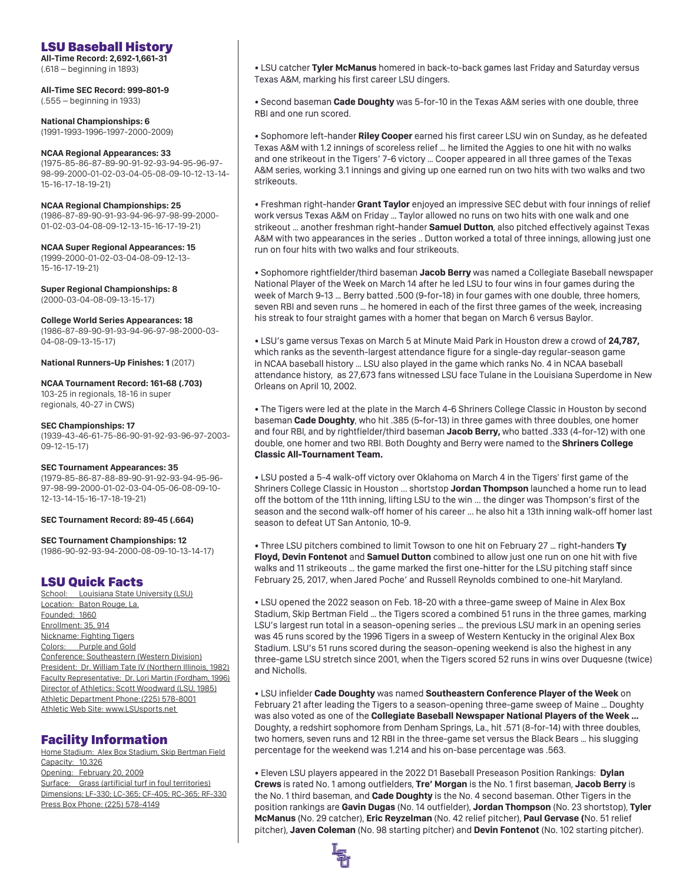## LSU Baseball History

**All-Time Record: 2,692-1,661-31**
(.618 – beginning in 1893)

**All-Time SEC Record: 999-801-9**
(.555 – beginning in 1933)

**National Championships: 6**
(1991-1993-1996-1997-2000-2009)

**NCAA Regional Appearances: 33**
(1975-85-86-87-89-90-91-92-93-94-95-96-97-98-99-2000-01-02-03-04-05-08-09-10-12-13-14-15-16-17-18-19-21)

**NCAA Regional Championships: 25**
(1986-87-89-90-91-93-94-96-97-98-99-2000-01-02-03-04-08-09-12-13-15-16-17-19-21)

**NCAA Super Regional Appearances: 15**
(1999-2000-01-02-03-04-08-09-12-13-15-16-17-19-21)

**Super Regional Championships: 8**
(2000-03-04-08-09-13-15-17)

**College World Series Appearances: 18**
(1986-87-89-90-91-93-94-96-97-98-2000-03-04-08-09-13-15-17)

**National Runners-Up Finishes: 1** (2017)

**NCAA Tournament Record: 161-68 (.703)**
103-25 in regionals, 18-16 in super regionals, 40-27 in CWS)

**SEC Championships: 17**
(1939-43-46-61-75-86-90-91-92-93-96-97-2003-09-12-15-17)

**SEC Tournament Appearances: 35**
(1979-85-86-87-88-89-90-91-92-93-94-95-96-97-98-99-2000-01-02-03-04-05-06-08-09-10-12-13-14-15-16-17-18-19-21)

**SEC Tournament Record: 89-45 (.664)**

**SEC Tournament Championships: 12**
(1986-90-92-93-94-2000-08-09-10-13-14-17)

## LSU Quick Facts

School: Louisiana State University (LSU)
Location: Baton Rouge, La.
Founded: 1860
Enrollment: 35, 914
Nickname: Fighting Tigers
Colors: Purple and Gold
Conference: Southeastern (Western Division)
President: Dr. William Tate IV (Northern Illinois, 1982)
Faculty Representative: Dr. Lori Martin (Fordham, 1996)
Director of Athletics: Scott Woodward (LSU, 1985)
Athletic Department Phone: (225) 578-8001
Athletic Web Site: www.LSUsports.net

## Facility Information

Home Stadium: Alex Box Stadium, Skip Bertman Field
Capacity: 10,326
Opening: February 20, 2009
Surface: Grass (artificial turf in foul territories)
Dimensions: LF-330; LC-365; CF-405; RC-365; RF-330
Press Box Phone: (225) 578-4149

• LSU catcher **Tyler McManus** homered in back-to-back games last Friday and Saturday versus Texas A&M, marking his first career LSU dingers.

• Second baseman **Cade Doughty** was 5-for-10 in the Texas A&M series with one double, three RBI and one run scored.

• Sophomore left-hander **Riley Cooper** earned his first career LSU win on Sunday, as he defeated Texas A&M with 1.2 innings of scoreless relief … he limited the Aggies to one hit with no walks and one strikeout in the Tigers' 7-6 victory … Cooper appeared in all three games of the Texas A&M series, working 3.1 innings and giving up one earned run on two hits with two walks and two strikeouts.

• Freshman right-hander **Grant Taylor** enjoyed an impressive SEC debut with four innings of relief work versus Texas A&M on Friday … Taylor allowed no runs on two hits with one walk and one strikeout … another freshman right-hander **Samuel Dutton**, also pitched effectively against Texas A&M with two appearances in the series .. Dutton worked a total of three innings, allowing just one run on four hits with two walks and four strikeouts.

• Sophomore rightfielder/third baseman **Jacob Berry** was named a Collegiate Baseball newspaper National Player of the Week on March 14 after he led LSU to four wins in four games during the week of March 9-13 … Berry batted .500 (9-for-18) in four games with one double, three homers, seven RBI and seven runs … he homered in each of the first three games of the week, increasing his streak to four straight games with a homer that began on March 6 versus Baylor.

• LSU's game versus Texas on March 5 at Minute Maid Park in Houston drew a crowd of **24,787,** which ranks as the seventh-largest attendance figure for a single-day regular-season game in NCAA baseball history … LSU also played in the game which ranks No. 4 in NCAA baseball attendance history, as 27,673 fans witnessed LSU face Tulane in the Louisiana Superdome in New Orleans on April 10, 2002.

• The Tigers were led at the plate in the March 4-6 Shriners College Classic in Houston by second baseman **Cade Doughty**, who hit .385 (5-for-13) in three games with three doubles, one homer and four RBI, and by rightfielder/third baseman **Jacob Berry,** who batted .333 (4-for-12) with one double, one homer and two RBI. Both Doughty and Berry were named to the **Shriners College Classic All-Tournament Team.**

• LSU posted a 5-4 walk-off victory over Oklahoma on March 4 in the Tigers' first game of the Shriners College Classic in Houston … shortstop **Jordan Thompson** launched a home run to lead off the bottom of the 11th inning, lifting LSU to the win … the dinger was Thompson's first of the season and the second walk-off homer of his career … he also hit a 13th inning walk-off homer last season to defeat UT San Antonio, 10-9.

• Three LSU pitchers combined to limit Towson to one hit on February 27 … right-handers **Ty Floyd, Devin Fontenot** and **Samuel Dutton** combined to allow just one run on one hit with five walks and 11 strikeouts … the game marked the first one-hitter for the LSU pitching staff since February 25, 2017, when Jared Poche' and Russell Reynolds combined to one-hit Maryland.

• LSU opened the 2022 season on Feb. 18-20 with a three-game sweep of Maine in Alex Box Stadium, Skip Bertman Field … the Tigers scored a combined 51 runs in the three games, marking LSU's largest run total in a season-opening series … the previous LSU mark in an opening series was 45 runs scored by the 1996 Tigers in a sweep of Western Kentucky in the original Alex Box Stadium. LSU's 51 runs scored during the season-opening weekend is also the highest in any three-game LSU stretch since 2001, when the Tigers scored 52 runs in wins over Duquesne (twice) and Nicholls.

• LSU infielder **Cade Doughty** was named **Southeastern Conference Player of the Week** on February 21 after leading the Tigers to a season-opening three-game sweep of Maine … Doughty was also voted as one of the **Collegiate Baseball Newspaper National Players of the Week …** Doughty, a redshirt sophomore from Denham Springs, La., hit .571 (8-for-14) with three doubles, two homers, seven runs and 12 RBI in the three-game set versus the Black Bears … his slugging percentage for the weekend was 1.214 and his on-base percentage was .563.

• Eleven LSU players appeared in the 2022 D1 Baseball Preseason Position Rankings: **Dylan Crews** is rated No. 1 among outfielders, **Tre' Morgan** is the No. 1 first baseman, **Jacob Berry** is the No. 1 third baseman, and **Cade Doughty** is the No. 4 second baseman. Other Tigers in the position rankings are **Gavin Dugas** (No. 14 outfielder), **Jordan Thompson** (No. 23 shortstop), **Tyler McManus** (No. 29 catcher), **Eric Reyzelman** (No. 42 relief pitcher), **Paul Gervase (**No. 51 relief pitcher), **Javen Coleman** (No. 98 starting pitcher) and **Devin Fontenot** (No. 102 starting pitcher).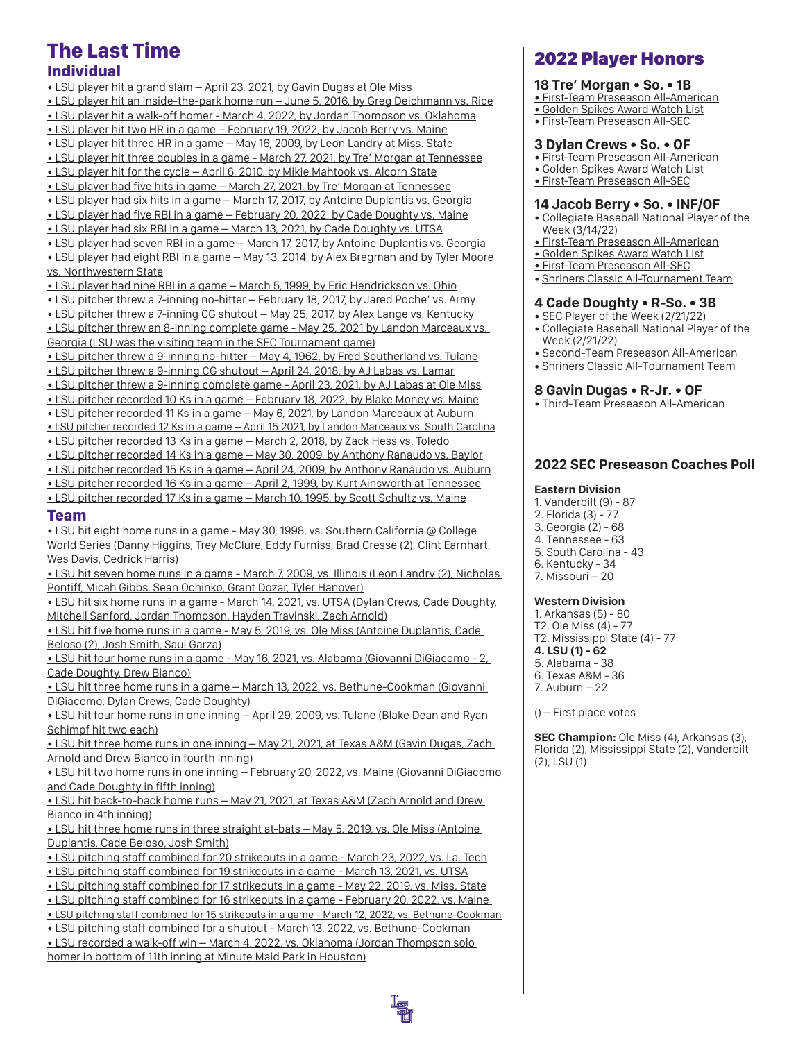# The Last Time

## Individual

- LSU player hit a grand slam – April 23, 2021, by Gavin Dugas at Ole Miss
- LSU player hit an inside-the-park home run – June 5, 2016, by Greg Deichmann vs. Rice
- LSU player hit a walk-off homer - March 4, 2022, by Jordan Thompson vs. Oklahoma
- LSU player hit two HR in a game – February 19, 2022, by Jacob Berry vs. Maine
- LSU player hit three HR in a game – May 16, 2009, by Leon Landry at Miss. State
- LSU player hit three doubles in a game – March 27, 2021, by Tre' Morgan at Tennessee
- LSU player hit for the cycle – April 6, 2010, by Mikie Mahtook vs. Alcorn State
- LSU player had five hits in game – March 27, 2021, by Tre' Morgan at Tennessee
- LSU player had six hits in a game – March 17, 2017, by Antoine Duplantis vs. Georgia
- LSU player had five RBI in a game – February 20, 2022, by Cade Doughty vs. Maine
- LSU player had six RBI in a game – March 13, 2021, by Cade Doughty vs. UTSA
- LSU player had seven RBI in a game – March 17, 2017, by Antoine Duplantis vs. Georgia
- LSU player had eight RBI in a game – May 13, 2014, by Alex Bregman and by Tyler Moore vs. Northwestern State
- LSU player had nine RBI in a game – March 5, 1999, by Eric Hendrickson vs. Ohio
- LSU pitcher threw a 7-inning no-hitter – February 18, 2017, by Jared Poche' vs. Army
- LSU pitcher threw a 7-inning CG shutout – May 25, 2017, by Alex Lange vs. Kentucky
- LSU pitcher threw an 8-inning complete game - May 25, 2021 by Landon Marceaux vs. Georgia (LSU was the visiting team in the SEC Tournament game)
- LSU pitcher threw a 9-inning no-hitter – May 4, 1962, by Fred Southerland vs. Tulane
- LSU pitcher threw a 9-inning CG shutout – April 24, 2018, by AJ Labas vs. Lamar
- LSU pitcher threw a 9-inning complete game - April 23, 2021, by AJ Labas at Ole Miss
- LSU pitcher recorded 10 Ks in a game – February 18, 2022, by Blake Money vs. Maine
- LSU pitcher recorded 11 Ks in a game – May 6, 2021, by Landon Marceaux at Auburn
- LSU pitcher recorded 12 Ks in a game – April 15 2021, by Landon Marceaux vs. South Carolina
- LSU pitcher recorded 13 Ks in a game – March 2, 2018, by Zack Hess vs. Toledo
- LSU pitcher recorded 14 Ks in a game – May 30, 2009, by Anthony Ranaudo vs. Baylor
- LSU pitcher recorded 15 Ks in a game – April 24, 2009, by Anthony Ranaudo vs. Auburn
- LSU pitcher recorded 16 Ks in a game – April 2, 1999, by Kurt Ainsworth at Tennessee
- LSU pitcher recorded 17 Ks in a game – March 10, 1995, by Scott Schultz vs. Maine

## Team

- LSU hit eight home runs in a game - May 30, 1998, vs. Southern California @ College World Series (Danny Higgins, Trey McClure, Eddy Furniss, Brad Cresse (2), Clint Earnhart, Wes Davis, Cedrick Harris)
- LSU hit seven home runs in a game - March 7, 2009, vs. Illinois (Leon Landry (2), Nicholas Pontiff, Micah Gibbs, Sean Ochinko, Grant Dozar, Tyler Hanover)
- LSU hit six home runs in a game - March 14, 2021, vs. UTSA (Dylan Crews, Cade Doughty, Mitchell Sanford, Jordan Thompson, Hayden Travinski, Zach Arnold)
- LSU hit five home runs in a game - May 5, 2019, vs. Ole Miss (Antoine Duplantis, Cade Beloso (2), Josh Smith, Saul Garza)
- LSU hit four home runs in a game - May 16, 2021, vs. Alabama (Giovanni DiGiacomo - 2, Cade Doughty, Drew Bianco)
- LSU hit three home runs in a game – March 13, 2022, vs. Bethune-Cookman (Giovanni DiGiacomo, Dylan Crews, Cade Doughty)
- LSU hit four home runs in one inning – April 29, 2009, vs. Tulane (Blake Dean and Ryan Schimpf hit two each)
- LSU hit three home runs in one inning – May 21, 2021, at Texas A&M (Gavin Dugas, Zach Arnold and Drew Bianco in fourth inning)
- LSU hit two home runs in one inning – February 20, 2022, vs. Maine (Giovanni DiGiacomo and Cade Doughty in fifth inning)
- LSU hit back-to-back home runs – May 21, 2021, at Texas A&M (Zach Arnold and Drew Bianco in 4th inning)
- LSU hit three home runs in three straight at-bats – May 5, 2019, vs. Ole Miss (Antoine Duplantis, Cade Beloso, Josh Smith)
- LSU pitching staff combined for 20 strikeouts in a game - March 23, 2022, vs. La. Tech
- LSU pitching staff combined for 19 strikeouts in a game - March 13, 2021, vs. UTSA
- LSU pitching staff combined for 17 strikeouts in a game - May 22, 2019, vs. Miss. State
- LSU pitching staff combined for 16 strikeouts in a game - February 20, 2022, vs. Maine
- LSU pitching staff combined for 15 strikeouts in a game - March 12, 2022, vs. Bethune-Cookman
- LSU pitching staff combined for a shutout - March 13, 2022, vs. Bethune-Cookman
- LSU recorded a walk-off win – March 4, 2022, vs. Oklahoma (Jordan Thompson solo homer in bottom of 11th inning at Minute Maid Park in Houston)

# 2022 Player Honors

### 18 Tre' Morgan • So. • 1B
- First-Team Preseason All-American
- Golden Spikes Award Watch List
- First-Team Preseason All-SEC

### 3 Dylan Crews • So. • OF
- First-Team Preseason All-American
- Golden Spikes Award Watch List
- First-Team Preseason All-SEC

### 14 Jacob Berry • So. • INF/OF
- Collegiate Baseball National Player of the Week (3/14/22)
- First-Team Preseason All-American
- Golden Spikes Award Watch List
- First-Team Preseason All-SEC
- Shriners Classic All-Tournament Team

### 4 Cade Doughty • R-So. • 3B
- SEC Player of the Week (2/21/22)
- Collegiate Baseball National Player of the Week (2/21/22)
- Second-Team Preseason All-American
- Shriners Classic All-Tournament Team

### 8 Gavin Dugas • R-Jr. • OF
- Third-Team Preseason All-American

## 2022 SEC Preseason Coaches Poll

**Eastern Division**
1. Vanderbilt (9) - 87
2. Florida (3) - 77
3. Georgia (2) - 68
4. Tennessee - 63
5. South Carolina - 43
6. Kentucky - 34
7. Missouri – 20

**Western Division**
1. Arkansas (5) - 80
T2. Ole Miss (4) - 77
T2. Mississippi State (4) - 77
**4. LSU (1) - 62**
5. Alabama - 38
6. Texas A&M - 36
7. Auburn – 22

() – First place votes

**SEC Champion:** Ole Miss (4), Arkansas (3), Florida (2), Mississippi State (2), Vanderbilt (2), LSU (1)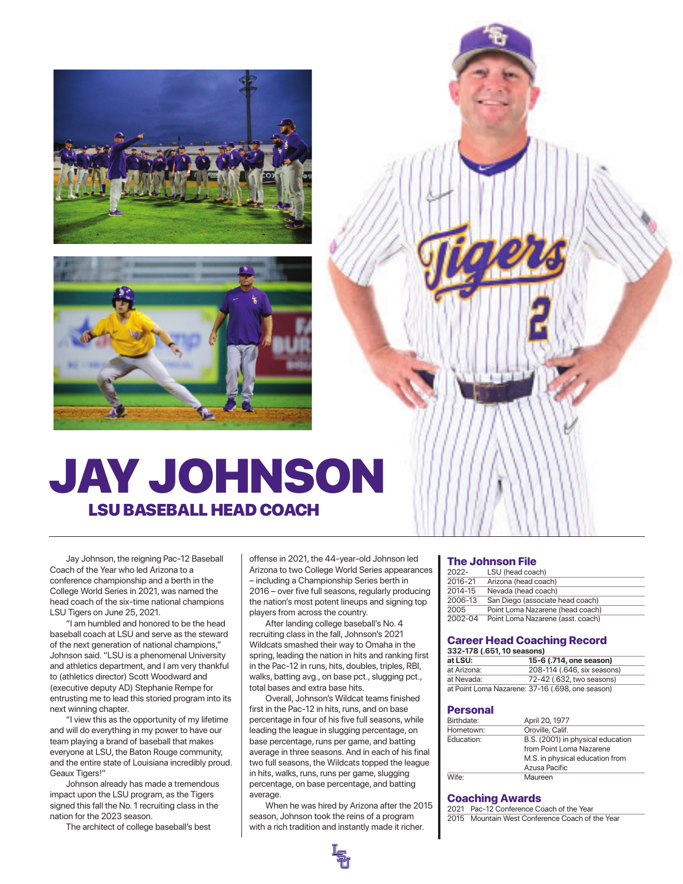# JAY JOHNSON

## LSU BASEBALL HEAD COACH

Jay Johnson, the reigning Pac-12 Baseball Coach of the Year who led Arizona to a conference championship and a berth in the College World Series in 2021, was named the head coach of the six-time national champions LSU Tigers on June 25, 2021.

"I am humbled and honored to be the head baseball coach at LSU and serve as the steward of the next generation of national champions," Johnson said. "LSU is a phenomenal University and athletics department, and I am very thankful to (athletics director) Scott Woodward and (executive deputy AD) Stephanie Rempe for entrusting me to lead this storied program into its next winning chapter.

"I view this as the opportunity of my lifetime and will do everything in my power to have our team playing a brand of baseball that makes everyone at LSU, the Baton Rouge community, and the entire state of Louisiana incredibly proud. Geaux Tigers!"

Johnson already has made a tremendous impact upon the LSU program, as the Tigers signed this fall the No. 1 recruiting class in the nation for the 2023 season.

The architect of college baseball's best offense in 2021, the 44-year-old Johnson led Arizona to two College World Series appearances – including a Championship Series berth in 2016 – over five full seasons, regularly producing the nation's most potent lineups and signing top players from across the country.

After landing college baseball's No. 4 recruiting class in the fall, Johnson's 2021 Wildcats smashed their way to Omaha in the spring, leading the nation in hits and ranking first in the Pac-12 in runs, hits, doubles, triples, RBI, walks, batting avg., on base pct., slugging pct., total bases and extra base hits.

Overall, Johnson's Wildcat teams finished first in the Pac-12 in hits, runs, and on base percentage in four of his five full seasons, while leading the league in slugging percentage, on base percentage, runs per game, and batting average in three seasons. And in each of his final two full seasons, the Wildcats topped the league in hits, walks, runs, runs per game, slugging percentage, on base percentage, and batting average.

When he was hired by Arizona after the 2015 season, Johnson took the reins of a program with a rich tradition and instantly made it richer.

### The Johnson File

| | |
|---|---|
| 2022- | LSU (head coach) |
| 2016-21 | Arizona (head coach) |
| 2014-15 | Nevada (head coach) |
| 2006-13 | San Diego (associate head coach) |
| 2005 | Point Loma Nazarene (head coach) |
| 2002-04 | Point Loma Nazarene (asst. coach) |

### Career Head Coaching Record

**332-178 (.651, 10 seasons)**

| | |
|---|---|
| **at LSU:** | **15-6 (.714, one season)** |
| at Arizona: | 208-114 (.646, six seasons) |
| at Nevada: | 72-42 (.632, two seasons) |
| at Point Loma Nazarene: 37-16 (.698, one season) | |

### Personal

| | |
|---|---|
| Birthdate: | April 20, 1977 |
| Hometown: | Oroville, Calif. |
| Education: | B.S. (2001) in physical education from Point Loma Nazarene<br>M.S. in physical education from Azusa Pacific |
| Wife: | Maureen |

### Coaching Awards

| | |
|---|---|
| 2021 | Pac-12 Conference Coach of the Year |
| 2015 | Mountain West Conference Coach of the Year |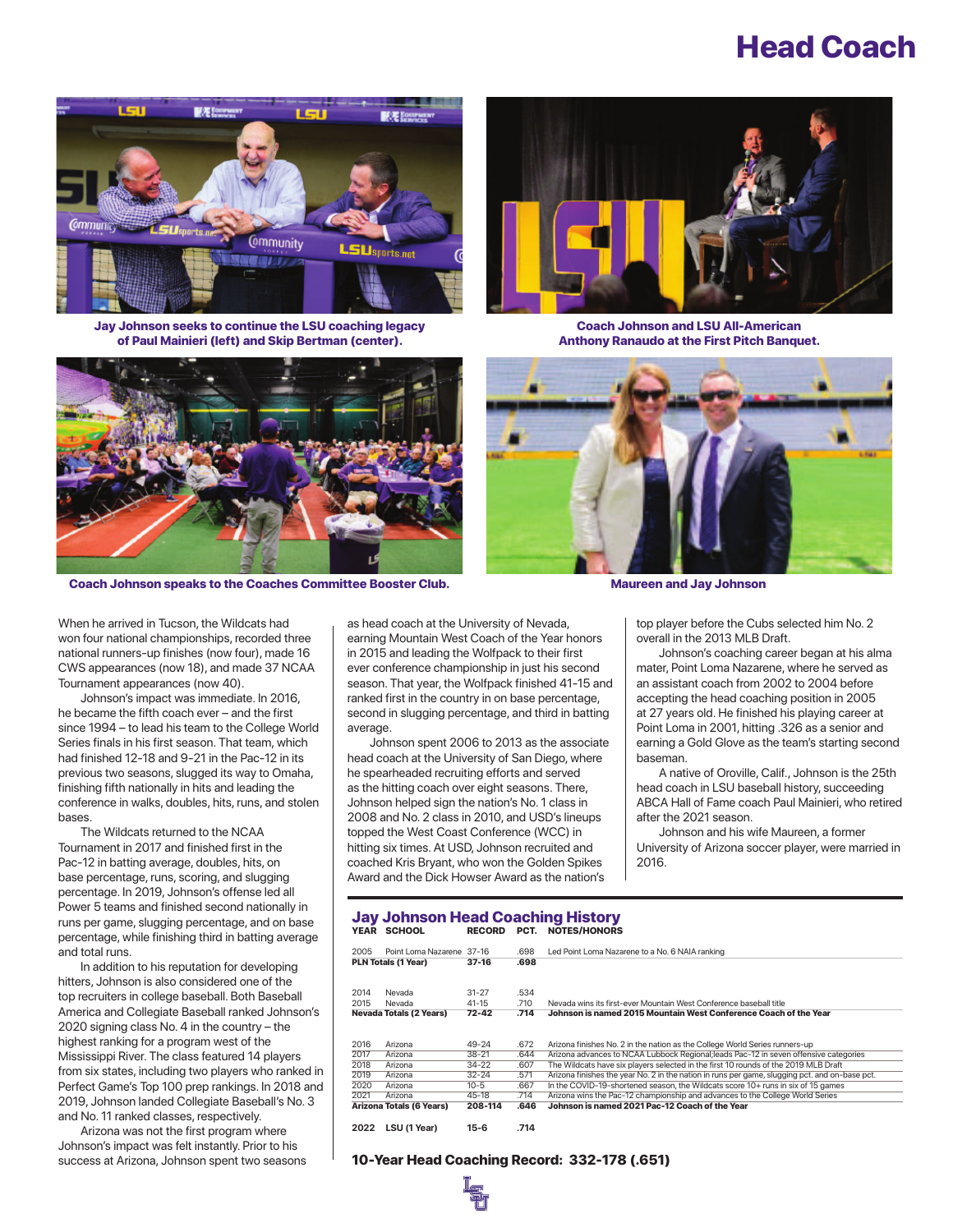# Head Coach

Jay Johnson seeks to continue the LSU coaching legacy of Paul Mainieri (left) and Skip Bertman (center).

Coach Johnson and LSU All-American Anthony Ranaudo at the First Pitch Banquet.

Coach Johnson speaks to the Coaches Committee Booster Club.

Maureen and Jay Johnson

When he arrived in Tucson, the Wildcats had won four national championships, recorded three national runners-up finishes (now four), made 16 CWS appearances (now 18), and made 37 NCAA Tournament appearances (now 40).

Johnson's impact was immediate. In 2016, he became the fifth coach ever – and the first since 1994 – to lead his team to the College World Series finals in his first season. That team, which had finished 12-18 and 9-21 in the Pac-12 in its previous two seasons, slugged its way to Omaha, finishing fifth nationally in hits and leading the conference in walks, doubles, hits, runs, and stolen bases.

The Wildcats returned to the NCAA Tournament in 2017 and finished first in the Pac-12 in batting average, doubles, hits, on base percentage, runs, scoring, and slugging percentage. In 2019, Johnson's offense led all Power 5 teams and finished second nationally in runs per game, slugging percentage, and on base percentage, while finishing third in batting average and total runs.

In addition to his reputation for developing hitters, Johnson is also considered one of the top recruiters in college baseball. Both Baseball America and Collegiate Baseball ranked Johnson's 2020 signing class No. 4 in the country – the highest ranking for a program west of the Mississippi River. The class featured 14 players from six states, including two players who ranked in Perfect Game's Top 100 prep rankings. In 2018 and 2019, Johnson landed Collegiate Baseball's No. 3 and No. 11 ranked classes, respectively.

Arizona was not the first program where Johnson's impact was felt instantly. Prior to his success at Arizona, Johnson spent two seasons as head coach at the University of Nevada, earning Mountain West Coach of the Year honors in 2015 and leading the Wolfpack to their first ever conference championship in just his second season. That year, the Wolfpack finished 41-15 and ranked first in the country in on base percentage, second in slugging percentage, and third in batting average.

Johnson spent 2006 to 2013 as the associate head coach at the University of San Diego, where he spearheaded recruiting efforts and served as the hitting coach over eight seasons. There, Johnson helped sign the nation's No. 1 class in 2008 and No. 2 class in 2010, and USD's lineups topped the West Coast Conference (WCC) in hitting six times. At USD, Johnson recruited and coached Kris Bryant, who won the Golden Spikes Award and the Dick Howser Award as the nation's top player before the Cubs selected him No. 2 overall in the 2013 MLB Draft.

Johnson's coaching career began at his alma mater, Point Loma Nazarene, where he served as an assistant coach from 2002 to 2004 before accepting the head coaching position in 2005 at 27 years old. He finished his playing career at Point Loma in 2001, hitting .326 as a senior and earning a Gold Glove as the team's starting second baseman.

A native of Oroville, Calif., Johnson is the 25th head coach in LSU baseball history, succeeding ABCA Hall of Fame coach Paul Mainieri, who retired after the 2021 season.

Johnson and his wife Maureen, a former University of Arizona soccer player, were married in 2016.

## Jay Johnson Head Coaching History

| YEAR | SCHOOL | RECORD | PCT. | NOTES/HONORS |
|---|---|---|---|---|
| 2005 | Point Loma Nazarene | 37-16 | .698 | Led Point Loma Nazarene to a No. 6 NAIA ranking |
| **PLN Totals (1 Year)** | | **37-16** | **.698** | |
| 2014 | Nevada | 31-27 | .534 | |
| 2015 | Nevada | 41-15 | .710 | Nevada wins its first-ever Mountain West Conference baseball title |
| **Nevada Totals (2 Years)** | | **72-42** | **.714** | **Johnson is named 2015 Mountain West Conference Coach of the Year** |
| 2016 | Arizona | 49-24 | .672 | Arizona finishes No. 2 in the nation as the College World Series runners-up |
| 2017 | Arizona | 38-21 | .644 | Arizona advances to NCAA Lubbock Regional;leads Pac-12 in seven offensive categories |
| 2018 | Arizona | 34-22 | .607 | The Wildcats have six players selected in the first 10 rounds of the 2019 MLB Draft |
| 2019 | Arizona | 32-24 | .571 | Arizona finishes the year No. 2 in the nation in runs per game, slugging pct. and on-base pct. |
| 2020 | Arizona | 10-5 | .667 | In the COVID-19-shortened season, the Wildcats score 10+ runs in six of 15 games |
| 2021 | Arizona | 45-18 | .714 | Arizona wins the Pac-12 championship and advances to the College World Series |
| **Arizona Totals (6 Years)** | | **208-114** | **.646** | **Johnson is named 2021 Pac-12 Coach of the Year** |
| **2022** | **LSU (1 Year)** | **15-6** | **.714** | |

**10-Year Head Coaching Record: 332-178 (.651)**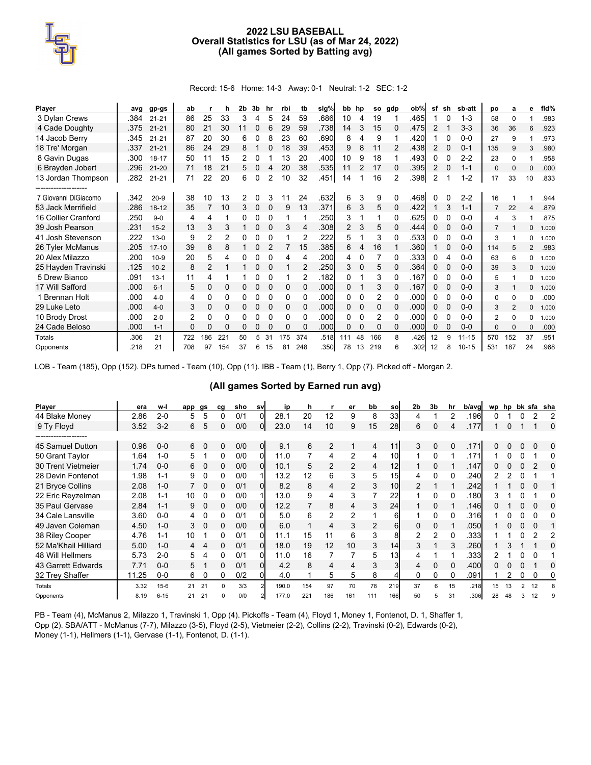# 2022 LSU BASEBALL
## Overall Statistics for LSU (as of Mar 24, 2022)
## (All games Sorted by Batting avg)

Record: 15-6 Home: 14-3 Away: 0-1 Neutral: 1-2 SEC: 1-2

| Player | avg | gp-gs | ab | r | h | 2b | 3b | hr | rbi | tb | slg% | bb | hp | so | gdp | ob% | sf | sh | sb-att | po | a | e | fld% |
|---|---|---|---|---|---|---|---|---|---|---|---|---|---|---|---|---|---|---|---|---|---|---|---|
| 3 Dylan Crews | .384 | 21-21 | 86 | 25 | 33 | 3 | 4 | 5 | 24 | 59 | .686 | 10 | 4 | 19 | 1 | .465 | 1 | 0 | 1-3 | 58 | 0 | 1 | .983 |
| 4 Cade Doughty | .375 | 21-21 | 80 | 21 | 30 | 11 | 0 | 6 | 29 | 59 | .738 | 14 | 3 | 15 | 0 | .475 | 2 | 1 | 3-3 | 36 | 36 | 6 | .923 |
| 14 Jacob Berry | .345 | 21-21 | 87 | 20 | 30 | 6 | 0 | 8 | 23 | 60 | .690 | 8 | 4 | 9 | 1 | .420 | 1 | 0 | 0-0 | 27 | 9 | 1 | .973 |
| 18 Tre' Morgan | .337 | 21-21 | 86 | 24 | 29 | 8 | 1 | 0 | 18 | 39 | .453 | 9 | 8 | 11 | 2 | .438 | 2 | 0 | 0-1 | 135 | 9 | 3 | .980 |
| 8 Gavin Dugas | .300 | 18-17 | 50 | 11 | 15 | 2 | 0 | 1 | 13 | 20 | .400 | 10 | 9 | 18 | 1 | .493 | 0 | 0 | 2-2 | 23 | 0 | 1 | .958 |
| 6 Brayden Jobert | .296 | 21-20 | 71 | 18 | 21 | 5 | 0 | 4 | 20 | 38 | .535 | 11 | 2 | 17 | 0 | .395 | 2 | 0 | 1-1 | 0 | 0 | 0 | .000 |
| 13 Jordan Thompson | .282 | 21-21 | 71 | 22 | 20 | 6 | 0 | 2 | 10 | 32 | .451 | 14 | 1 | 16 | 2 | .398 | 2 | 1 | 1-2 | 17 | 33 | 10 | .833 |
| -------------------- | | | | | | | | | | | | | | | | | | | | | | | |
| 7 Giovanni DiGiacomo | .342 | 20-9 | 38 | 10 | 13 | 2 | 0 | 3 | 11 | 24 | .632 | 6 | 3 | 9 | 0 | .468 | 0 | 0 | 2-2 | 16 | 1 | 1 | .944 |
| 53 Jack Merrifield | .286 | 18-12 | 35 | 7 | 10 | 3 | 0 | 0 | 9 | 13 | .371 | 6 | 3 | 5 | 0 | .422 | 1 | 3 | 1-1 | 7 | 22 | 4 | .879 |
| 16 Collier Cranford | .250 | 9-0 | 4 | 4 | 1 | 0 | 0 | 0 | 1 | 1 | .250 | 3 | 1 | 1 | 0 | .625 | 0 | 0 | 0-0 | 4 | 3 | 1 | .875 |
| 39 Josh Pearson | .231 | 15-2 | 13 | 3 | 3 | 1 | 0 | 0 | 3 | 4 | .308 | 2 | 3 | 5 | 0 | .444 | 0 | 0 | 0-0 | 7 | 1 | 0 | 1.000 |
| 41 Josh Stevenson | .222 | 13-0 | 9 | 2 | 2 | 0 | 0 | 0 | 1 | 2 | .222 | 5 | 1 | 3 | 0 | .533 | 0 | 0 | 0-0 | 3 | 1 | 0 | 1.000 |
| 26 Tyler McManus | .205 | 17-10 | 39 | 8 | 8 | 1 | 0 | 2 | 7 | 15 | .385 | 6 | 4 | 16 | 1 | .360 | 1 | 0 | 0-0 | 114 | 5 | 2 | .983 |
| 20 Alex Milazzo | .200 | 10-9 | 20 | 5 | 4 | 0 | 0 | 0 | 4 | 4 | .200 | 4 | 0 | 7 | 0 | .333 | 0 | 4 | 0-0 | 63 | 6 | 0 | 1.000 |
| 25 Hayden Travinski | .125 | 10-2 | 8 | 2 | 1 | 1 | 0 | 0 | 1 | 2 | .250 | 3 | 0 | 5 | 0 | .364 | 0 | 0 | 0-0 | 39 | 3 | 0 | 1.000 |
| 5 Drew Bianco | .091 | 13-1 | 11 | 4 | 1 | 1 | 0 | 0 | 1 | 2 | .182 | 0 | 1 | 3 | 0 | .167 | 0 | 0 | 0-0 | 5 | 1 | 0 | 1.000 |
| 17 Will Safford | .000 | 6-1 | 5 | 0 | 0 | 0 | 0 | 0 | 0 | 0 | .000 | 0 | 1 | 3 | 0 | .167 | 0 | 0 | 0-0 | 3 | 1 | 0 | 1.000 |
| 1 Brennan Holt | .000 | 4-0 | 4 | 0 | 0 | 0 | 0 | 0 | 0 | 0 | .000 | 0 | 0 | 2 | 0 | .000 | 0 | 0 | 0-0 | 0 | 0 | 0 | .000 |
| 29 Luke Leto | .000 | 4-0 | 3 | 0 | 0 | 0 | 0 | 0 | 0 | 0 | .000 | 0 | 0 | 0 | 0 | .000 | 0 | 0 | 0-0 | 3 | 2 | 0 | 1.000 |
| 10 Brody Drost | .000 | 2-0 | 2 | 0 | 0 | 0 | 0 | 0 | 0 | 0 | .000 | 0 | 0 | 2 | 0 | .000 | 0 | 0 | 0-0 | 2 | 0 | 0 | 1.000 |
| 24 Cade Beloso | .000 | 1-1 | 0 | 0 | 0 | 0 | 0 | 0 | 0 | 0 | .000 | 0 | 0 | 0 | 0 | .000 | 0 | 0 | 0-0 | 0 | 0 | 0 | .000 |
| Totals | .306 | 21 | 722 | 186 | 221 | 50 | 5 | 31 | 175 | 374 | .518 | 111 | 48 | 166 | 8 | .426 | 12 | 9 | 11-15 | 570 | 152 | 37 | .951 |
| Opponents | .218 | 21 | 708 | 97 | 154 | 37 | 6 | 15 | 81 | 248 | .350 | 78 | 13 | 219 | 6 | .302 | 12 | 8 | 10-15 | 531 | 187 | 24 | .968 |

LOB - Team (185), Opp (152). DPs turned - Team (10), Opp (11). IBB - Team (1), Berry 1, Opp (7). Picked off - Morgan 2.

## (All games Sorted by Earned run avg)

| Player | era | w-l | app | gs | cg | sho | sv | ip | h | r | er | bb | so | 2b | 3b | hr | b/avg | wp | hp | bk | sfa | sha |
|---|---|---|---|---|---|---|---|---|---|---|---|---|---|---|---|---|---|---|---|---|---|---|
| 44 Blake Money | 2.86 | 2-0 | 5 | 5 | 0 | 0/1 | 0 | 28.1 | 20 | 12 | 9 | 8 | 33 | 4 | 1 | 2 | .196 | 0 | 1 | 0 | 2 | 2 |
| 9 Ty Floyd | 3.52 | 3-2 | 6 | 5 | 0 | 0/0 | 0 | 23.0 | 14 | 10 | 9 | 15 | 28 | 6 | 0 | 4 | .177 | 1 | 0 | 1 | 1 | 0 |
| -------------------- | | | | | | | | | | | | | | | | | | | | | | |
| 45 Samuel Dutton | 0.96 | 0-0 | 6 | 0 | 0 | 0/0 | 0 | 9.1 | 6 | 2 | 1 | 4 | 11 | 3 | 0 | 0 | .171 | 0 | 0 | 1 | 0 | 0 |
| 50 Grant Taylor | 1.64 | 1-0 | 5 | 1 | 0 | 0/0 | 0 | 11.0 | 7 | 4 | 2 | 4 | 10 | 1 | 0 | 1 | .171 | 1 | 0 | 0 | 1 | 0 |
| 30 Trent Vietmeier | 1.74 | 0-0 | 6 | 0 | 0 | 0/0 | 0 | 10.1 | 5 | 2 | 2 | 4 | 12 | 1 | 0 | 1 | .147 | 0 | 0 | 0 | 2 | 0 |
| 28 Devin Fontenot | 1.98 | 1-1 | 9 | 0 | 0 | 0/0 | 1 | 13.2 | 12 | 6 | 3 | 5 | 15 | 4 | 0 | 0 | .240 | 2 | 2 | 0 | 1 | 1 |
| 21 Bryce Collins | 2.08 | 1-0 | 7 | 0 | 0 | 0/1 | 0 | 8.2 | 8 | 4 | 2 | 3 | 10 | 2 | 1 | 1 | .242 | 1 | 1 | 0 | 0 | 1 |
| 22 Eric Reyzelman | 2.08 | 1-1 | 10 | 0 | 0 | 0/0 | 1 | 13.0 | 9 | 4 | 3 | 7 | 22 | 1 | 0 | 0 | .180 | 3 | 1 | 0 | 1 | 0 |
| 35 Paul Gervase | 2.84 | 1-1 | 9 | 0 | 0 | 0/0 | 0 | 12.2 | 7 | 8 | 4 | 3 | 24 | 1 | 0 | 1 | .146 | 0 | 1 | 0 | 0 | 0 |
| 34 Cale Lansville | 3.60 | 0-0 | 4 | 0 | 0 | 0/1 | 0 | 5.0 | 6 | 2 | 2 | 1 | 6 | 1 | 0 | 0 | .316 | 1 | 0 | 0 | 0 | 0 |
| 49 Javen Coleman | 4.50 | 1-0 | 3 | 0 | 0 | 0/0 | 0 | 6.0 | 1 | 4 | 3 | 2 | 6 | 0 | 0 | 1 | .050 | 1 | 0 | 0 | 0 | 1 |
| 38 Riley Cooper | 4.76 | 1-1 | 10 | 1 | 0 | 0/1 | 0 | 11.1 | 15 | 11 | 6 | 3 | 8 | 2 | 2 | 0 | .333 | 1 | 1 | 0 | 2 | 2 |
| 52 Ma'Khail Hilliard | 5.00 | 1-0 | 4 | 4 | 0 | 0/1 | 0 | 18.0 | 19 | 12 | 10 | 3 | 14 | 3 | 1 | 3 | .260 | 1 | 3 | 1 | 1 | 0 |
| 48 Will Hellmers | 5.73 | 2-0 | 5 | 4 | 0 | 0/1 | 0 | 11.0 | 16 | 7 | 7 | 5 | 13 | 4 | 1 | 1 | .333 | 2 | 1 | 0 | 0 | 1 |
| 43 Garrett Edwards | 7.71 | 0-0 | 5 | 1 | 0 | 0/1 | 0 | 4.2 | 8 | 4 | 4 | 3 | 3 | 4 | 0 | 0 | .400 | 0 | 0 | 0 | 1 | 0 |
| 32 Trey Shaffer | 11.25 | 0-0 | 6 | 0 | 0 | 0/2 | 0 | 4.0 | 1 | 5 | 5 | 8 | 4 | 0 | 0 | 0 | .091 | 1 | 2 | 0 | 0 | 0 |
| Totals | 3.32 | 15-6 | 21 | 21 | 0 | 3/3 | 2 | 190.0 | 154 | 97 | 70 | 78 | 219 | 37 | 6 | 15 | .218 | 15 | 13 | 2 | 12 | 8 |
| Opponents | 8.19 | 6-15 | 21 | 21 | 0 | 0/0 | 2 | 177.0 | 221 | 186 | 161 | 111 | 166 | 50 | 5 | 31 | .306 | 28 | 48 | 3 | 12 | 9 |

PB - Team (4), McManus 2, Milazzo 1, Travinski 1, Opp (4). Pickoffs - Team (4), Floyd 1, Money 1, Fontenot, D. 1, Shaffer 1, Opp (2). SBA/ATT - McManus (7-7), Milazzo (3-5), Floyd (2-5), Vietmeier (2-2), Collins (2-2), Travinski (0-2), Edwards (0-2), Money (1-1), Hellmers (1-1), Gervase (1-1), Fontenot, D. (1-1).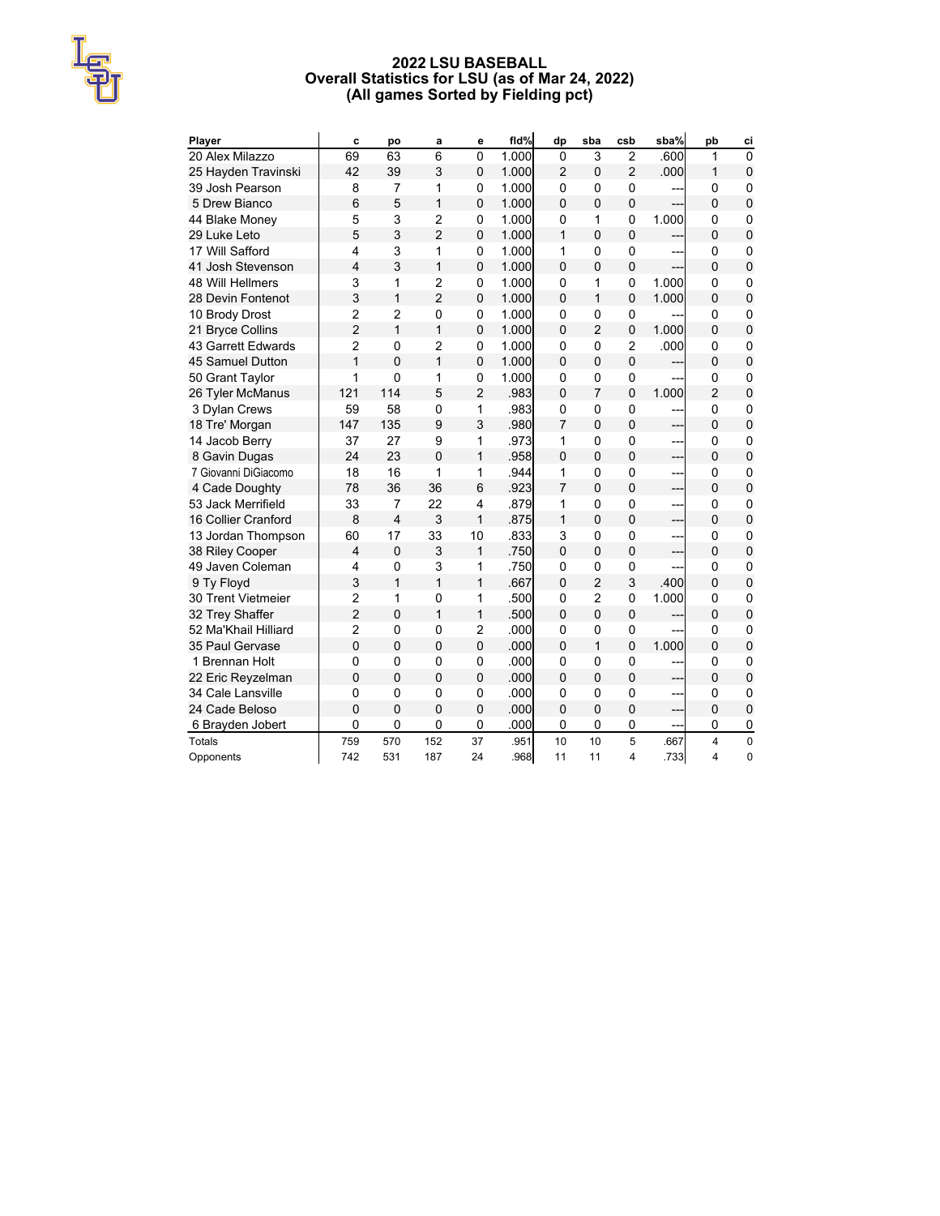# 2022 LSU BASEBALL
## Overall Statistics for LSU (as of Mar 24, 2022)
## (All games Sorted by Fielding pct)

| Player | c | po | a | e | fld% | dp | sba | csb | sba% | pb | ci |
|---|---|---|---|---|---|---|---|---|---|---|---|
| 20 Alex Milazzo | 69 | 63 | 6 | 0 | 1.000 | 0 | 3 | 2 | .600 | 1 | 0 |
| 25 Hayden Travinski | 42 | 39 | 3 | 0 | 1.000 | 2 | 0 | 2 | .000 | 1 | 0 |
| 39 Josh Pearson | 8 | 7 | 1 | 0 | 1.000 | 0 | 0 | 0 | --- | 0 | 0 |
| 5 Drew Bianco | 6 | 5 | 1 | 0 | 1.000 | 0 | 0 | 0 | --- | 0 | 0 |
| 44 Blake Money | 5 | 3 | 2 | 0 | 1.000 | 0 | 1 | 0 | 1.000 | 0 | 0 |
| 29 Luke Leto | 5 | 3 | 2 | 0 | 1.000 | 1 | 0 | 0 | --- | 0 | 0 |
| 17 Will Safford | 4 | 3 | 1 | 0 | 1.000 | 1 | 0 | 0 | --- | 0 | 0 |
| 41 Josh Stevenson | 4 | 3 | 1 | 0 | 1.000 | 0 | 0 | 0 | --- | 0 | 0 |
| 48 Will Hellmers | 3 | 1 | 2 | 0 | 1.000 | 0 | 1 | 0 | 1.000 | 0 | 0 |
| 28 Devin Fontenot | 3 | 1 | 2 | 0 | 1.000 | 0 | 1 | 0 | 1.000 | 0 | 0 |
| 10 Brody Drost | 2 | 2 | 0 | 0 | 1.000 | 0 | 0 | 0 | --- | 0 | 0 |
| 21 Bryce Collins | 2 | 1 | 1 | 0 | 1.000 | 0 | 2 | 0 | 1.000 | 0 | 0 |
| 43 Garrett Edwards | 2 | 0 | 2 | 0 | 1.000 | 0 | 0 | 2 | .000 | 0 | 0 |
| 45 Samuel Dutton | 1 | 0 | 1 | 0 | 1.000 | 0 | 0 | 0 | --- | 0 | 0 |
| 50 Grant Taylor | 1 | 0 | 1 | 0 | 1.000 | 0 | 0 | 0 | --- | 0 | 0 |
| 26 Tyler McManus | 121 | 114 | 5 | 2 | .983 | 0 | 7 | 0 | 1.000 | 2 | 0 |
| 3 Dylan Crews | 59 | 58 | 0 | 1 | .983 | 0 | 0 | 0 | --- | 0 | 0 |
| 18 Tre' Morgan | 147 | 135 | 9 | 3 | .980 | 7 | 0 | 0 | --- | 0 | 0 |
| 14 Jacob Berry | 37 | 27 | 9 | 1 | .973 | 1 | 0 | 0 | --- | 0 | 0 |
| 8 Gavin Dugas | 24 | 23 | 0 | 1 | .958 | 0 | 0 | 0 | --- | 0 | 0 |
| 7 Giovanni DiGiacomo | 18 | 16 | 1 | 1 | .944 | 1 | 0 | 0 | --- | 0 | 0 |
| 4 Cade Doughty | 78 | 36 | 36 | 6 | .923 | 7 | 0 | 0 | --- | 0 | 0 |
| 53 Jack Merrifield | 33 | 7 | 22 | 4 | .879 | 1 | 0 | 0 | --- | 0 | 0 |
| 16 Collier Cranford | 8 | 4 | 3 | 1 | .875 | 1 | 0 | 0 | --- | 0 | 0 |
| 13 Jordan Thompson | 60 | 17 | 33 | 10 | .833 | 3 | 0 | 0 | --- | 0 | 0 |
| 38 Riley Cooper | 4 | 0 | 3 | 1 | .750 | 0 | 0 | 0 | --- | 0 | 0 |
| 49 Javen Coleman | 4 | 0 | 3 | 1 | .750 | 0 | 0 | 0 | --- | 0 | 0 |
| 9 Ty Floyd | 3 | 1 | 1 | 1 | .667 | 0 | 2 | 3 | .400 | 0 | 0 |
| 30 Trent Vietmeier | 2 | 1 | 0 | 1 | .500 | 0 | 2 | 0 | 1.000 | 0 | 0 |
| 32 Trey Shaffer | 2 | 0 | 1 | 1 | .500 | 0 | 0 | 0 | --- | 0 | 0 |
| 52 Ma'Khail Hilliard | 2 | 0 | 0 | 2 | .000 | 0 | 0 | 0 | --- | 0 | 0 |
| 35 Paul Gervase | 0 | 0 | 0 | 0 | .000 | 0 | 1 | 0 | 1.000 | 0 | 0 |
| 1 Brennan Holt | 0 | 0 | 0 | 0 | .000 | 0 | 0 | 0 | --- | 0 | 0 |
| 22 Eric Reyzelman | 0 | 0 | 0 | 0 | .000 | 0 | 0 | 0 | --- | 0 | 0 |
| 34 Cale Lansville | 0 | 0 | 0 | 0 | .000 | 0 | 0 | 0 | --- | 0 | 0 |
| 24 Cade Beloso | 0 | 0 | 0 | 0 | .000 | 0 | 0 | 0 | --- | 0 | 0 |
| 6 Brayden Jobert | 0 | 0 | 0 | 0 | .000 | 0 | 0 | 0 | --- | 0 | 0 |
| Totals | 759 | 570 | 152 | 37 | .951 | 10 | 10 | 5 | .667 | 4 | 0 |
| Opponents | 742 | 531 | 187 | 24 | .968 | 11 | 11 | 4 | .733 | 4 | 0 |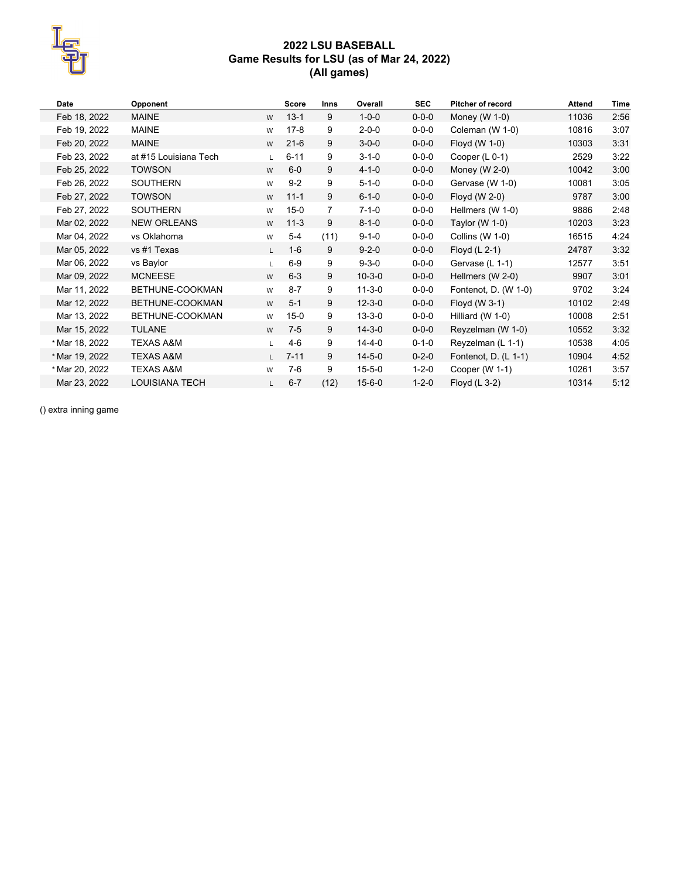# 2022 LSU BASEBALL
## Game Results for LSU (as of Mar 24, 2022)
### (All games)

| Date | Opponent | | Score | Inns | Overall | SEC | Pitcher of record | Attend | Time |
|---|---|---|---|---|---|---|---|---|---|
| Feb 18, 2022 | MAINE | W | 13-1 | 9 | 1-0-0 | 0-0-0 | Money (W 1-0) | 11036 | 2:56 |
| Feb 19, 2022 | MAINE | W | 17-8 | 9 | 2-0-0 | 0-0-0 | Coleman (W 1-0) | 10816 | 3:07 |
| Feb 20, 2022 | MAINE | W | 21-6 | 9 | 3-0-0 | 0-0-0 | Floyd (W 1-0) | 10303 | 3:31 |
| Feb 23, 2022 | at #15 Louisiana Tech | L | 6-11 | 9 | 3-1-0 | 0-0-0 | Cooper (L 0-1) | 2529 | 3:22 |
| Feb 25, 2022 | TOWSON | W | 6-0 | 9 | 4-1-0 | 0-0-0 | Money (W 2-0) | 10042 | 3:00 |
| Feb 26, 2022 | SOUTHERN | W | 9-2 | 9 | 5-1-0 | 0-0-0 | Gervase (W 1-0) | 10081 | 3:05 |
| Feb 27, 2022 | TOWSON | W | 11-1 | 9 | 6-1-0 | 0-0-0 | Floyd (W 2-0) | 9787 | 3:00 |
| Feb 27, 2022 | SOUTHERN | W | 15-0 | 7 | 7-1-0 | 0-0-0 | Hellmers (W 1-0) | 9886 | 2:48 |
| Mar 02, 2022 | NEW ORLEANS | W | 11-3 | 9 | 8-1-0 | 0-0-0 | Taylor (W 1-0) | 10203 | 3:23 |
| Mar 04, 2022 | vs Oklahoma | W | 5-4 | (11) | 9-1-0 | 0-0-0 | Collins (W 1-0) | 16515 | 4:24 |
| Mar 05, 2022 | vs #1 Texas | L | 1-6 | 9 | 9-2-0 | 0-0-0 | Floyd (L 2-1) | 24787 | 3:32 |
| Mar 06, 2022 | vs Baylor | L | 6-9 | 9 | 9-3-0 | 0-0-0 | Gervase (L 1-1) | 12577 | 3:51 |
| Mar 09, 2022 | MCNEESE | W | 6-3 | 9 | 10-3-0 | 0-0-0 | Hellmers (W 2-0) | 9907 | 3:01 |
| Mar 11, 2022 | BETHUNE-COOKMAN | W | 8-7 | 9 | 11-3-0 | 0-0-0 | Fontenot, D. (W 1-0) | 9702 | 3:24 |
| Mar 12, 2022 | BETHUNE-COOKMAN | W | 5-1 | 9 | 12-3-0 | 0-0-0 | Floyd (W 3-1) | 10102 | 2:49 |
| Mar 13, 2022 | BETHUNE-COOKMAN | W | 15-0 | 9 | 13-3-0 | 0-0-0 | Hilliard (W 1-0) | 10008 | 2:51 |
| Mar 15, 2022 | TULANE | W | 7-5 | 9 | 14-3-0 | 0-0-0 | Reyzelman (W 1-0) | 10552 | 3:32 |
| * Mar 18, 2022 | TEXAS A&M | L | 4-6 | 9 | 14-4-0 | 0-1-0 | Reyzelman (L 1-1) | 10538 | 4:05 |
| * Mar 19, 2022 | TEXAS A&M | L | 7-11 | 9 | 14-5-0 | 0-2-0 | Fontenot, D. (L 1-1) | 10904 | 4:52 |
| * Mar 20, 2022 | TEXAS A&M | W | 7-6 | 9 | 15-5-0 | 1-2-0 | Cooper (W 1-1) | 10261 | 3:57 |
| Mar 23, 2022 | LOUISIANA TECH | L | 6-7 | (12) | 15-6-0 | 1-2-0 | Floyd (L 3-2) | 10314 | 5:12 |

() extra inning game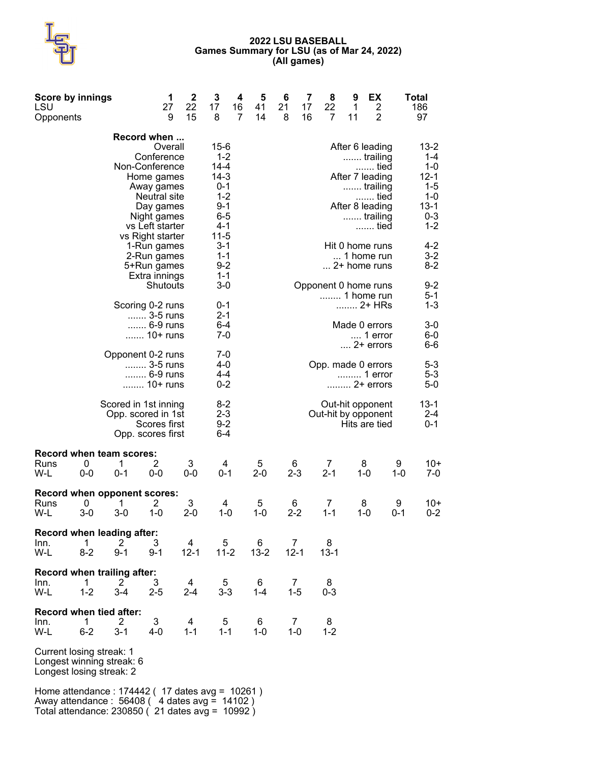# 2022 LSU BASEBALL
## Games Summary for LSU (as of Mar 24, 2022)
### (All games)

| Score by innings | 1 | 2 | 3 | 4 | 5 | 6 | 7 | 8 | 9 | EX | Total |
|---|---|---|---|---|---|---|---|---|---|---|---|
| LSU | 27 | 22 | 17 | 16 | 41 | 21 | 17 | 22 | 1 | 2 | 186 |
| Opponents | 9 | 15 | 8 | 7 | 14 | 8 | 16 | 7 | 11 | 2 | 97 |

**Record when ...**

| | |
|---|---|
| Overall | 15-6 |
| Conference | 1-2 |
| Non-Conference | 14-4 |
| Home games | 14-3 |
| Away games | 0-1 |
| Neutral site | 1-2 |
| Day games | 9-1 |
| Night games | 6-5 |
| vs Left starter | 4-1 |
| vs Right starter | 11-5 |
| 1-Run games | 3-1 |
| 2-Run games | 1-1 |
| 5+Run games | 9-2 |
| Extra innings | 1-1 |
| Shutouts | 3-0 |
| Scoring 0-2 runs | 0-1 |
| ....... 3-5 runs | 2-1 |
| ....... 6-9 runs | 6-4 |
| ....... 10+ runs | 7-0 |
| Opponent 0-2 runs | 7-0 |
| ........ 3-5 runs | 4-0 |
| ........ 6-9 runs | 4-4 |
| ........ 10+ runs | 0-2 |
| Scored in 1st inning | 8-2 |
| Opp. scored in 1st | 2-3 |
| Scores first | 9-2 |
| Opp. scores first | 6-4 |

| | |
|---|---|
| After 6 leading | 13-2 |
| ....... trailing | 1-4 |
| ....... tied | 1-0 |
| After 7 leading | 12-1 |
| ....... trailing | 1-5 |
| ....... tied | 1-0 |
| After 8 leading | 13-1 |
| ....... trailing | 0-3 |
| ....... tied | 1-2 |
| Hit 0 home runs | 4-2 |
| ... 1 home run | 3-2 |
| ... 2+ home runs | 8-2 |
| Opponent 0 home runs | 9-2 |
| ........ 1 home run | 5-1 |
| ........ 2+ HRs | 1-3 |
| Made 0 errors | 3-0 |
| .... 1 error | 6-0 |
| .... 2+ errors | 6-6 |
| Opp. made 0 errors | 5-3 |
| ......... 1 error | 5-3 |
| ......... 2+ errors | 5-0 |
| Out-hit opponent | 13-1 |
| Out-hit by opponent | 2-4 |
| Hits are tied | 0-1 |

**Record when team scores:**

| Runs | 0 | 1 | 2 | 3 | 4 | 5 | 6 | 7 | 8 | 9 | 10+ |
|---|---|---|---|---|---|---|---|---|---|---|---|
| W-L | 0-0 | 0-1 | 0-0 | 0-0 | 0-1 | 2-0 | 2-3 | 2-1 | 1-0 | 1-0 | 7-0 |

**Record when opponent scores:**

| Runs | 0 | 1 | 2 | 3 | 4 | 5 | 6 | 7 | 8 | 9 | 10+ |
|---|---|---|---|---|---|---|---|---|---|---|---|
| W-L | 3-0 | 3-0 | 1-0 | 2-0 | 1-0 | 1-0 | 2-2 | 1-1 | 1-0 | 0-1 | 0-2 |

**Record when leading after:**

| Inn. | 1 | 2 | 3 | 4 | 5 | 6 | 7 | 8 |
|---|---|---|---|---|---|---|---|---|
| W-L | 8-2 | 9-1 | 9-1 | 12-1 | 11-2 | 13-2 | 12-1 | 13-1 |

**Record when trailing after:**

| Inn. | 1 | 2 | 3 | 4 | 5 | 6 | 7 | 8 |
|---|---|---|---|---|---|---|---|---|
| W-L | 1-2 | 3-4 | 2-5 | 2-4 | 3-3 | 1-4 | 1-5 | 0-3 |

**Record when tied after:**

| Inn. | 1 | 2 | 3 | 4 | 5 | 6 | 7 | 8 |
|---|---|---|---|---|---|---|---|---|
| W-L | 6-2 | 3-1 | 4-0 | 1-1 | 1-1 | 1-0 | 1-0 | 1-2 |

Current losing streak: 1
Longest winning streak: 6
Longest losing streak: 2

Home attendance : 174442 ( 17 dates avg = 10261 )
Away attendance : 56408 ( 4 dates avg = 14102 )
Total attendance: 230850 ( 21 dates avg = 10992 )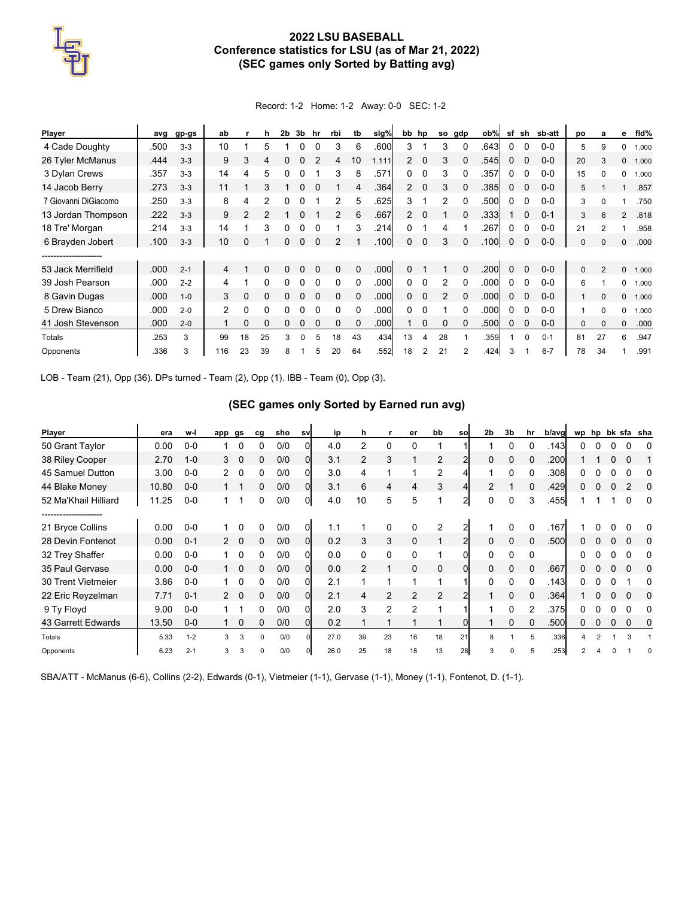# 2022 LSU BASEBALL
## Conference statistics for LSU (as of Mar 21, 2022)
## (SEC games only Sorted by Batting avg)

Record: 1-2 Home: 1-2 Away: 0-0 SEC: 1-2

| Player | avg | gp-gs | ab | r | h | 2b | 3b | hr | rbi | tb | slg% | bb | hp | so | gdp | ob% | sf | sh | sb-att | po | a | e | fld% |
|---|---|---|---|---|---|---|---|---|---|---|---|---|---|---|---|---|---|---|---|---|---|---|---|
| 4 Cade Doughty | .500 | 3-3 | 10 | 1 | 5 | 1 | 0 | 0 | 3 | 6 | .600 | 3 | 1 | 3 | 0 | .643 | 0 | 0 | 0-0 | 5 | 9 | 0 | 1.000 |
| 26 Tyler McManus | .444 | 3-3 | 9 | 3 | 4 | 0 | 0 | 2 | 4 | 10 | 1.111 | 2 | 0 | 3 | 0 | .545 | 0 | 0 | 0-0 | 20 | 3 | 0 | 1.000 |
| 3 Dylan Crews | .357 | 3-3 | 14 | 4 | 5 | 0 | 0 | 1 | 3 | 8 | .571 | 0 | 0 | 3 | 0 | .357 | 0 | 0 | 0-0 | 15 | 0 | 0 | 1.000 |
| 14 Jacob Berry | .273 | 3-3 | 11 | 1 | 3 | 1 | 0 | 0 | 1 | 4 | .364 | 2 | 0 | 3 | 0 | .385 | 0 | 0 | 0-0 | 5 | 1 | 1 | .857 |
| 7 Giovanni DiGiacomo | .250 | 3-3 | 8 | 4 | 2 | 0 | 0 | 1 | 2 | 5 | .625 | 3 | 1 | 2 | 0 | .500 | 0 | 0 | 0-0 | 3 | 0 | 1 | .750 |
| 13 Jordan Thompson | .222 | 3-3 | 9 | 2 | 2 | 1 | 0 | 1 | 2 | 6 | .667 | 2 | 0 | 1 | 0 | .333 | 1 | 0 | 0-1 | 3 | 6 | 2 | .818 |
| 18 Tre' Morgan | .214 | 3-3 | 14 | 1 | 3 | 0 | 0 | 0 | 1 | 3 | .214 | 0 | 1 | 4 | 1 | .267 | 0 | 0 | 0-0 | 21 | 2 | 1 | .958 |
| 6 Brayden Jobert | .100 | 3-3 | 10 | 0 | 1 | 0 | 0 | 0 | 2 | 1 | .100 | 0 | 0 | 3 | 0 | .100 | 0 | 0 | 0-0 | 0 | 0 | 0 | .000 |
| -------------------- | | | | | | | | | | | | | | | | | | | | | | | |
| 53 Jack Merrifield | .000 | 2-1 | 4 | 1 | 0 | 0 | 0 | 0 | 0 | 0 | .000 | 0 | 1 | 1 | 0 | .200 | 0 | 0 | 0-0 | 0 | 2 | 0 | 1.000 |
| 39 Josh Pearson | .000 | 2-2 | 4 | 1 | 0 | 0 | 0 | 0 | 0 | 0 | .000 | 0 | 0 | 2 | 0 | .000 | 0 | 0 | 0-0 | 6 | 1 | 0 | 1.000 |
| 8 Gavin Dugas | .000 | 1-0 | 3 | 0 | 0 | 0 | 0 | 0 | 0 | 0 | .000 | 0 | 0 | 2 | 0 | .000 | 0 | 0 | 0-0 | 1 | 0 | 0 | 1.000 |
| 5 Drew Bianco | .000 | 2-0 | 2 | 0 | 0 | 0 | 0 | 0 | 0 | 0 | .000 | 0 | 0 | 1 | 0 | .000 | 0 | 0 | 0-0 | 1 | 0 | 0 | 1.000 |
| 41 Josh Stevenson | .000 | 2-0 | 1 | 0 | 0 | 0 | 0 | 0 | 0 | 0 | .000 | 1 | 0 | 0 | 0 | .500 | 0 | 0 | 0-0 | 0 | 0 | 0 | .000 |
| Totals | .253 | 3 | 99 | 18 | 25 | 3 | 0 | 5 | 18 | 43 | .434 | 13 | 4 | 28 | 1 | .359 | 1 | 0 | 0-1 | 81 | 27 | 6 | .947 |
| Opponents | .336 | 3 | 116 | 23 | 39 | 8 | 1 | 5 | 20 | 64 | .552 | 18 | 2 | 21 | 2 | .424 | 3 | 1 | 6-7 | 78 | 34 | 1 | .991 |

LOB - Team (21), Opp (36). DPs turned - Team (2), Opp (1). IBB - Team (0), Opp (3).

## (SEC games only Sorted by Earned run avg)

| Player | era | w-l | app | gs | cg | sho | sv | ip | h | r | er | bb | so | 2b | 3b | hr | b/avg | wp | hp | bk | sfa | sha |
|---|---|---|---|---|---|---|---|---|---|---|---|---|---|---|---|---|---|---|---|---|---|---|
| 50 Grant Taylor | 0.00 | 0-0 | 1 | 0 | 0 | 0/0 | 0 | 4.0 | 2 | 0 | 0 | 1 | 1 | 1 | 0 | 0 | .143 | 0 | 0 | 0 | 0 | 0 |
| 38 Riley Cooper | 2.70 | 1-0 | 3 | 0 | 0 | 0/0 | 0 | 3.1 | 2 | 3 | 1 | 2 | 2 | 0 | 0 | 0 | .200 | 1 | 1 | 0 | 0 | 1 |
| 45 Samuel Dutton | 3.00 | 0-0 | 2 | 0 | 0 | 0/0 | 0 | 3.0 | 4 | 1 | 1 | 2 | 4 | 1 | 0 | 0 | .308 | 0 | 0 | 0 | 0 | 0 |
| 44 Blake Money | 10.80 | 0-0 | 1 | 1 | 0 | 0/0 | 0 | 3.1 | 6 | 4 | 4 | 3 | 4 | 2 | 1 | 0 | .429 | 0 | 0 | 0 | 2 | 0 |
| 52 Ma'Khail Hilliard | 11.25 | 0-0 | 1 | 1 | 0 | 0/0 | 0 | 4.0 | 10 | 5 | 5 | 1 | 2 | 0 | 0 | 3 | .455 | 1 | 1 | 1 | 0 | 0 |
| -------------------- | | | | | | | | | | | | | | | | | | | | | | |
| 21 Bryce Collins | 0.00 | 0-0 | 1 | 0 | 0 | 0/0 | 0 | 1.1 | 1 | 0 | 0 | 2 | 2 | 1 | 0 | 0 | .167 | 1 | 0 | 0 | 0 | 0 |
| 28 Devin Fontenot | 0.00 | 0-1 | 2 | 0 | 0 | 0/0 | 0 | 0.2 | 3 | 3 | 0 | 1 | 2 | 0 | 0 | 0 | .500 | 0 | 0 | 0 | 0 | 0 |
| 32 Trey Shaffer | 0.00 | 0-0 | 1 | 0 | 0 | 0/0 | 0 | 0.0 | 0 | 0 | 0 | 1 | 0 | 0 | 0 | 0 | | 0 | 0 | 0 | 0 | 0 |
| 35 Paul Gervase | 0.00 | 0-0 | 1 | 0 | 0 | 0/0 | 0 | 0.0 | 2 | 1 | 0 | 0 | 0 | 0 | 0 | 0 | .667 | 0 | 0 | 0 | 0 | 0 |
| 30 Trent Vietmeier | 3.86 | 0-0 | 1 | 0 | 0 | 0/0 | 0 | 2.1 | 1 | 1 | 1 | 1 | 1 | 0 | 0 | 0 | .143 | 0 | 0 | 0 | 1 | 0 |
| 22 Eric Reyzelman | 7.71 | 0-1 | 2 | 0 | 0 | 0/0 | 0 | 2.1 | 4 | 2 | 2 | 2 | 2 | 1 | 0 | 0 | .364 | 1 | 0 | 0 | 0 | 0 |
| 9 Ty Floyd | 9.00 | 0-0 | 1 | 1 | 0 | 0/0 | 0 | 2.0 | 3 | 2 | 2 | 1 | 1 | 1 | 0 | 2 | .375 | 0 | 0 | 0 | 0 | 0 |
| 43 Garrett Edwards | 13.50 | 0-0 | 1 | 0 | 0 | 0/0 | 0 | 0.2 | 1 | 1 | 1 | 1 | 0 | 1 | 0 | 0 | .500 | 0 | 0 | 0 | 0 | 0 |
| Totals | 5.33 | 1-2 | 3 | 3 | 0 | 0/0 | 0 | 27.0 | 39 | 23 | 16 | 18 | 21 | 8 | 1 | 5 | .336 | 4 | 2 | 1 | 3 | 1 |
| Opponents | 6.23 | 2-1 | 3 | 3 | 0 | 0/0 | 0 | 26.0 | 25 | 18 | 18 | 13 | 28 | 3 | 0 | 5 | .253 | 2 | 4 | 0 | 1 | 0 |

SBA/ATT - McManus (6-6), Collins (2-2), Edwards (0-1), Vietmeier (1-1), Gervase (1-1), Money (1-1), Fontenot, D. (1-1).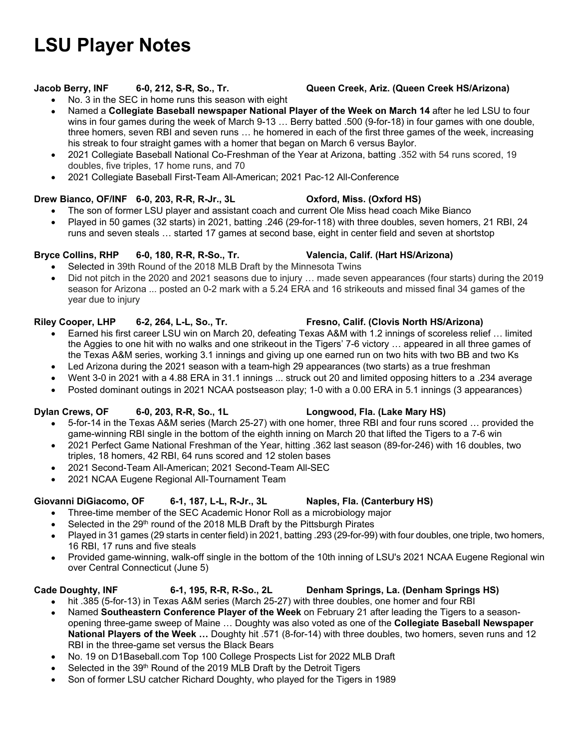# LSU Player Notes

**Jacob Berry, INF 6-0, 212, S-R, So., Tr. Queen Creek, Ariz. (Queen Creek HS/Arizona)**

- No. 3 in the SEC in home runs this season with eight
- Named a **Collegiate Baseball newspaper National Player of the Week on March 14** after he led LSU to four wins in four games during the week of March 9-13 … Berry batted .500 (9-for-18) in four games with one double, three homers, seven RBI and seven runs … he homered in each of the first three games of the week, increasing his streak to four straight games with a homer that began on March 6 versus Baylor.
- 2021 Collegiate Baseball National Co-Freshman of the Year at Arizona, batting .352 with 54 runs scored, 19 doubles, five triples, 17 home runs, and 70
- 2021 Collegiate Baseball First-Team All-American; 2021 Pac-12 All-Conference

**Drew Bianco, OF/INF 6-0, 203, R-R, R-Jr., 3L Oxford, Miss. (Oxford HS)**

- The son of former LSU player and assistant coach and current Ole Miss head coach Mike Bianco
- Played in 50 games (32 starts) in 2021, batting .246 (29-for-118) with three doubles, seven homers, 21 RBI, 24 runs and seven steals … started 17 games at second base, eight in center field and seven at shortstop

**Bryce Collins, RHP 6-0, 180, R-R, R-So., Tr. Valencia, Calif. (Hart HS/Arizona)**

- Selected in 39th Round of the 2018 MLB Draft by the Minnesota Twins
- Did not pitch in the 2020 and 2021 seasons due to injury … made seven appearances (four starts) during the 2019 season for Arizona ... posted an 0-2 mark with a 5.24 ERA and 16 strikeouts and missed final 34 games of the year due to injury

**Riley Cooper, LHP 6-2, 264, L-L, So., Tr. Fresno, Calif. (Clovis North HS/Arizona)**

- Earned his first career LSU win on March 20, defeating Texas A&M with 1.2 innings of scoreless relief … limited the Aggies to one hit with no walks and one strikeout in the Tigers' 7-6 victory … appeared in all three games of the Texas A&M series, working 3.1 innings and giving up one earned run on two hits with two BB and two Ks
- Led Arizona during the 2021 season with a team-high 29 appearances (two starts) as a true freshman
- Went 3-0 in 2021 with a 4.88 ERA in 31.1 innings ... struck out 20 and limited opposing hitters to a .234 average
- Posted dominant outings in 2021 NCAA postseason play; 1-0 with a 0.00 ERA in 5.1 innings (3 appearances)

**Dylan Crews, OF 6-0, 203, R-R, So., 1L Longwood, Fla. (Lake Mary HS)**

- 5-for-14 in the Texas A&M series (March 25-27) with one homer, three RBI and four runs scored … provided the game-winning RBI single in the bottom of the eighth inning on March 20 that lifted the Tigers to a 7-6 win
- 2021 Perfect Game National Freshman of the Year, hitting .362 last season (89-for-246) with 16 doubles, two triples, 18 homers, 42 RBI, 64 runs scored and 12 stolen bases
- 2021 Second-Team All-American; 2021 Second-Team All-SEC
- 2021 NCAA Eugene Regional All-Tournament Team

**Giovanni DiGiacomo, OF 6-1, 187, L-L, R-Jr., 3L Naples, Fla. (Canterbury HS)**

- Three-time member of the SEC Academic Honor Roll as a microbiology major
- Selected in the 29th round of the 2018 MLB Draft by the Pittsburgh Pirates
- Played in 31 games (29 starts in center field) in 2021, batting .293 (29-for-99) with four doubles, one triple, two homers, 16 RBI, 17 runs and five steals
- Provided game-winning, walk-off single in the bottom of the 10th inning of LSU's 2021 NCAA Eugene Regional win over Central Connecticut (June 5)

**Cade Doughty, INF 6-1, 195, R-R, R-So., 2L Denham Springs, La. (Denham Springs HS)**

- hit .385 (5-for-13) in Texas A&M series (March 25-27) with three doubles, one homer and four RBI
- Named **Southeastern Conference Player of the Week** on February 21 after leading the Tigers to a season-opening three-game sweep of Maine … Doughty was also voted as one of the **Collegiate Baseball Newspaper National Players of the Week …** Doughty hit .571 (8-for-14) with three doubles, two homers, seven runs and 12 RBI in the three-game set versus the Black Bears
- No. 19 on D1Baseball.com Top 100 College Prospects List for 2022 MLB Draft
- Selected in the 39th Round of the 2019 MLB Draft by the Detroit Tigers
- Son of former LSU catcher Richard Doughty, who played for the Tigers in 1989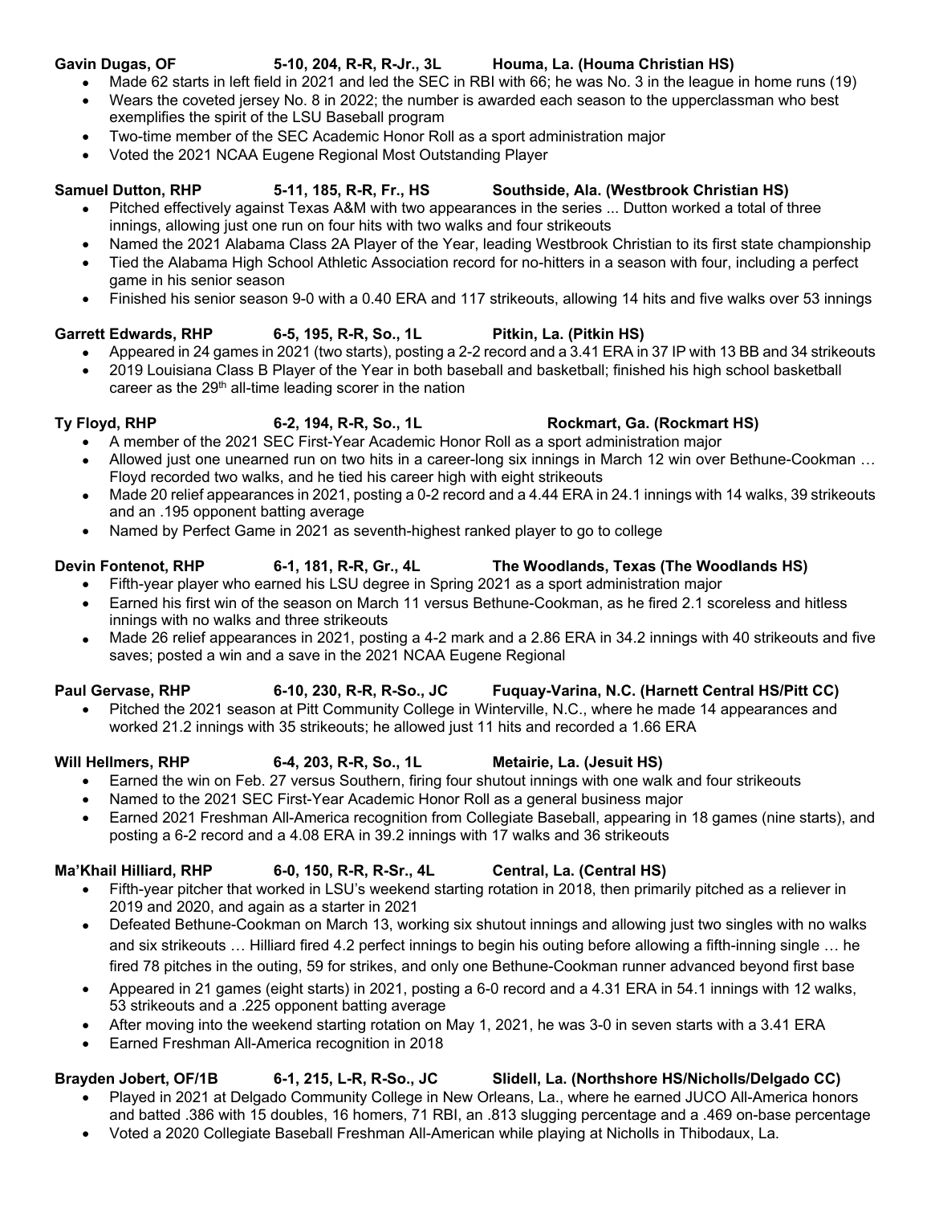**Gavin Dugas, OF 5-10, 204, R-R, R-Jr., 3L Houma, La. (Houma Christian HS)**

- Made 62 starts in left field in 2021 and led the SEC in RBI with 66; he was No. 3 in the league in home runs (19)
- Wears the coveted jersey No. 8 in 2022; the number is awarded each season to the upperclassman who best exemplifies the spirit of the LSU Baseball program
- Two-time member of the SEC Academic Honor Roll as a sport administration major
- Voted the 2021 NCAA Eugene Regional Most Outstanding Player

**Samuel Dutton, RHP 5-11, 185, R-R, Fr., HS Southside, Ala. (Westbrook Christian HS)**

- Pitched effectively against Texas A&M with two appearances in the series ... Dutton worked a total of three innings, allowing just one run on four hits with two walks and four strikeouts
- Named the 2021 Alabama Class 2A Player of the Year, leading Westbrook Christian to its first state championship
- Tied the Alabama High School Athletic Association record for no-hitters in a season with four, including a perfect game in his senior season
- Finished his senior season 9-0 with a 0.40 ERA and 117 strikeouts, allowing 14 hits and five walks over 53 innings

**Garrett Edwards, RHP 6-5, 195, R-R, So., 1L Pitkin, La. (Pitkin HS)**

- Appeared in 24 games in 2021 (two starts), posting a 2-2 record and a 3.41 ERA in 37 IP with 13 BB and 34 strikeouts
- 2019 Louisiana Class B Player of the Year in both baseball and basketball; finished his high school basketball career as the 29th all-time leading scorer in the nation

**Ty Floyd, RHP 6-2, 194, R-R, So., 1L Rockmart, Ga. (Rockmart HS)**

- A member of the 2021 SEC First-Year Academic Honor Roll as a sport administration major
- Allowed just one unearned run on two hits in a career-long six innings in March 12 win over Bethune-Cookman … Floyd recorded two walks, and he tied his career high with eight strikeouts
- Made 20 relief appearances in 2021, posting a 0-2 record and a 4.44 ERA in 24.1 innings with 14 walks, 39 strikeouts and an .195 opponent batting average
- Named by Perfect Game in 2021 as seventh-highest ranked player to go to college

**Devin Fontenot, RHP 6-1, 181, R-R, Gr., 4L The Woodlands, Texas (The Woodlands HS)**

- Fifth-year player who earned his LSU degree in Spring 2021 as a sport administration major
- Earned his first win of the season on March 11 versus Bethune-Cookman, as he fired 2.1 scoreless and hitless innings with no walks and three strikeouts
- Made 26 relief appearances in 2021, posting a 4-2 mark and a 2.86 ERA in 34.2 innings with 40 strikeouts and five saves; posted a win and a save in the 2021 NCAA Eugene Regional

**Paul Gervase, RHP 6-10, 230, R-R, R-So., JC Fuquay-Varina, N.C. (Harnett Central HS/Pitt CC)**

- Pitched the 2021 season at Pitt Community College in Winterville, N.C., where he made 14 appearances and worked 21.2 innings with 35 strikeouts; he allowed just 11 hits and recorded a 1.66 ERA

**Will Hellmers, RHP 6-4, 203, R-R, So., 1L Metairie, La. (Jesuit HS)**

- Earned the win on Feb. 27 versus Southern, firing four shutout innings with one walk and four strikeouts
- Named to the 2021 SEC First-Year Academic Honor Roll as a general business major
- Earned 2021 Freshman All-America recognition from Collegiate Baseball, appearing in 18 games (nine starts), and posting a 6-2 record and a 4.08 ERA in 39.2 innings with 17 walks and 36 strikeouts

**Ma'Khail Hilliard, RHP 6-0, 150, R-R, R-Sr., 4L Central, La. (Central HS)**

- Fifth-year pitcher that worked in LSU's weekend starting rotation in 2018, then primarily pitched as a reliever in 2019 and 2020, and again as a starter in 2021
- Defeated Bethune-Cookman on March 13, working six shutout innings and allowing just two singles with no walks and six strikeouts … Hilliard fired 4.2 perfect innings to begin his outing before allowing a fifth-inning single … he fired 78 pitches in the outing, 59 for strikes, and only one Bethune-Cookman runner advanced beyond first base
- Appeared in 21 games (eight starts) in 2021, posting a 6-0 record and a 4.31 ERA in 54.1 innings with 12 walks, 53 strikeouts and a .225 opponent batting average
- After moving into the weekend starting rotation on May 1, 2021, he was 3-0 in seven starts with a 3.41 ERA
- Earned Freshman All-America recognition in 2018

**Brayden Jobert, OF/1B 6-1, 215, L-R, R-So., JC Slidell, La. (Northshore HS/Nicholls/Delgado CC)**

- Played in 2021 at Delgado Community College in New Orleans, La., where he earned JUCO All-America honors and batted .386 with 15 doubles, 16 homers, 71 RBI, an .813 slugging percentage and a .469 on-base percentage
- Voted a 2020 Collegiate Baseball Freshman All-American while playing at Nicholls in Thibodaux, La.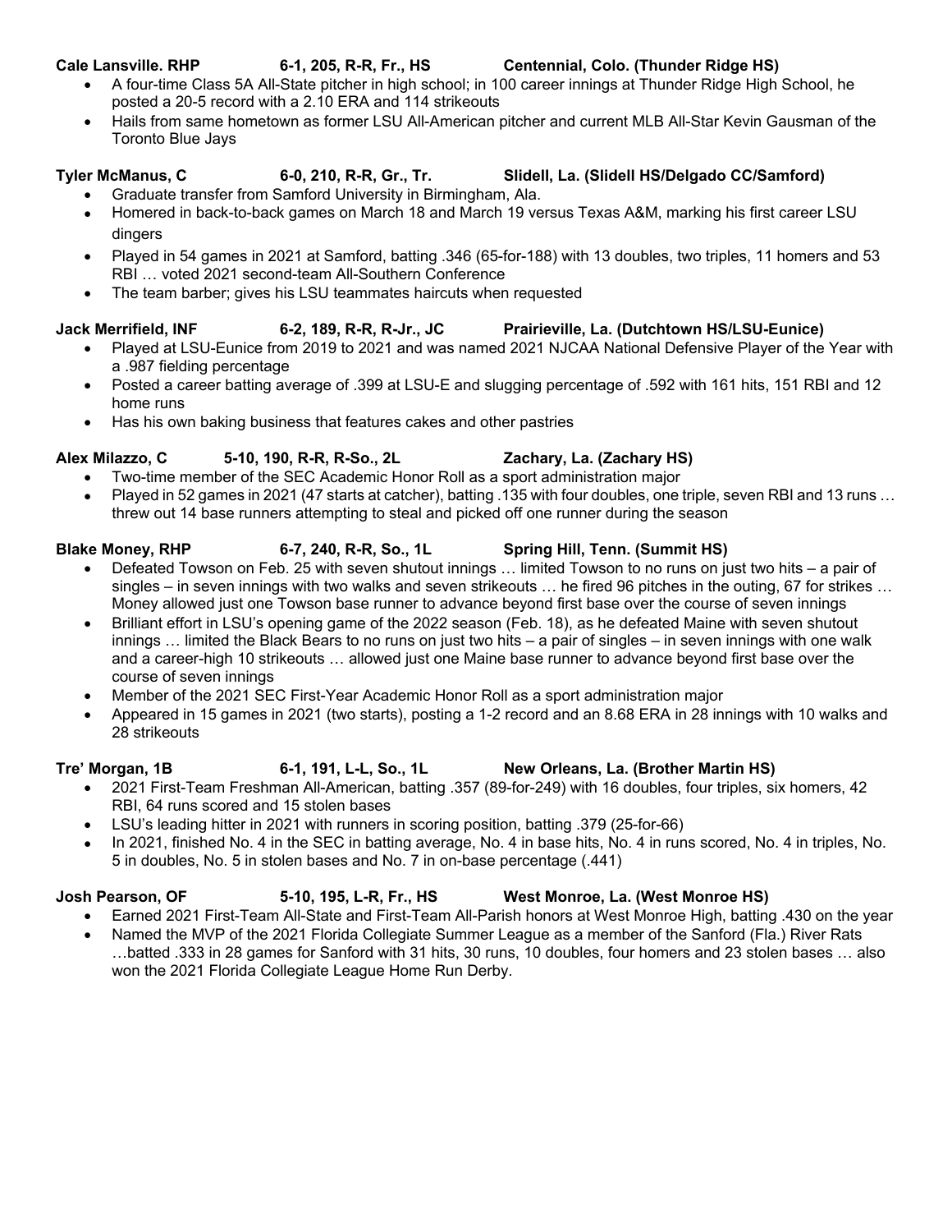**Cale Lansville. RHP 6-1, 205, R-R, Fr., HS Centennial, Colo. (Thunder Ridge HS)**

- A four-time Class 5A All-State pitcher in high school; in 100 career innings at Thunder Ridge High School, he posted a 20-5 record with a 2.10 ERA and 114 strikeouts
- Hails from same hometown as former LSU All-American pitcher and current MLB All-Star Kevin Gausman of the Toronto Blue Jays

**Tyler McManus, C 6-0, 210, R-R, Gr., Tr. Slidell, La. (Slidell HS/Delgado CC/Samford)**

- Graduate transfer from Samford University in Birmingham, Ala.
- Homered in back-to-back games on March 18 and March 19 versus Texas A&M, marking his first career LSU dingers
- Played in 54 games in 2021 at Samford, batting .346 (65-for-188) with 13 doubles, two triples, 11 homers and 53 RBI … voted 2021 second-team All-Southern Conference
- The team barber; gives his LSU teammates haircuts when requested

**Jack Merrifield, INF 6-2, 189, R-R, R-Jr., JC Prairieville, La. (Dutchtown HS/LSU-Eunice)**

- Played at LSU-Eunice from 2019 to 2021 and was named 2021 NJCAA National Defensive Player of the Year with a .987 fielding percentage
- Posted a career batting average of .399 at LSU-E and slugging percentage of .592 with 161 hits, 151 RBI and 12 home runs
- Has his own baking business that features cakes and other pastries

**Alex Milazzo, C 5-10, 190, R-R, R-So., 2L Zachary, La. (Zachary HS)**

- Two-time member of the SEC Academic Honor Roll as a sport administration major
- Played in 52 games in 2021 (47 starts at catcher), batting .135 with four doubles, one triple, seven RBI and 13 runs … threw out 14 base runners attempting to steal and picked off one runner during the season

**Blake Money, RHP 6-7, 240, R-R, So., 1L Spring Hill, Tenn. (Summit HS)**

- Defeated Towson on Feb. 25 with seven shutout innings … limited Towson to no runs on just two hits – a pair of singles – in seven innings with two walks and seven strikeouts … he fired 96 pitches in the outing, 67 for strikes … Money allowed just one Towson base runner to advance beyond first base over the course of seven innings
- Brilliant effort in LSU's opening game of the 2022 season (Feb. 18), as he defeated Maine with seven shutout innings … limited the Black Bears to no runs on just two hits – a pair of singles – in seven innings with one walk and a career-high 10 strikeouts … allowed just one Maine base runner to advance beyond first base over the course of seven innings
- Member of the 2021 SEC First-Year Academic Honor Roll as a sport administration major
- Appeared in 15 games in 2021 (two starts), posting a 1-2 record and an 8.68 ERA in 28 innings with 10 walks and 28 strikeouts

**Tre' Morgan, 1B 6-1, 191, L-L, So., 1L New Orleans, La. (Brother Martin HS)**

- 2021 First-Team Freshman All-American, batting .357 (89-for-249) with 16 doubles, four triples, six homers, 42 RBI, 64 runs scored and 15 stolen bases
- LSU's leading hitter in 2021 with runners in scoring position, batting .379 (25-for-66)
- In 2021, finished No. 4 in the SEC in batting average, No. 4 in base hits, No. 4 in runs scored, No. 4 in triples, No. 5 in doubles, No. 5 in stolen bases and No. 7 in on-base percentage (.441)

**Josh Pearson, OF 5-10, 195, L-R, Fr., HS West Monroe, La. (West Monroe HS)**

- Earned 2021 First-Team All-State and First-Team All-Parish honors at West Monroe High, batting .430 on the year
- Named the MVP of the 2021 Florida Collegiate Summer League as a member of the Sanford (Fla.) River Rats …batted .333 in 28 games for Sanford with 31 hits, 30 runs, 10 doubles, four homers and 23 stolen bases … also won the 2021 Florida Collegiate League Home Run Derby.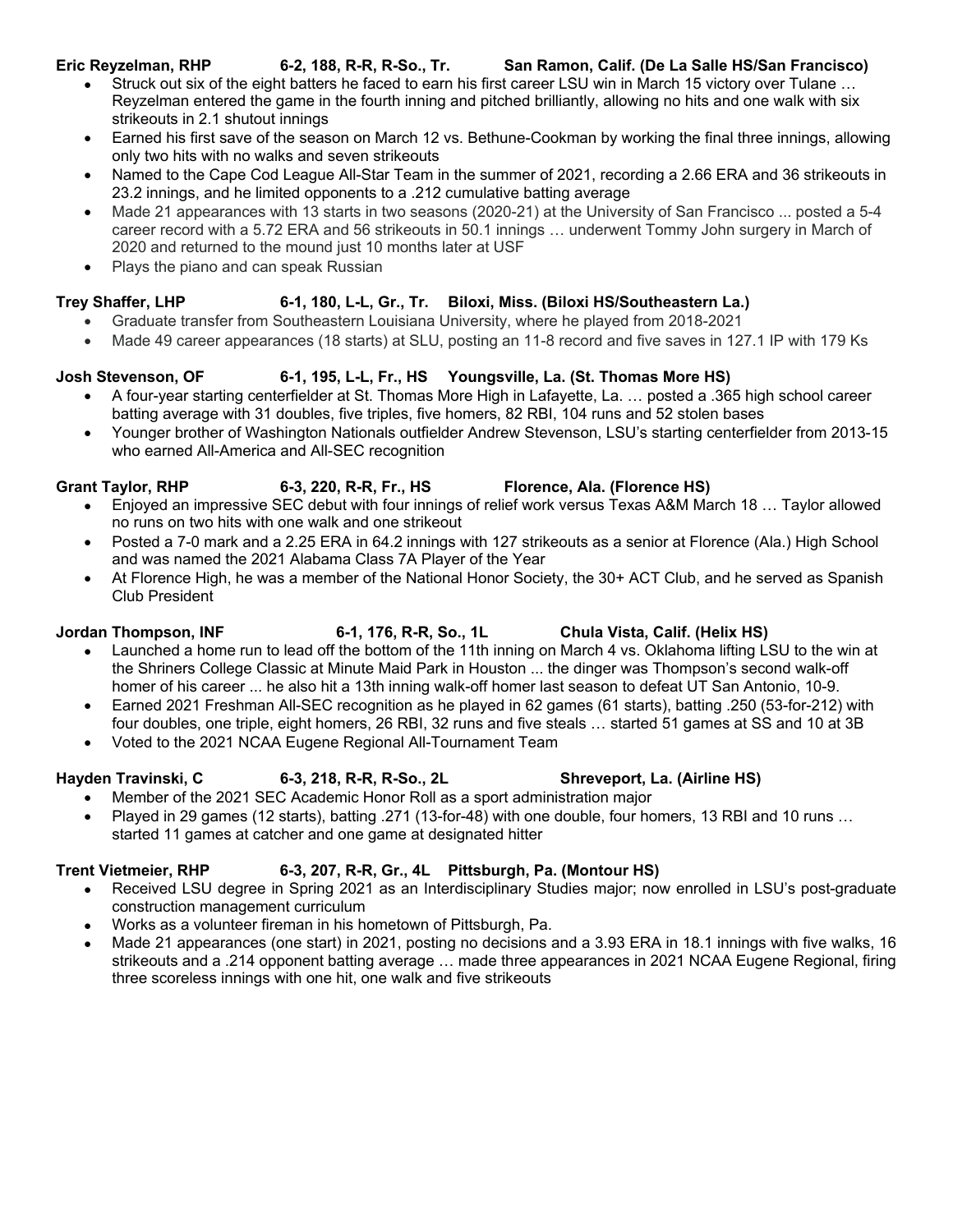**Eric Reyzelman, RHP 6-2, 188, R-R, R-So., Tr. San Ramon, Calif. (De La Salle HS/San Francisco)**

- Struck out six of the eight batters he faced to earn his first career LSU win in March 15 victory over Tulane … Reyzelman entered the game in the fourth inning and pitched brilliantly, allowing no hits and one walk with six strikeouts in 2.1 shutout innings
- Earned his first save of the season on March 12 vs. Bethune-Cookman by working the final three innings, allowing only two hits with no walks and seven strikeouts
- Named to the Cape Cod League All-Star Team in the summer of 2021, recording a 2.66 ERA and 36 strikeouts in 23.2 innings, and he limited opponents to a .212 cumulative batting average
- Made 21 appearances with 13 starts in two seasons (2020-21) at the University of San Francisco ... posted a 5-4 career record with a 5.72 ERA and 56 strikeouts in 50.1 innings … underwent Tommy John surgery in March of 2020 and returned to the mound just 10 months later at USF
- Plays the piano and can speak Russian

**Trey Shaffer, LHP 6-1, 180, L-L, Gr., Tr. Biloxi, Miss. (Biloxi HS/Southeastern La.)**

- Graduate transfer from Southeastern Louisiana University, where he played from 2018-2021
- Made 49 career appearances (18 starts) at SLU, posting an 11-8 record and five saves in 127.1 IP with 179 Ks

**Josh Stevenson, OF 6-1, 195, L-L, Fr., HS Youngsville, La. (St. Thomas More HS)**

- A four-year starting centerfielder at St. Thomas More High in Lafayette, La. … posted a .365 high school career batting average with 31 doubles, five triples, five homers, 82 RBI, 104 runs and 52 stolen bases
- Younger brother of Washington Nationals outfielder Andrew Stevenson, LSU's starting centerfielder from 2013-15 who earned All-America and All-SEC recognition

**Grant Taylor, RHP 6-3, 220, R-R, Fr., HS Florence, Ala. (Florence HS)**

- Enjoyed an impressive SEC debut with four innings of relief work versus Texas A&M March 18 … Taylor allowed no runs on two hits with one walk and one strikeout
- Posted a 7-0 mark and a 2.25 ERA in 64.2 innings with 127 strikeouts as a senior at Florence (Ala.) High School and was named the 2021 Alabama Class 7A Player of the Year
- At Florence High, he was a member of the National Honor Society, the 30+ ACT Club, and he served as Spanish Club President

**Jordan Thompson, INF 6-1, 176, R-R, So., 1L Chula Vista, Calif. (Helix HS)**

- Launched a home run to lead off the bottom of the 11th inning on March 4 vs. Oklahoma lifting LSU to the win at the Shriners College Classic at Minute Maid Park in Houston ... the dinger was Thompson's second walk-off homer of his career ... he also hit a 13th inning walk-off homer last season to defeat UT San Antonio, 10-9.
- Earned 2021 Freshman All-SEC recognition as he played in 62 games (61 starts), batting .250 (53-for-212) with four doubles, one triple, eight homers, 26 RBI, 32 runs and five steals … started 51 games at SS and 10 at 3B
- Voted to the 2021 NCAA Eugene Regional All-Tournament Team

**Hayden Travinski, C 6-3, 218, R-R, R-So., 2L Shreveport, La. (Airline HS)**

- Member of the 2021 SEC Academic Honor Roll as a sport administration major
- Played in 29 games (12 starts), batting .271 (13-for-48) with one double, four homers, 13 RBI and 10 runs … started 11 games at catcher and one game at designated hitter

**Trent Vietmeier, RHP 6-3, 207, R-R, Gr., 4L Pittsburgh, Pa. (Montour HS)**

- Received LSU degree in Spring 2021 as an Interdisciplinary Studies major; now enrolled in LSU's post-graduate construction management curriculum
- Works as a volunteer fireman in his hometown of Pittsburgh, Pa.
- Made 21 appearances (one start) in 2021, posting no decisions and a 3.93 ERA in 18.1 innings with five walks, 16 strikeouts and a .214 opponent batting average … made three appearances in 2021 NCAA Eugene Regional, firing three scoreless innings with one hit, one walk and five strikeouts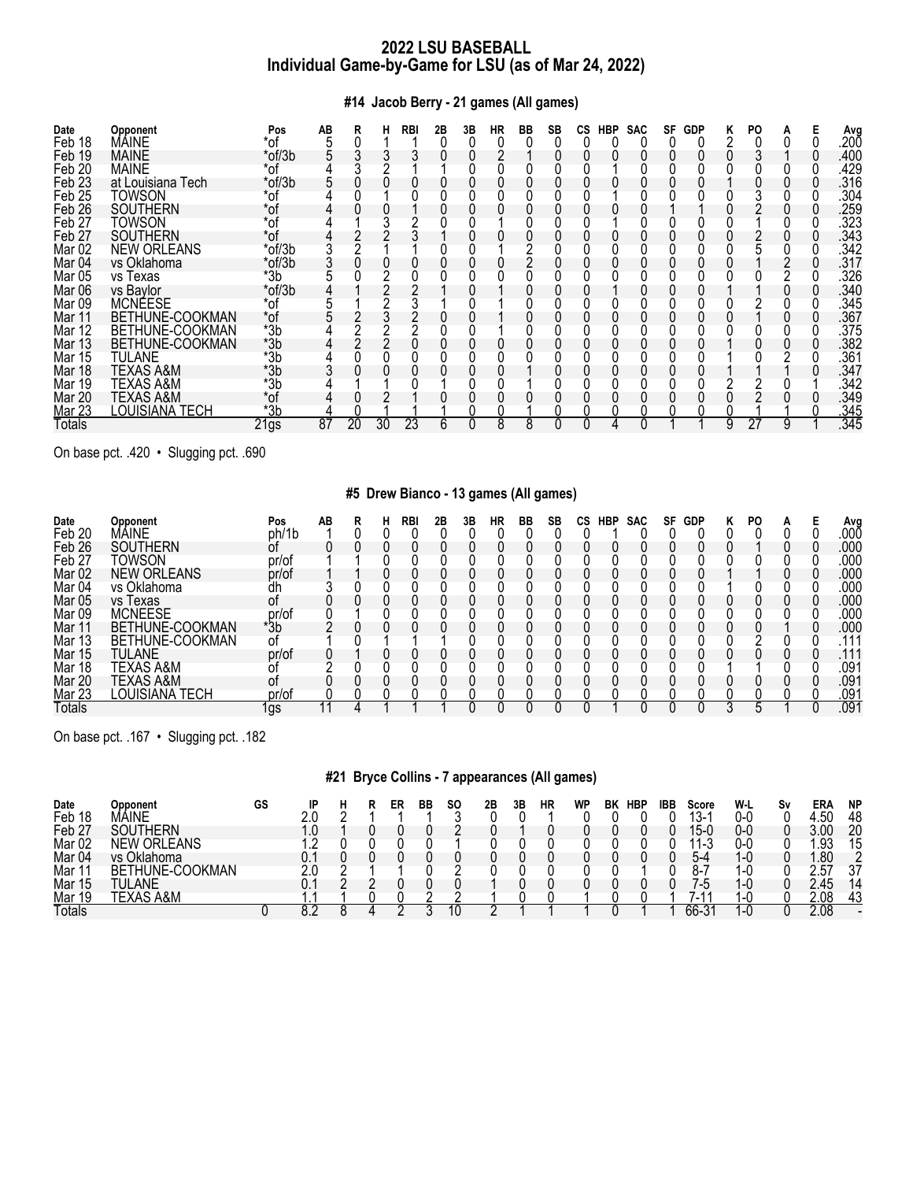# 2022 LSU BASEBALL
## Individual Game-by-Game for LSU (as of Mar 24, 2022)

### #14 Jacob Berry - 21 games (All games)

| Date | Opponent | Pos | AB | R | H | RBI | 2B | 3B | HR | BB | SB | CS | HBP | SAC | SF | GDP | K | PO | A | E | Avg |
|---|---|---|---|---|---|---|---|---|---|---|---|---|---|---|---|---|---|---|---|---|---|
| Feb 18 | MAINE | *of | 5 | 0 | 1 | 1 | 0 | 0 | 0 | 0 | 0 | 0 | 0 | 0 | 0 | 0 | 2 | 0 | 0 | 0 | .200 |
| Feb 19 | MAINE | *of/3b | 5 | 3 | 3 | 3 | 0 | 0 | 2 | 1 | 0 | 0 | 0 | 0 | 0 | 0 | 0 | 3 | 1 | 0 | .400 |
| Feb 20 | MAINE | *of | 4 | 3 | 2 | 1 | 1 | 0 | 0 | 0 | 0 | 0 | 1 | 0 | 0 | 0 | 0 | 0 | 0 | 0 | .429 |
| Feb 23 | at Louisiana Tech | *of/3b | 5 | 0 | 0 | 0 | 0 | 0 | 0 | 0 | 0 | 0 | 0 | 0 | 0 | 0 | 1 | 0 | 0 | 0 | .316 |
| Feb 25 | TOWSON | *of | 4 | 0 | 1 | 0 | 0 | 0 | 0 | 0 | 0 | 0 | 1 | 0 | 0 | 0 | 0 | 3 | 0 | 0 | .304 |
| Feb 26 | SOUTHERN | *of | 4 | 0 | 0 | 1 | 0 | 0 | 0 | 0 | 0 | 0 | 0 | 0 | 1 | 1 | 0 | 2 | 0 | 0 | .259 |
| Feb 27 | TOWSON | *of | 4 | 1 | 3 | 2 | 0 | 0 | 1 | 0 | 0 | 0 | 1 | 0 | 0 | 0 | 0 | 1 | 0 | 0 | .323 |
| Feb 27 | SOUTHERN | *of | 4 | 2 | 2 | 3 | 1 | 0 | 0 | 0 | 0 | 0 | 0 | 0 | 0 | 0 | 0 | 2 | 0 | 0 | .343 |
| Mar 02 | NEW ORLEANS | *of/3b | 3 | 2 | 1 | 1 | 0 | 0 | 1 | 2 | 0 | 0 | 0 | 0 | 0 | 0 | 0 | 5 | 0 | 0 | .342 |
| Mar 04 | vs Oklahoma | *of/3b | 3 | 0 | 0 | 0 | 0 | 0 | 0 | 2 | 0 | 0 | 0 | 0 | 0 | 0 | 0 | 1 | 2 | 0 | .317 |
| Mar 05 | vs Texas | *3b | 5 | 0 | 2 | 0 | 0 | 0 | 0 | 0 | 0 | 0 | 0 | 0 | 0 | 0 | 0 | 0 | 2 | 0 | .326 |
| Mar 06 | vs Baylor | *of/3b | 4 | 1 | 2 | 2 | 1 | 0 | 1 | 0 | 0 | 0 | 1 | 0 | 0 | 0 | 1 | 1 | 0 | 0 | .340 |
| Mar 09 | MCNEESE | *of | 5 | 1 | 2 | 3 | 1 | 0 | 1 | 0 | 0 | 0 | 0 | 0 | 0 | 0 | 0 | 2 | 0 | 0 | .345 |
| Mar 11 | BETHUNE-COOKMAN | *of | 5 | 2 | 3 | 2 | 0 | 0 | 1 | 0 | 0 | 0 | 0 | 0 | 0 | 0 | 0 | 1 | 0 | 0 | .367 |
| Mar 12 | BETHUNE-COOKMAN | *3b | 4 | 2 | 2 | 2 | 0 | 0 | 1 | 0 | 0 | 0 | 0 | 0 | 0 | 0 | 0 | 0 | 0 | 0 | .375 |
| Mar 13 | BETHUNE-COOKMAN | *3b | 4 | 2 | 2 | 0 | 0 | 0 | 0 | 0 | 0 | 0 | 0 | 0 | 0 | 0 | 1 | 0 | 0 | 0 | .382 |
| Mar 15 | TULANE | *3b | 4 | 0 | 0 | 0 | 0 | 0 | 0 | 0 | 0 | 0 | 0 | 0 | 0 | 0 | 1 | 0 | 2 | 0 | .361 |
| Mar 18 | TEXAS A&M | *3b | 3 | 0 | 0 | 0 | 0 | 0 | 0 | 1 | 0 | 0 | 0 | 0 | 0 | 0 | 1 | 1 | 1 | 0 | .347 |
| Mar 19 | TEXAS A&M | *3b | 4 | 1 | 1 | 0 | 1 | 0 | 0 | 1 | 0 | 0 | 0 | 0 | 0 | 0 | 2 | 2 | 0 | 1 | .342 |
| Mar 20 | TEXAS A&M | *of | 4 | 0 | 2 | 1 | 0 | 0 | 0 | 0 | 0 | 0 | 0 | 0 | 0 | 0 | 0 | 2 | 0 | 0 | .349 |
| Mar 23 | LOUISIANA TECH | *3b | 4 | 0 | 1 | 1 | 1 | 0 | 0 | 1 | 0 | 0 | 0 | 0 | 0 | 0 | 0 | 1 | 1 | 0 | .345 |
| Totals | | 21gs | 87 | 20 | 30 | 23 | 6 | 0 | 8 | 8 | 0 | 0 | 4 | 0 | 1 | 1 | 9 | 27 | 9 | 1 | .345 |

On base pct. .420 • Slugging pct. .690

### #5 Drew Bianco - 13 games (All games)

| Date | Opponent | Pos | AB | R | H | RBI | 2B | 3B | HR | BB | SB | CS | HBP | SAC | SF | GDP | K | PO | A | E | Avg |
|---|---|---|---|---|---|---|---|---|---|---|---|---|---|---|---|---|---|---|---|---|---|
| Feb 20 | MAINE | ph/1b | 1 | 0 | 0 | 0 | 0 | 0 | 0 | 0 | 0 | 0 | 1 | 0 | 0 | 0 | 0 | 0 | 0 | 0 | .000 |
| Feb 26 | SOUTHERN | of | 0 | 0 | 0 | 0 | 0 | 0 | 0 | 0 | 0 | 0 | 0 | 0 | 0 | 0 | 0 | 1 | 0 | 0 | .000 |
| Feb 27 | TOWSON | pr/of | 1 | 1 | 0 | 0 | 0 | 0 | 0 | 0 | 0 | 0 | 0 | 0 | 0 | 0 | 0 | 0 | 0 | 0 | .000 |
| Mar 02 | NEW ORLEANS | pr/of | 1 | 1 | 0 | 0 | 0 | 0 | 0 | 0 | 0 | 0 | 0 | 0 | 0 | 0 | 1 | 1 | 0 | 0 | .000 |
| Mar 04 | vs Oklahoma | dh | 3 | 0 | 0 | 0 | 0 | 0 | 0 | 0 | 0 | 0 | 0 | 0 | 0 | 0 | 1 | 0 | 0 | 0 | .000 |
| Mar 05 | vs Texas | of | 0 | 0 | 0 | 0 | 0 | 0 | 0 | 0 | 0 | 0 | 0 | 0 | 0 | 0 | 0 | 0 | 0 | 0 | .000 |
| Mar 09 | MCNEESE | pr/of | 0 | 1 | 0 | 0 | 0 | 0 | 0 | 0 | 0 | 0 | 0 | 0 | 0 | 0 | 0 | 0 | 0 | 0 | .000 |
| Mar 11 | BETHUNE-COOKMAN | *3b | 2 | 0 | 0 | 0 | 0 | 0 | 0 | 0 | 0 | 0 | 0 | 0 | 0 | 0 | 0 | 0 | 1 | 0 | .000 |
| Mar 13 | BETHUNE-COOKMAN | of | 1 | 0 | 1 | 1 | 1 | 0 | 0 | 0 | 0 | 0 | 0 | 0 | 0 | 0 | 0 | 2 | 0 | 0 | .111 |
| Mar 15 | TULANE | pr/of | 0 | 1 | 0 | 0 | 0 | 0 | 0 | 0 | 0 | 0 | 0 | 0 | 0 | 0 | 0 | 0 | 0 | 0 | .111 |
| Mar 18 | TEXAS A&M | of | 2 | 0 | 0 | 0 | 0 | 0 | 0 | 0 | 0 | 0 | 0 | 0 | 0 | 0 | 1 | 1 | 0 | 0 | .091 |
| Mar 20 | TEXAS A&M | of | 0 | 0 | 0 | 0 | 0 | 0 | 0 | 0 | 0 | 0 | 0 | 0 | 0 | 0 | 0 | 0 | 0 | 0 | .091 |
| Mar 23 | LOUISIANA TECH | pr/of | 0 | 0 | 0 | 0 | 0 | 0 | 0 | 0 | 0 | 0 | 0 | 0 | 0 | 0 | 0 | 0 | 0 | 0 | .091 |
| Totals | | 1gs | 11 | 4 | 1 | 1 | 1 | 0 | 0 | 0 | 0 | 0 | 1 | 0 | 0 | 0 | 3 | 5 | 1 | 0 | .091 |

On base pct. .167 • Slugging pct. .182

### #21 Bryce Collins - 7 appearances (All games)

| Date | Opponent | GS | IP | H | R | ER | BB | SO | 2B | 3B | HR | WP | BK | HBP | IBB | Score | W-L | Sv | ERA | NP |
|---|---|---|---|---|---|---|---|---|---|---|---|---|---|---|---|---|---|---|---|---|
| Feb 18 | MAINE | | 2.0 | 2 | 1 | 1 | 1 | 3 | 0 | 0 | 1 | 0 | 0 | 0 | 0 | 13-1 | 0-0 | 0 | 4.50 | 48 |
| Feb 27 | SOUTHERN | | 1.0 | 1 | 0 | 0 | 0 | 2 | 0 | 1 | 0 | 0 | 0 | 0 | 0 | 15-0 | 0-0 | 0 | 3.00 | 20 |
| Mar 02 | NEW ORLEANS | | 1.2 | 0 | 0 | 0 | 0 | 1 | 0 | 0 | 0 | 0 | 0 | 0 | 0 | 11-3 | 0-0 | 0 | 1.93 | 15 |
| Mar 04 | vs Oklahoma | | 0.1 | 0 | 0 | 0 | 0 | 0 | 0 | 0 | 0 | 0 | 0 | 0 | 0 | 5-4 | 1-0 | 0 | 1.80 | 2 |
| Mar 11 | BETHUNE-COOKMAN | | 2.0 | 2 | 1 | 1 | 0 | 2 | 0 | 0 | 0 | 0 | 0 | 1 | 0 | 8-7 | 1-0 | 0 | 2.57 | 37 |
| Mar 15 | TULANE | | 0.1 | 2 | 2 | 0 | 0 | 0 | 1 | 0 | 0 | 0 | 0 | 0 | 0 | 7-5 | 1-0 | 0 | 2.45 | 14 |
| Mar 19 | TEXAS A&M | | 1.1 | 1 | 0 | 0 | 2 | 2 | 1 | 0 | 0 | 1 | 0 | 0 | 1 | 7-11 | 1-0 | 0 | 2.08 | 43 |
| Totals | | 0 | 8.2 | 8 | 4 | 2 | 3 | 10 | 2 | 1 | 1 | 1 | 0 | 1 | 1 | 66-31 | 1-0 | 0 | 2.08 | - |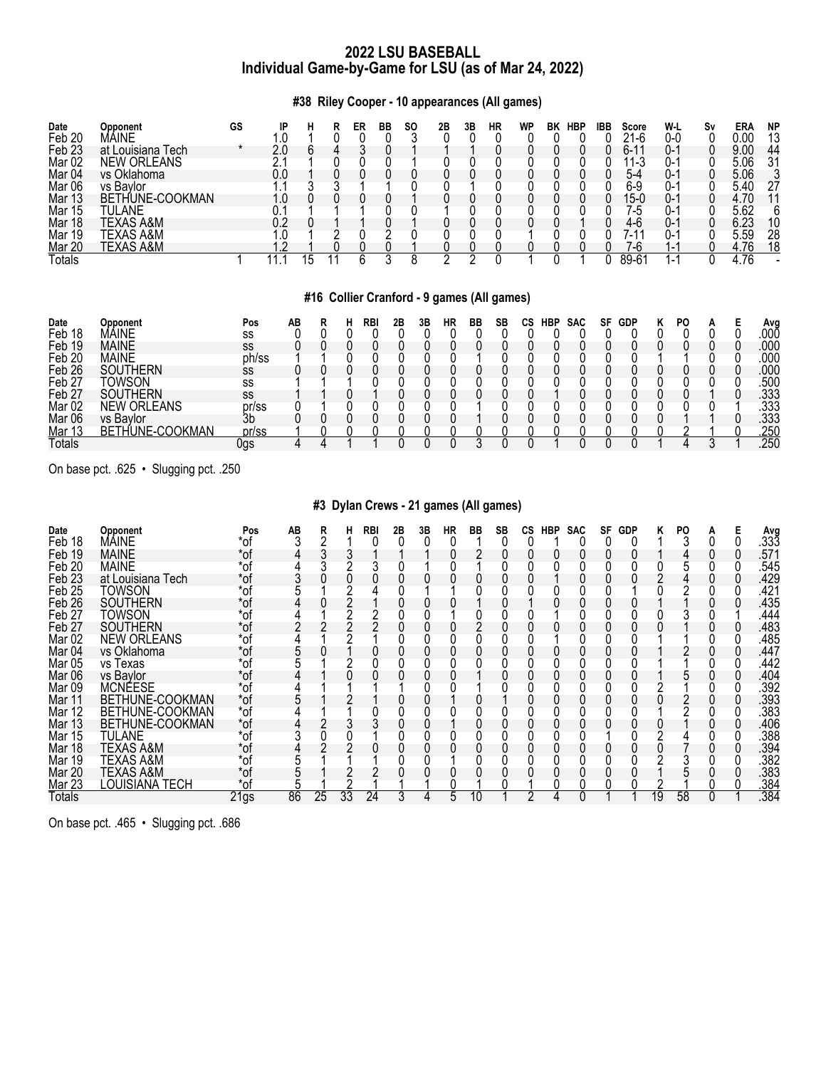# 2022 LSU BASEBALL
## Individual Game-by-Game for LSU (as of Mar 24, 2022)

### #38 Riley Cooper - 10 appearances (All games)

| Date | Opponent | GS | IP | H | R | ER | BB | SO | 2B | 3B | HR | WP | BK | HBP | IBB | Score | W-L | Sv | ERA | NP |
|---|---|---|---|---|---|---|---|---|---|---|---|---|---|---|---|---|---|---|---|---|
| Feb 20 | MAINE | | 1.0 | 1 | 0 | 0 | 0 | 3 | 0 | 0 | 0 | 0 | 0 | 0 | 0 | 21-6 | 0-0 | 0 | 0.00 | 13 |
| Feb 23 | at Louisiana Tech | * | 2.0 | 6 | 4 | 3 | 0 | 1 | 1 | 1 | 0 | 0 | 0 | 0 | 0 | 6-11 | 0-1 | 0 | 9.00 | 44 |
| Mar 02 | NEW ORLEANS | | 2.1 | 1 | 0 | 0 | 0 | 1 | 0 | 0 | 0 | 0 | 0 | 0 | 0 | 11-3 | 0-1 | 0 | 5.06 | 31 |
| Mar 04 | vs Oklahoma | | 0.0 | 1 | 0 | 0 | 0 | 0 | 0 | 0 | 0 | 0 | 0 | 0 | 0 | 5-4 | 0-1 | 0 | 5.06 | 3 |
| Mar 06 | vs Baylor | | 1.1 | 3 | 3 | 1 | 1 | 0 | 0 | 1 | 0 | 0 | 0 | 0 | 0 | 6-9 | 0-1 | 0 | 5.40 | 27 |
| Mar 13 | BETHUNE-COOKMAN | | 1.0 | 0 | 0 | 0 | 0 | 1 | 0 | 0 | 0 | 0 | 0 | 0 | 0 | 15-0 | 0-1 | 0 | 4.70 | 11 |
| Mar 15 | TULANE | | 0.1 | 1 | 1 | 1 | 0 | 0 | 1 | 0 | 0 | 0 | 0 | 0 | 0 | 7-5 | 0-1 | 0 | 5.62 | 6 |
| Mar 18 | TEXAS A&M | | 0.2 | 0 | 1 | 1 | 0 | 1 | 0 | 0 | 0 | 0 | 0 | 1 | 0 | 4-6 | 0-1 | 0 | 6.23 | 10 |
| Mar 19 | TEXAS A&M | | 1.0 | 1 | 2 | 0 | 2 | 0 | 0 | 0 | 0 | 1 | 0 | 0 | 0 | 7-11 | 0-1 | 0 | 5.59 | 28 |
| Mar 20 | TEXAS A&M | | 1.2 | 1 | 0 | 0 | 0 | 1 | 0 | 0 | 0 | 0 | 0 | 0 | 0 | 7-6 | 1-1 | 0 | 4.76 | 18 |
| Totals | | 1 | 11.1 | 15 | 11 | 6 | 3 | 8 | 2 | 2 | 0 | 1 | 0 | 1 | 0 | 89-61 | 1-1 | 0 | 4.76 | - |

### #16 Collier Cranford - 9 games (All games)

| Date | Opponent | Pos | AB | R | H | RBI | 2B | 3B | HR | BB | SB | CS | HBP | SAC | SF | GDP | K | PO | A | E | Avg |
|---|---|---|---|---|---|---|---|---|---|---|---|---|---|---|---|---|---|---|---|---|---|
| Feb 18 | MAINE | ss | 0 | 0 | 0 | 0 | 0 | 0 | 0 | 0 | 0 | 0 | 0 | 0 | 0 | 0 | 0 | 0 | 0 | 0 | .000 |
| Feb 19 | MAINE | ss | 0 | 0 | 0 | 0 | 0 | 0 | 0 | 0 | 0 | 0 | 0 | 0 | 0 | 0 | 0 | 0 | 0 | 0 | .000 |
| Feb 20 | MAINE | ph/ss | 1 | 1 | 0 | 0 | 0 | 0 | 0 | 1 | 0 | 0 | 0 | 0 | 0 | 0 | 1 | 1 | 0 | 0 | .000 |
| Feb 26 | SOUTHERN | ss | 0 | 0 | 0 | 0 | 0 | 0 | 0 | 0 | 0 | 0 | 0 | 0 | 0 | 0 | 0 | 0 | 0 | 0 | .000 |
| Feb 27 | TOWSON | ss | 1 | 1 | 1 | 0 | 0 | 0 | 0 | 0 | 0 | 0 | 0 | 0 | 0 | 0 | 0 | 0 | 0 | 0 | .500 |
| Feb 27 | SOUTHERN | ss | 1 | 1 | 0 | 1 | 0 | 0 | 0 | 0 | 0 | 0 | 1 | 0 | 0 | 0 | 0 | 0 | 1 | 0 | .333 |
| Mar 02 | NEW ORLEANS | pr/ss | 0 | 1 | 0 | 0 | 0 | 0 | 0 | 1 | 0 | 0 | 0 | 0 | 0 | 0 | 0 | 0 | 0 | 1 | .333 |
| Mar 06 | vs Baylor | 3b | 0 | 0 | 0 | 0 | 0 | 0 | 0 | 1 | 0 | 0 | 0 | 0 | 0 | 0 | 0 | 1 | 1 | 0 | .333 |
| Mar 13 | BETHUNE-COOKMAN | pr/ss | 1 | 0 | 0 | 0 | 0 | 0 | 0 | 0 | 0 | 0 | 0 | 0 | 0 | 0 | 0 | 2 | 1 | 0 | .250 |
| Totals | | 0gs | 4 | 4 | 1 | 1 | 0 | 0 | 0 | 3 | 0 | 0 | 1 | 0 | 0 | 0 | 1 | 4 | 3 | 1 | .250 |

On base pct. .625 • Slugging pct. .250

### #3 Dylan Crews - 21 games (All games)

| Date | Opponent | Pos | AB | R | H | RBI | 2B | 3B | HR | BB | SB | CS | HBP | SAC | SF | GDP | K | PO | A | E | Avg |
|---|---|---|---|---|---|---|---|---|---|---|---|---|---|---|---|---|---|---|---|---|---|
| Feb 18 | MAINE | *of | 3 | 2 | 1 | 0 | 0 | 0 | 0 | 1 | 0 | 0 | 1 | 0 | 0 | 0 | 1 | 3 | 0 | 0 | .333 |
| Feb 19 | MAINE | *of | 4 | 3 | 3 | 1 | 1 | 1 | 0 | 2 | 0 | 0 | 0 | 0 | 0 | 0 | 1 | 4 | 0 | 0 | .571 |
| Feb 20 | MAINE | *of | 4 | 3 | 2 | 3 | 0 | 1 | 0 | 1 | 0 | 0 | 0 | 0 | 0 | 0 | 0 | 5 | 0 | 0 | .545 |
| Feb 23 | at Louisiana Tech | *of | 3 | 0 | 0 | 0 | 0 | 0 | 0 | 0 | 0 | 0 | 1 | 0 | 0 | 0 | 2 | 4 | 0 | 0 | .429 |
| Feb 25 | TOWSON | *of | 5 | 1 | 2 | 4 | 0 | 1 | 1 | 0 | 0 | 0 | 0 | 0 | 0 | 1 | 0 | 2 | 0 | 0 | .421 |
| Feb 26 | SOUTHERN | *of | 4 | 0 | 2 | 1 | 0 | 0 | 0 | 1 | 0 | 0 | 1 | 0 | 0 | 0 | 1 | 1 | 0 | 0 | .435 |
| Feb 27 | TOWSON | *of | 4 | 1 | 2 | 2 | 0 | 0 | 1 | 0 | 0 | 0 | 1 | 0 | 0 | 0 | 0 | 3 | 0 | 1 | .444 |
| Feb 27 | SOUTHERN | *of | 2 | 2 | 2 | 2 | 0 | 0 | 0 | 2 | 0 | 0 | 0 | 0 | 0 | 0 | 0 | 1 | 0 | 0 | .483 |
| Mar 02 | NEW ORLEANS | *of | 4 | 1 | 2 | 1 | 0 | 0 | 0 | 0 | 0 | 0 | 1 | 0 | 0 | 0 | 1 | 1 | 0 | 0 | .485 |
| Mar 04 | vs Oklahoma | *of | 5 | 0 | 1 | 0 | 0 | 0 | 0 | 0 | 0 | 0 | 0 | 0 | 0 | 0 | 1 | 2 | 0 | 0 | .447 |
| Mar 05 | vs Texas | *of | 5 | 1 | 2 | 0 | 0 | 0 | 0 | 0 | 0 | 0 | 0 | 0 | 0 | 0 | 1 | 1 | 0 | 0 | .442 |
| Mar 06 | vs Baylor | *of | 4 | 1 | 0 | 0 | 0 | 0 | 0 | 1 | 0 | 0 | 0 | 0 | 0 | 0 | 1 | 5 | 0 | 0 | .404 |
| Mar 09 | MCNEESE | *of | 4 | 1 | 1 | 1 | 1 | 0 | 0 | 1 | 0 | 0 | 0 | 0 | 0 | 0 | 2 | 1 | 0 | 0 | .392 |
| Mar 11 | BETHUNE-COOKMAN | *of | 5 | 1 | 2 | 1 | 0 | 0 | 1 | 0 | 1 | 0 | 0 | 0 | 0 | 0 | 0 | 2 | 0 | 0 | .393 |
| Mar 12 | BETHUNE-COOKMAN | *of | 4 | 1 | 1 | 0 | 0 | 0 | 0 | 0 | 0 | 0 | 0 | 0 | 0 | 0 | 1 | 2 | 0 | 0 | .383 |
| Mar 13 | BETHUNE-COOKMAN | *of | 4 | 2 | 3 | 3 | 0 | 0 | 1 | 0 | 0 | 0 | 0 | 0 | 0 | 0 | 0 | 1 | 0 | 0 | .406 |
| Mar 15 | TULANE | *of | 3 | 0 | 0 | 1 | 0 | 0 | 0 | 0 | 0 | 0 | 0 | 0 | 1 | 0 | 2 | 4 | 0 | 0 | .388 |
| Mar 18 | TEXAS A&M | *of | 4 | 2 | 2 | 0 | 0 | 0 | 0 | 0 | 0 | 0 | 0 | 0 | 0 | 0 | 0 | 7 | 0 | 0 | .394 |
| Mar 19 | TEXAS A&M | *of | 5 | 1 | 1 | 1 | 0 | 0 | 1 | 0 | 0 | 0 | 0 | 0 | 0 | 0 | 2 | 3 | 0 | 0 | .382 |
| Mar 20 | TEXAS A&M | *of | 5 | 1 | 2 | 2 | 0 | 0 | 0 | 0 | 0 | 0 | 0 | 0 | 0 | 0 | 1 | 5 | 0 | 0 | .383 |
| Mar 23 | LOUISIANA TECH | *of | 5 | 1 | 2 | 1 | 1 | 1 | 0 | 1 | 0 | 1 | 0 | 0 | 0 | 0 | 2 | 1 | 0 | 0 | .384 |
| Totals | | 21gs | 86 | 25 | 33 | 24 | 3 | 4 | 5 | 10 | 1 | 2 | 4 | 0 | 1 | 1 | 19 | 58 | 0 | 1 | .384 |

On base pct. .465 • Slugging pct. .686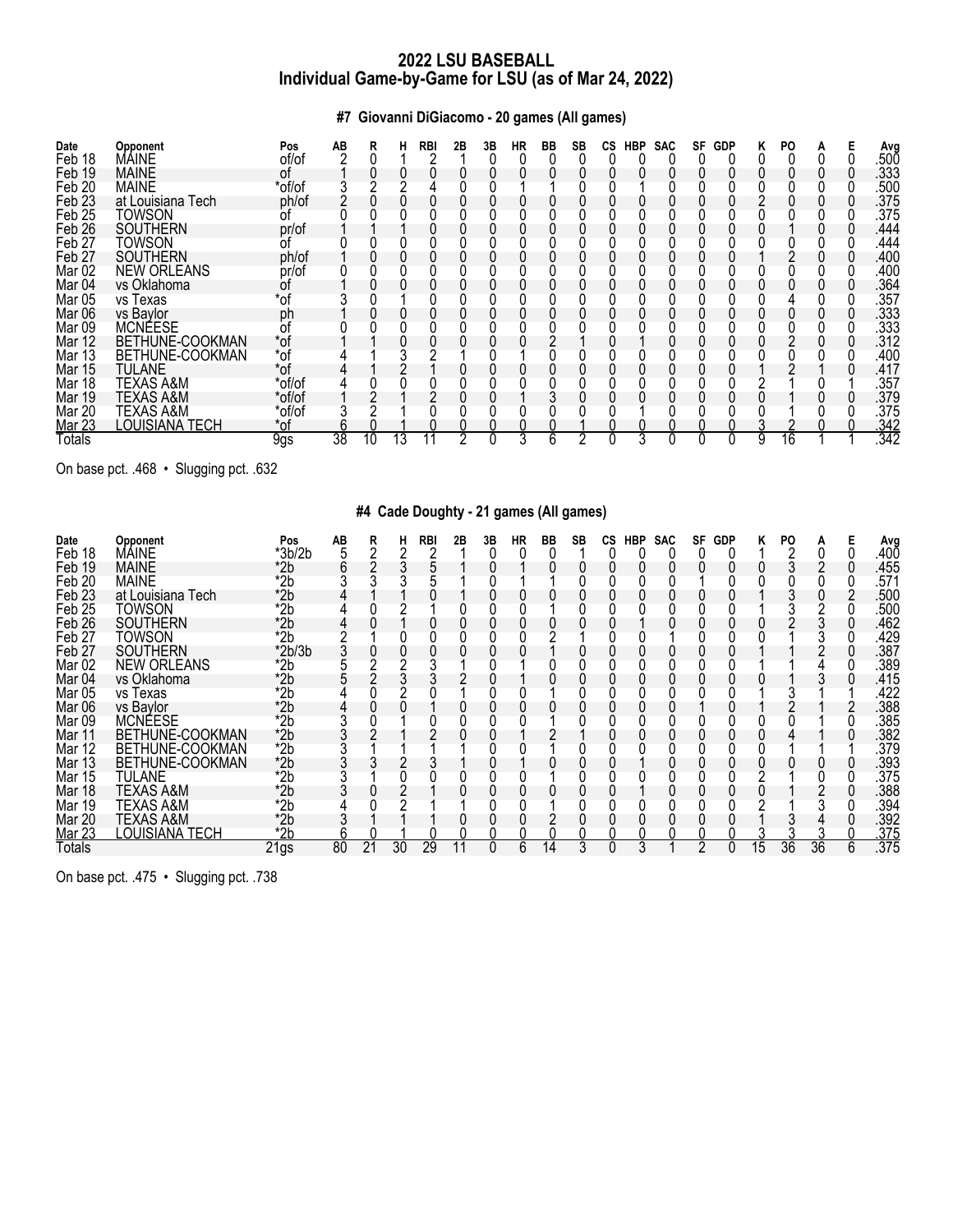# 2022 LSU BASEBALL
## Individual Game-by-Game for LSU (as of Mar 24, 2022)

### #7 Giovanni DiGiacomo - 20 games (All games)

| Date | Opponent | Pos | AB | R | H | RBI | 2B | 3B | HR | BB | SB | CS | HBP | SAC | SF | GDP | K | PO | A | E | Avg |
|---|---|---|---|---|---|---|---|---|---|---|---|---|---|---|---|---|---|---|---|---|---|
| Feb 18 | MAINE | of/of | 2 | 0 | 1 | 2 | 1 | 0 | 0 | 0 | 0 | 0 | 0 | 0 | 0 | 0 | 0 | 0 | 0 | 0 | .500 |
| Feb 19 | MAINE | of | 1 | 0 | 0 | 0 | 0 | 0 | 0 | 0 | 0 | 0 | 0 | 0 | 0 | 0 | 0 | 0 | 0 | 0 | .333 |
| Feb 20 | MAINE | *of/of | 3 | 2 | 2 | 4 | 0 | 0 | 1 | 1 | 0 | 0 | 1 | 0 | 0 | 0 | 0 | 0 | 0 | 0 | .500 |
| Feb 23 | at Louisiana Tech | ph/of | 2 | 0 | 0 | 0 | 0 | 0 | 0 | 0 | 0 | 0 | 0 | 0 | 0 | 0 | 2 | 0 | 0 | 0 | .375 |
| Feb 25 | TOWSON | of | 0 | 0 | 0 | 0 | 0 | 0 | 0 | 0 | 0 | 0 | 0 | 0 | 0 | 0 | 0 | 0 | 0 | 0 | .375 |
| Feb 26 | SOUTHERN | pr/of | 1 | 1 | 1 | 0 | 0 | 0 | 0 | 0 | 0 | 0 | 0 | 0 | 0 | 0 | 0 | 1 | 0 | 0 | .444 |
| Feb 27 | TOWSON | of | 0 | 0 | 0 | 0 | 0 | 0 | 0 | 0 | 0 | 0 | 0 | 0 | 0 | 0 | 0 | 0 | 0 | 0 | .444 |
| Feb 27 | SOUTHERN | ph/of | 1 | 0 | 0 | 0 | 0 | 0 | 0 | 0 | 0 | 0 | 0 | 0 | 0 | 0 | 1 | 2 | 0 | 0 | .400 |
| Mar 02 | NEW ORLEANS | pr/of | 0 | 0 | 0 | 0 | 0 | 0 | 0 | 0 | 0 | 0 | 0 | 0 | 0 | 0 | 0 | 0 | 0 | 0 | .400 |
| Mar 04 | vs Oklahoma | of | 1 | 0 | 0 | 0 | 0 | 0 | 0 | 0 | 0 | 0 | 0 | 0 | 0 | 0 | 0 | 0 | 0 | 0 | .364 |
| Mar 05 | vs Texas | *of | 3 | 0 | 1 | 0 | 0 | 0 | 0 | 0 | 0 | 0 | 0 | 0 | 0 | 0 | 0 | 4 | 0 | 0 | .357 |
| Mar 06 | vs Baylor | ph | 1 | 0 | 0 | 0 | 0 | 0 | 0 | 0 | 0 | 0 | 0 | 0 | 0 | 0 | 0 | 0 | 0 | 0 | .333 |
| Mar 09 | MCNEESE | of | 0 | 0 | 0 | 0 | 0 | 0 | 0 | 0 | 0 | 0 | 0 | 0 | 0 | 0 | 0 | 0 | 0 | 0 | .333 |
| Mar 12 | BETHUNE-COOKMAN | *of | 1 | 1 | 0 | 0 | 0 | 0 | 0 | 2 | 1 | 0 | 1 | 0 | 0 | 0 | 0 | 2 | 0 | 0 | .312 |
| Mar 13 | BETHUNE-COOKMAN | *of | 4 | 1 | 3 | 2 | 1 | 0 | 1 | 0 | 0 | 0 | 0 | 0 | 0 | 0 | 0 | 0 | 0 | 0 | .400 |
| Mar 15 | TULANE | *of | 4 | 1 | 2 | 1 | 0 | 0 | 0 | 0 | 0 | 0 | 0 | 0 | 0 | 0 | 1 | 2 | 1 | 0 | .417 |
| Mar 18 | TEXAS A&M | *of/of | 4 | 0 | 0 | 0 | 0 | 0 | 0 | 0 | 0 | 0 | 0 | 0 | 0 | 0 | 2 | 1 | 0 | 1 | .357 |
| Mar 19 | TEXAS A&M | *of/of | 1 | 2 | 1 | 2 | 0 | 0 | 1 | 3 | 0 | 0 | 0 | 0 | 0 | 0 | 0 | 1 | 0 | 0 | .379 |
| Mar 20 | TEXAS A&M | *of/of | 3 | 2 | 1 | 0 | 0 | 0 | 0 | 0 | 0 | 0 | 1 | 0 | 0 | 0 | 0 | 1 | 0 | 0 | .375 |
| Mar 23 | LOUISIANA TECH | *of | 6 | 0 | 1 | 0 | 0 | 0 | 0 | 0 | 1 | 0 | 0 | 0 | 0 | 0 | 3 | 2 | 0 | 0 | .342 |
| Totals | | 9gs | 38 | 10 | 13 | 11 | 2 | 0 | 3 | 6 | 2 | 0 | 3 | 0 | 0 | 0 | 9 | 16 | 1 | 1 | .342 |

On base pct. .468 • Slugging pct. .632

### #4 Cade Doughty - 21 games (All games)

| Date | Opponent | Pos | AB | R | H | RBI | 2B | 3B | HR | BB | SB | CS | HBP | SAC | SF | GDP | K | PO | A | E | Avg |
|---|---|---|---|---|---|---|---|---|---|---|---|---|---|---|---|---|---|---|---|---|---|
| Feb 18 | MAINE | *3b/2b | 5 | 2 | 2 | 2 | 1 | 0 | 0 | 0 | 1 | 0 | 0 | 0 | 0 | 0 | 1 | 2 | 0 | 0 | .400 |
| Feb 19 | MAINE | *2b | 6 | 2 | 3 | 5 | 1 | 0 | 1 | 0 | 0 | 0 | 0 | 0 | 0 | 0 | 0 | 3 | 2 | 0 | .455 |
| Feb 20 | MAINE | *2b | 3 | 3 | 3 | 5 | 1 | 0 | 1 | 1 | 0 | 0 | 0 | 0 | 1 | 0 | 0 | 0 | 0 | 0 | .571 |
| Feb 23 | at Louisiana Tech | *2b | 4 | 1 | 1 | 0 | 1 | 0 | 0 | 0 | 0 | 0 | 0 | 0 | 0 | 0 | 1 | 3 | 0 | 2 | .500 |
| Feb 25 | TOWSON | *2b | 4 | 0 | 2 | 1 | 0 | 0 | 0 | 1 | 0 | 0 | 0 | 0 | 0 | 0 | 1 | 3 | 2 | 0 | .500 |
| Feb 26 | SOUTHERN | *2b | 4 | 0 | 1 | 0 | 0 | 0 | 0 | 0 | 0 | 0 | 1 | 0 | 0 | 0 | 0 | 2 | 3 | 0 | .462 |
| Feb 27 | TOWSON | *2b | 2 | 1 | 0 | 0 | 0 | 0 | 0 | 2 | 1 | 0 | 0 | 1 | 0 | 0 | 0 | 1 | 3 | 0 | .429 |
| Feb 27 | SOUTHERN | *2b/3b | 3 | 0 | 0 | 0 | 0 | 0 | 0 | 1 | 0 | 0 | 0 | 0 | 0 | 0 | 1 | 1 | 2 | 0 | .387 |
| Mar 02 | NEW ORLEANS | *2b | 5 | 2 | 2 | 3 | 1 | 0 | 1 | 0 | 0 | 0 | 0 | 0 | 0 | 0 | 1 | 1 | 4 | 0 | .389 |
| Mar 04 | vs Oklahoma | *2b | 5 | 2 | 3 | 3 | 2 | 0 | 1 | 0 | 0 | 0 | 0 | 0 | 0 | 0 | 0 | 1 | 3 | 0 | .415 |
| Mar 05 | vs Texas | *2b | 4 | 0 | 2 | 0 | 1 | 0 | 0 | 1 | 0 | 0 | 0 | 0 | 0 | 0 | 1 | 3 | 1 | 1 | .422 |
| Mar 06 | vs Baylor | *2b | 4 | 0 | 0 | 0 | 0 | 0 | 0 | 0 | 0 | 0 | 0 | 0 | 1 | 0 | 1 | 2 | 1 | 2 | .388 |
| Mar 09 | MCNEESE | *2b | 3 | 0 | 1 | 0 | 0 | 0 | 0 | 1 | 0 | 0 | 0 | 0 | 0 | 0 | 0 | 0 | 1 | 0 | .385 |
| Mar 11 | BETHUNE-COOKMAN | *2b | 3 | 2 | 1 | 2 | 0 | 0 | 1 | 2 | 1 | 0 | 0 | 0 | 0 | 0 | 0 | 4 | 1 | 0 | .382 |
| Mar 12 | BETHUNE-COOKMAN | *2b | 3 | 1 | 1 | 1 | 1 | 0 | 0 | 1 | 0 | 0 | 0 | 0 | 0 | 0 | 0 | 1 | 1 | 1 | .379 |
| Mar 13 | BETHUNE-COOKMAN | *2b | 3 | 3 | 2 | 3 | 1 | 0 | 1 | 0 | 0 | 0 | 1 | 0 | 0 | 0 | 0 | 0 | 0 | 0 | .393 |
| Mar 15 | TULANE | *2b | 3 | 1 | 0 | 0 | 0 | 0 | 0 | 1 | 0 | 0 | 0 | 0 | 0 | 0 | 2 | 1 | 0 | 0 | .375 |
| Mar 18 | TEXAS A&M | *2b | 3 | 0 | 2 | 1 | 0 | 0 | 0 | 0 | 0 | 0 | 1 | 0 | 0 | 0 | 0 | 0 | 2 | 0 | .388 |
| Mar 19 | TEXAS A&M | *2b | 4 | 0 | 2 | 1 | 1 | 0 | 0 | 1 | 0 | 0 | 0 | 0 | 0 | 0 | 2 | 1 | 3 | 0 | .394 |
| Mar 20 | TEXAS A&M | *2b | 3 | 1 | 1 | 1 | 0 | 0 | 0 | 2 | 0 | 0 | 0 | 0 | 0 | 0 | 1 | 3 | 4 | 0 | .392 |
| Mar 23 | LOUISIANA TECH | *2b | 6 | 0 | 1 | 0 | 0 | 0 | 0 | 0 | 0 | 0 | 0 | 0 | 0 | 0 | 3 | 3 | 3 | 0 | .375 |
| Totals | | 21gs | 80 | 21 | 30 | 29 | 11 | 0 | 6 | 14 | 3 | 0 | 3 | 1 | 2 | 0 | 15 | 36 | 36 | 6 | .375 |

On base pct. .475 • Slugging pct. .738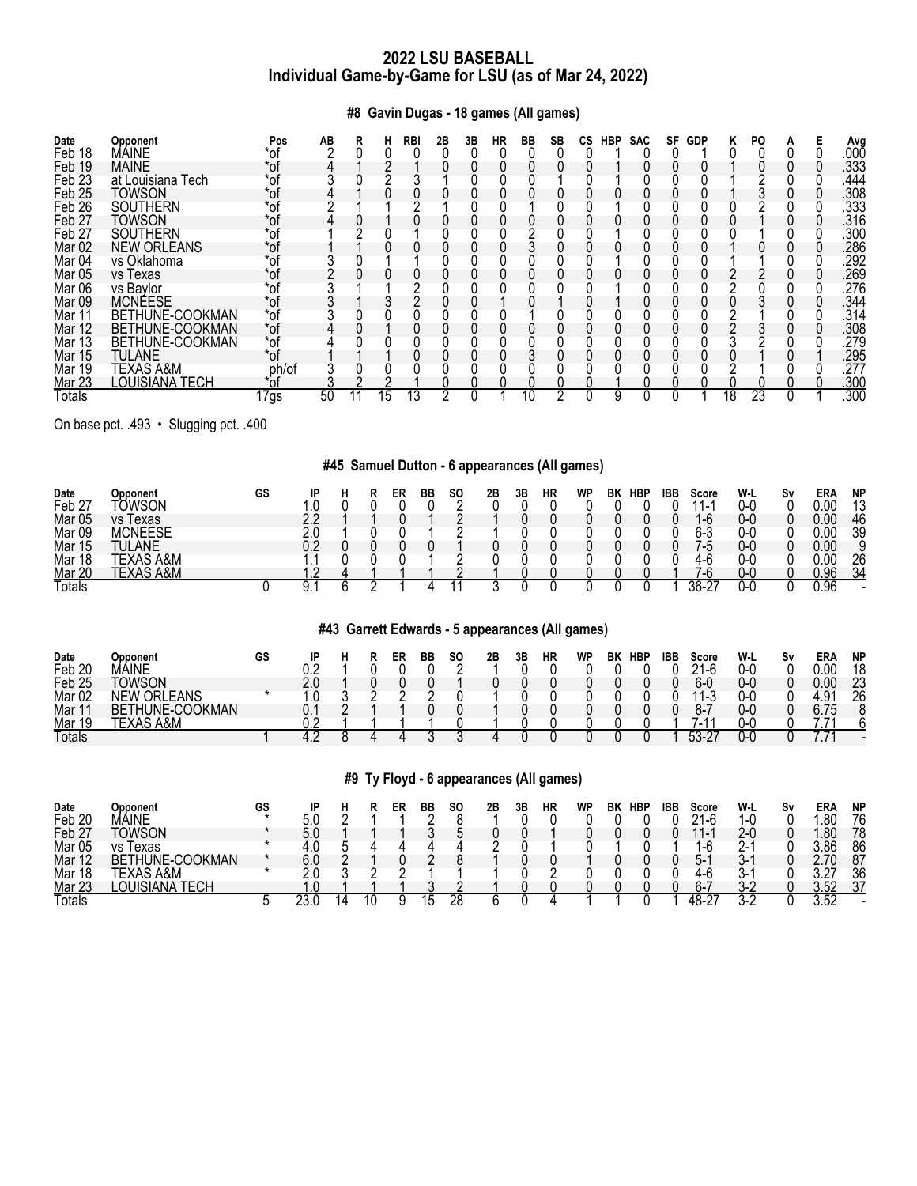# 2022 LSU BASEBALL
## Individual Game-by-Game for LSU (as of Mar 24, 2022)

### #8 Gavin Dugas - 18 games (All games)

| Date | Opponent | Pos | AB | R | H | RBI | 2B | 3B | HR | BB | SB | CS | HBP | SAC | SF | GDP | K | PO | A | E | Avg |
|---|---|---|---|---|---|---|---|---|---|---|---|---|---|---|---|---|---|---|---|---|---|
| Feb 18 | MAINE | *of | 2 | 0 | 0 | 0 | 0 | 0 | 0 | 0 | 0 | 0 | 1 | 0 | 0 | 1 | 0 | 0 | 0 | 0 | .000 |
| Feb 19 | MAINE | *of | 4 | 1 | 2 | 1 | 0 | 0 | 0 | 0 | 0 | 0 | 1 | 0 | 0 | 0 | 1 | 0 | 0 | 0 | .333 |
| Feb 23 | at Louisiana Tech | *of | 3 | 0 | 2 | 3 | 1 | 0 | 0 | 0 | 1 | 0 | 1 | 0 | 0 | 0 | 1 | 2 | 0 | 0 | .444 |
| Feb 25 | TOWSON | *of | 4 | 1 | 0 | 0 | 0 | 0 | 0 | 0 | 0 | 0 | 0 | 0 | 0 | 0 | 1 | 3 | 0 | 0 | .308 |
| Feb 26 | SOUTHERN | *of | 2 | 1 | 1 | 2 | 1 | 0 | 0 | 1 | 0 | 0 | 1 | 0 | 0 | 0 | 0 | 2 | 0 | 0 | .333 |
| Feb 27 | TOWSON | *of | 4 | 0 | 1 | 0 | 0 | 0 | 0 | 0 | 0 | 0 | 0 | 0 | 0 | 0 | 0 | 1 | 0 | 0 | .316 |
| Feb 27 | SOUTHERN | *of | 1 | 2 | 0 | 1 | 0 | 0 | 0 | 2 | 0 | 0 | 1 | 0 | 0 | 0 | 0 | 1 | 0 | 0 | .300 |
| Mar 02 | NEW ORLEANS | *of | 1 | 1 | 0 | 0 | 0 | 0 | 0 | 3 | 0 | 0 | 0 | 0 | 0 | 0 | 1 | 0 | 0 | 0 | .286 |
| Mar 04 | vs Oklahoma | *of | 3 | 0 | 1 | 1 | 0 | 0 | 0 | 0 | 0 | 0 | 1 | 0 | 0 | 0 | 1 | 1 | 0 | 0 | .292 |
| Mar 05 | vs Texas | *of | 2 | 0 | 0 | 0 | 0 | 0 | 0 | 0 | 0 | 0 | 0 | 0 | 0 | 0 | 2 | 2 | 0 | 0 | .269 |
| Mar 06 | vs Baylor | *of | 3 | 1 | 1 | 2 | 0 | 0 | 0 | 0 | 0 | 0 | 1 | 0 | 0 | 0 | 2 | 0 | 0 | 0 | .276 |
| Mar 09 | MCNEESE | *of | 3 | 1 | 3 | 2 | 0 | 0 | 1 | 0 | 1 | 0 | 1 | 0 | 0 | 0 | 0 | 3 | 0 | 0 | .344 |
| Mar 11 | BETHUNE-COOKMAN | *of | 3 | 0 | 0 | 0 | 0 | 0 | 0 | 1 | 0 | 0 | 0 | 0 | 0 | 0 | 2 | 1 | 0 | 0 | .314 |
| Mar 12 | BETHUNE-COOKMAN | *of | 4 | 0 | 1 | 0 | 0 | 0 | 0 | 0 | 0 | 0 | 0 | 0 | 0 | 0 | 2 | 3 | 0 | 0 | .308 |
| Mar 13 | BETHUNE-COOKMAN | *of | 4 | 0 | 0 | 0 | 0 | 0 | 0 | 0 | 0 | 0 | 0 | 0 | 0 | 0 | 3 | 2 | 0 | 0 | .279 |
| Mar 15 | TULANE | *of | 1 | 1 | 1 | 0 | 0 | 0 | 0 | 3 | 0 | 0 | 0 | 0 | 0 | 0 | 0 | 1 | 0 | 1 | .295 |
| Mar 19 | TEXAS A&M | ph/of | 3 | 0 | 0 | 0 | 0 | 0 | 0 | 0 | 0 | 0 | 0 | 0 | 0 | 0 | 2 | 1 | 0 | 0 | .277 |
| Mar 23 | LOUISIANA TECH | *of | 3 | 2 | 2 | 1 | 0 | 0 | 0 | 0 | 0 | 0 | 1 | 0 | 0 | 0 | 0 | 0 | 0 | 0 | .300 |
| Totals | | 17gs | 50 | 11 | 15 | 13 | 2 | 0 | 1 | 10 | 2 | 0 | 9 | 0 | 0 | 1 | 18 | 23 | 0 | 1 | .300 |

On base pct. .493 • Slugging pct. .400

### #45 Samuel Dutton - 6 appearances (All games)

| Date | Opponent | GS | IP | H | R | ER | BB | SO | 2B | 3B | HR | WP | BK | HBP | IBB | Score | W-L | Sv | ERA | NP |
|---|---|---|---|---|---|---|---|---|---|---|---|---|---|---|---|---|---|---|---|---|
| Feb 27 | TOWSON | | 1.0 | 0 | 0 | 0 | 0 | 2 | 0 | 0 | 0 | 0 | 0 | 0 | 0 | 11-1 | 0-0 | 0 | 0.00 | 13 |
| Mar 05 | vs Texas | | 2.2 | 1 | 1 | 0 | 1 | 2 | 1 | 0 | 0 | 0 | 0 | 0 | 0 | 1-6 | 0-0 | 0 | 0.00 | 46 |
| Mar 09 | MCNEESE | | 2.0 | 1 | 0 | 0 | 1 | 2 | 1 | 0 | 0 | 0 | 0 | 0 | 0 | 6-3 | 0-0 | 0 | 0.00 | 39 |
| Mar 15 | TULANE | | 0.2 | 0 | 0 | 0 | 0 | 1 | 0 | 0 | 0 | 0 | 0 | 0 | 0 | 7-5 | 0-0 | 0 | 0.00 | 9 |
| Mar 18 | TEXAS A&M | | 1.1 | 0 | 0 | 0 | 1 | 2 | 0 | 0 | 0 | 0 | 0 | 0 | 0 | 4-6 | 0-0 | 0 | 0.00 | 26 |
| Mar 20 | TEXAS A&M | | 1.2 | 4 | 1 | 1 | 1 | 2 | 1 | 0 | 0 | 0 | 0 | 0 | 1 | 7-6 | 0-0 | 0 | 0.96 | 34 |
| Totals | | 0 | 9.1 | 6 | 2 | 1 | 4 | 11 | 3 | 0 | 0 | 0 | 0 | 0 | 1 | 36-27 | 0-0 | 0 | 0.96 | - |

### #43 Garrett Edwards - 5 appearances (All games)

| Date | Opponent | GS | IP | H | R | ER | BB | SO | 2B | 3B | HR | WP | BK | HBP | IBB | Score | W-L | Sv | ERA | NP |
|---|---|---|---|---|---|---|---|---|---|---|---|---|---|---|---|---|---|---|---|---|
| Feb 20 | MAINE | | 0.2 | 1 | 0 | 0 | 0 | 2 | 1 | 0 | 0 | 0 | 0 | 0 | 0 | 21-6 | 0-0 | 0 | 0.00 | 18 |
| Feb 25 | TOWSON | | 2.0 | 1 | 0 | 0 | 0 | 1 | 0 | 0 | 0 | 0 | 0 | 0 | 0 | 6-0 | 0-0 | 0 | 0.00 | 23 |
| Mar 02 | NEW ORLEANS | * | 1.0 | 3 | 2 | 2 | 2 | 0 | 1 | 0 | 0 | 0 | 0 | 0 | 0 | 11-3 | 0-0 | 0 | 4.91 | 26 |
| Mar 11 | BETHUNE-COOKMAN | | 0.1 | 2 | 1 | 1 | 0 | 0 | 1 | 0 | 0 | 0 | 0 | 0 | 0 | 8-7 | 0-0 | 0 | 6.75 | 8 |
| Mar 19 | TEXAS A&M | | 0.2 | 1 | 1 | 1 | 1 | 0 | 1 | 0 | 0 | 0 | 0 | 0 | 1 | 7-11 | 0-0 | 0 | 7.71 | 6 |
| Totals | | 1 | 4.2 | 8 | 4 | 4 | 3 | 3 | 4 | 0 | 0 | 0 | 0 | 0 | 1 | 53-27 | 0-0 | 0 | 7.71 | - |

### #9 Ty Floyd - 6 appearances (All games)

| Date | Opponent | GS | IP | H | R | ER | BB | SO | 2B | 3B | HR | WP | BK | HBP | IBB | Score | W-L | Sv | ERA | NP |
|---|---|---|---|---|---|---|---|---|---|---|---|---|---|---|---|---|---|---|---|---|
| Feb 20 | MAINE | * | 5.0 | 2 | 1 | 1 | 2 | 8 | 1 | 0 | 0 | 0 | 0 | 0 | 0 | 21-6 | 1-0 | 0 | 1.80 | 76 |
| Feb 27 | TOWSON | * | 5.0 | 1 | 1 | 1 | 3 | 5 | 0 | 0 | 1 | 0 | 0 | 0 | 0 | 11-1 | 2-0 | 0 | 1.80 | 78 |
| Mar 05 | vs Texas | * | 4.0 | 5 | 4 | 4 | 4 | 4 | 2 | 0 | 1 | 0 | 1 | 0 | 1 | 1-6 | 2-1 | 0 | 3.86 | 86 |
| Mar 12 | BETHUNE-COOKMAN | * | 6.0 | 2 | 1 | 0 | 2 | 8 | 1 | 0 | 0 | 1 | 0 | 0 | 0 | 5-1 | 3-1 | 0 | 2.70 | 87 |
| Mar 18 | TEXAS A&M | * | 2.0 | 3 | 2 | 2 | 1 | 1 | 1 | 0 | 2 | 0 | 0 | 0 | 0 | 4-6 | 3-1 | 0 | 3.27 | 36 |
| Mar 23 | LOUISIANA TECH | | 1.0 | 1 | 1 | 1 | 3 | 2 | 1 | 0 | 0 | 0 | 0 | 0 | 0 | 6-7 | 3-2 | 0 | 3.52 | 37 |
| Totals | | 5 | 23.0 | 14 | 10 | 9 | 15 | 28 | 6 | 0 | 4 | 1 | 1 | 0 | 1 | 48-27 | 3-2 | 0 | 3.52 | - |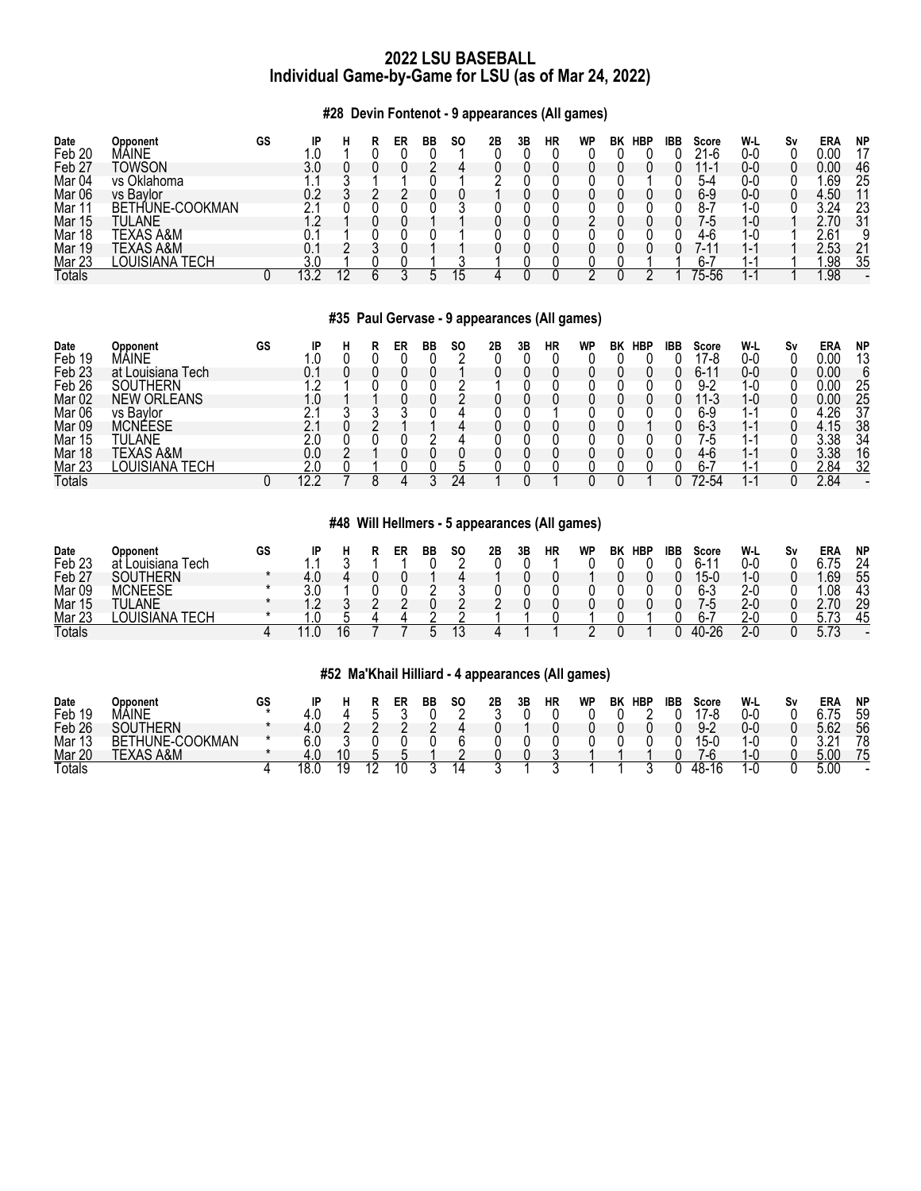# 2022 LSU BASEBALL
## Individual Game-by-Game for LSU (as of Mar 24, 2022)

### #28 Devin Fontenot - 9 appearances (All games)

| Date | Opponent | GS | IP | H | R | ER | BB | SO | 2B | 3B | HR | WP | BK | HBP | IBB | Score | W-L | Sv | ERA | NP |
|---|---|---|---|---|---|---|---|---|---|---|---|---|---|---|---|---|---|---|---|---|
| Feb 20 | MAINE | | 1.0 | 1 | 0 | 0 | 0 | 1 | 0 | 0 | 0 | 0 | 0 | 0 | 0 | 21-6 | 0-0 | 0 | 0.00 | 17 |
| Feb 27 | TOWSON | | 3.0 | 0 | 0 | 0 | 2 | 4 | 0 | 0 | 0 | 0 | 0 | 0 | 0 | 11-1 | 0-0 | 0 | 0.00 | 46 |
| Mar 04 | vs Oklahoma | | 1.1 | 3 | 1 | 1 | 0 | 1 | 2 | 0 | 0 | 0 | 0 | 1 | 0 | 5-4 | 0-0 | 0 | 1.69 | 25 |
| Mar 06 | vs Baylor | | 0.2 | 3 | 2 | 2 | 0 | 0 | 1 | 0 | 0 | 0 | 0 | 0 | 0 | 6-9 | 0-0 | 0 | 4.50 | 11 |
| Mar 11 | BETHUNE-COOKMAN | | 2.1 | 0 | 0 | 0 | 0 | 3 | 0 | 0 | 0 | 0 | 0 | 0 | 0 | 8-7 | 1-0 | 0 | 3.24 | 23 |
| Mar 15 | TULANE | | 1.2 | 1 | 0 | 0 | 1 | 1 | 0 | 0 | 0 | 2 | 0 | 0 | 0 | 7-5 | 1-0 | 1 | 2.70 | 31 |
| Mar 18 | TEXAS A&M | | 0.1 | 1 | 0 | 0 | 0 | 1 | 0 | 0 | 0 | 0 | 0 | 0 | 0 | 4-6 | 1-0 | 1 | 2.61 | 9 |
| Mar 19 | TEXAS A&M | | 0.1 | 2 | 3 | 0 | 1 | 1 | 0 | 0 | 0 | 0 | 0 | 0 | 0 | 7-11 | 1-1 | 1 | 2.53 | 21 |
| Mar 23 | LOUISIANA TECH | | 3.0 | 1 | 0 | 0 | 1 | 3 | 1 | 0 | 0 | 0 | 0 | 1 | 1 | 6-7 | 1-1 | 1 | 1.98 | 35 |
| Totals | | 0 | 13.2 | 12 | 6 | 3 | 5 | 15 | 4 | 0 | 0 | 2 | 0 | 2 | 1 | 75-56 | 1-1 | 1 | 1.98 | - |

### #35 Paul Gervase - 9 appearances (All games)

| Date | Opponent | GS | IP | H | R | ER | BB | SO | 2B | 3B | HR | WP | BK | HBP | IBB | Score | W-L | Sv | ERA | NP |
|---|---|---|---|---|---|---|---|---|---|---|---|---|---|---|---|---|---|---|---|---|
| Feb 19 | MAINE | | 1.0 | 0 | 0 | 0 | 0 | 2 | 0 | 0 | 0 | 0 | 0 | 0 | 0 | 17-8 | 0-0 | 0 | 0.00 | 13 |
| Feb 23 | at Louisiana Tech | | 0.1 | 0 | 0 | 0 | 0 | 1 | 0 | 0 | 0 | 0 | 0 | 0 | 0 | 6-11 | 0-0 | 0 | 0.00 | 6 |
| Feb 26 | SOUTHERN | | 1.2 | 1 | 0 | 0 | 0 | 2 | 1 | 0 | 0 | 0 | 0 | 0 | 0 | 9-2 | 1-0 | 0 | 0.00 | 25 |
| Mar 02 | NEW ORLEANS | | 1.0 | 1 | 1 | 0 | 0 | 2 | 0 | 0 | 0 | 0 | 0 | 0 | 0 | 11-3 | 1-0 | 0 | 0.00 | 25 |
| Mar 06 | vs Baylor | | 2.1 | 3 | 3 | 3 | 0 | 4 | 0 | 0 | 1 | 0 | 0 | 0 | 0 | 6-9 | 1-1 | 0 | 4.26 | 37 |
| Mar 09 | MCNEESE | | 2.1 | 0 | 2 | 1 | 1 | 4 | 0 | 0 | 0 | 0 | 0 | 1 | 0 | 6-3 | 1-1 | 0 | 4.15 | 38 |
| Mar 15 | TULANE | | 2.0 | 0 | 0 | 0 | 2 | 4 | 0 | 0 | 0 | 0 | 0 | 0 | 0 | 7-5 | 1-1 | 0 | 3.38 | 34 |
| Mar 18 | TEXAS A&M | | 0.0 | 2 | 1 | 0 | 0 | 0 | 0 | 0 | 0 | 0 | 0 | 0 | 0 | 4-6 | 1-1 | 0 | 3.38 | 16 |
| Mar 23 | LOUISIANA TECH | | 2.0 | 0 | 1 | 0 | 0 | 5 | 0 | 0 | 0 | 0 | 0 | 0 | 0 | 6-7 | 1-1 | 0 | 2.84 | 32 |
| Totals | | 0 | 12.2 | 7 | 8 | 4 | 3 | 24 | 1 | 0 | 1 | 0 | 0 | 1 | 0 | 72-54 | 1-1 | 0 | 2.84 | - |

### #48 Will Hellmers - 5 appearances (All games)

| Date | Opponent | GS | IP | H | R | ER | BB | SO | 2B | 3B | HR | WP | BK | HBP | IBB | Score | W-L | Sv | ERA | NP |
|---|---|---|---|---|---|---|---|---|---|---|---|---|---|---|---|---|---|---|---|---|
| Feb 23 | at Louisiana Tech | | 1.1 | 3 | 1 | 1 | 0 | 2 | 0 | 0 | 1 | 0 | 0 | 0 | 0 | 6-11 | 0-0 | 0 | 6.75 | 24 |
| Feb 27 | SOUTHERN | * | 4.0 | 4 | 0 | 0 | 1 | 4 | 1 | 0 | 0 | 1 | 0 | 0 | 0 | 15-0 | 1-0 | 0 | 1.69 | 55 |
| Mar 09 | MCNEESE | * | 3.0 | 1 | 0 | 0 | 2 | 3 | 0 | 0 | 0 | 0 | 0 | 0 | 0 | 6-3 | 2-0 | 0 | 1.08 | 43 |
| Mar 15 | TULANE | * | 1.2 | 3 | 2 | 2 | 0 | 2 | 2 | 0 | 0 | 0 | 0 | 0 | 0 | 7-5 | 2-0 | 0 | 2.70 | 29 |
| Mar 23 | LOUISIANA TECH | * | 1.0 | 5 | 4 | 4 | 2 | 2 | 1 | 1 | 0 | 1 | 0 | 1 | 0 | 6-7 | 2-0 | 0 | 5.73 | 45 |
| Totals | | 4 | 11.0 | 16 | 7 | 7 | 5 | 13 | 4 | 1 | 1 | 2 | 0 | 1 | 0 | 40-26 | 2-0 | 0 | 5.73 | - |

### #52 Ma'Khail Hilliard - 4 appearances (All games)

| Date | Opponent | GS | IP | H | R | ER | BB | SO | 2B | 3B | HR | WP | BK | HBP | IBB | Score | W-L | Sv | ERA | NP |
|---|---|---|---|---|---|---|---|---|---|---|---|---|---|---|---|---|---|---|---|---|
| Feb 19 | MAINE | * | 4.0 | 4 | 5 | 3 | 0 | 2 | 3 | 0 | 0 | 0 | 0 | 2 | 0 | 17-8 | 0-0 | 0 | 6.75 | 59 |
| Feb 26 | SOUTHERN | * | 4.0 | 2 | 2 | 2 | 2 | 4 | 0 | 1 | 0 | 0 | 0 | 0 | 0 | 9-2 | 0-0 | 0 | 5.62 | 56 |
| Mar 13 | BETHUNE-COOKMAN | * | 6.0 | 3 | 0 | 0 | 0 | 6 | 0 | 0 | 0 | 0 | 0 | 0 | 0 | 15-0 | 1-0 | 0 | 3.21 | 78 |
| Mar 20 | TEXAS A&M | * | 4.0 | 10 | 5 | 5 | 1 | 2 | 0 | 0 | 3 | 1 | 1 | 1 | 0 | 7-6 | 1-0 | 0 | 5.00 | 75 |
| Totals | | 4 | 18.0 | 19 | 12 | 10 | 3 | 14 | 3 | 1 | 3 | 1 | 1 | 3 | 0 | 48-16 | 1-0 | 0 | 5.00 | - |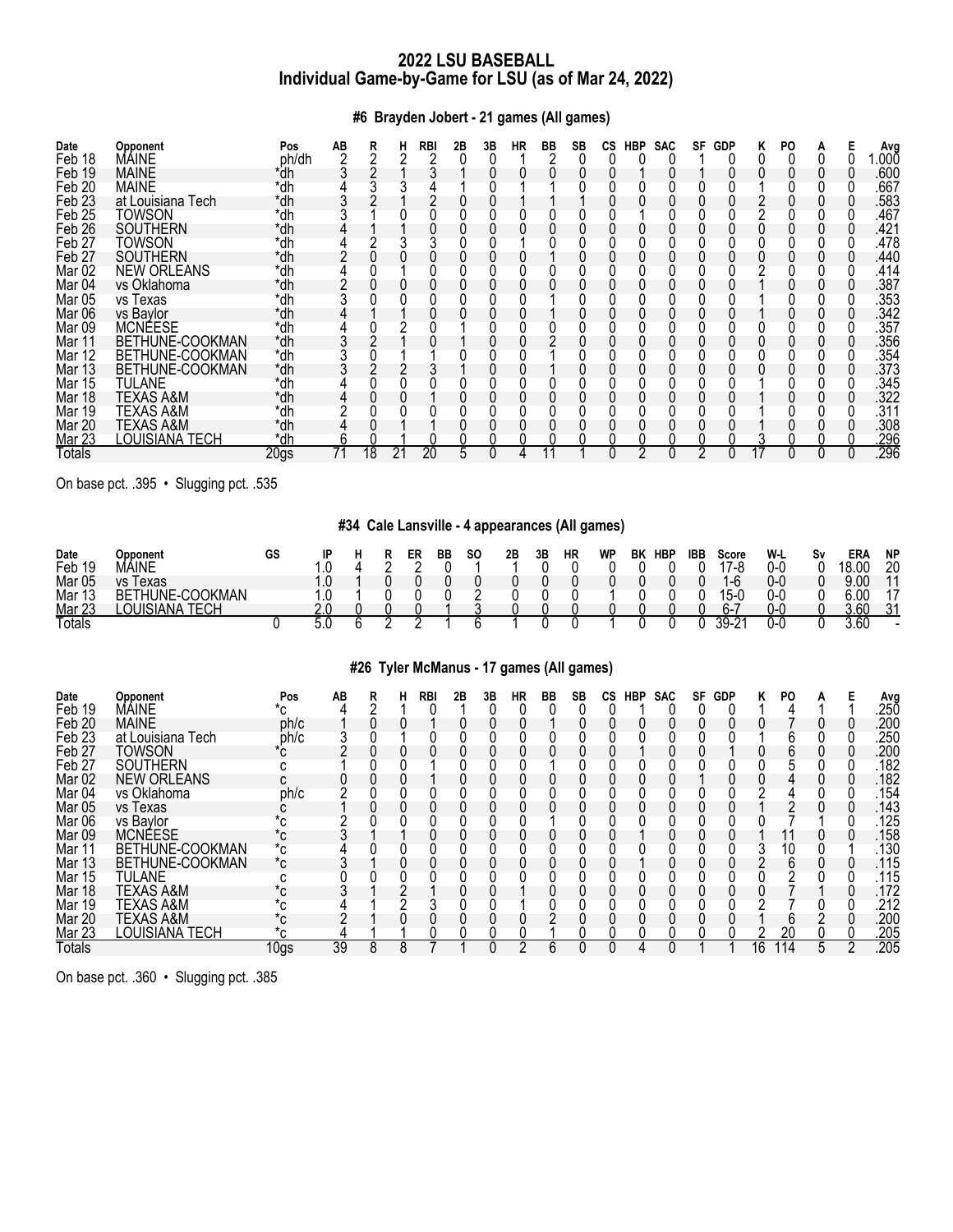# 2022 LSU BASEBALL
## Individual Game-by-Game for LSU (as of Mar 24, 2022)

### #6 Brayden Jobert - 21 games (All games)

| Date | Opponent | Pos | AB | R | H | RBI | 2B | 3B | HR | BB | SB | CS | HBP | SAC | SF | GDP | K | PO | A | E | Avg |
|---|---|---|---|---|---|---|---|---|---|---|---|---|---|---|---|---|---|---|---|---|---|
| Feb 18 | MAINE | ph/dh | 2 | 2 | 2 | 2 | 0 | 0 | 1 | 2 | 0 | 0 | 0 | 0 | 1 | 0 | 0 | 0 | 0 | 0 | 1.000 |
| Feb 19 | MAINE | *dh | 3 | 2 | 1 | 3 | 1 | 0 | 0 | 0 | 0 | 0 | 1 | 0 | 1 | 0 | 0 | 0 | 0 | 0 | .600 |
| Feb 20 | MAINE | *dh | 4 | 3 | 3 | 4 | 1 | 0 | 1 | 1 | 0 | 0 | 0 | 0 | 0 | 0 | 1 | 0 | 0 | 0 | .667 |
| Feb 23 | at Louisiana Tech | *dh | 3 | 2 | 1 | 2 | 0 | 0 | 1 | 1 | 1 | 0 | 0 | 0 | 0 | 0 | 2 | 0 | 0 | 0 | .583 |
| Feb 25 | TOWSON | *dh | 3 | 1 | 0 | 0 | 0 | 0 | 0 | 0 | 0 | 0 | 1 | 0 | 0 | 0 | 2 | 0 | 0 | 0 | .467 |
| Feb 26 | SOUTHERN | *dh | 4 | 1 | 1 | 0 | 0 | 0 | 0 | 0 | 0 | 0 | 0 | 0 | 0 | 0 | 0 | 0 | 0 | 0 | .421 |
| Feb 27 | TOWSON | *dh | 4 | 2 | 3 | 3 | 0 | 0 | 1 | 0 | 0 | 0 | 0 | 0 | 0 | 0 | 0 | 0 | 0 | 0 | .478 |
| Feb 27 | SOUTHERN | *dh | 2 | 0 | 0 | 0 | 0 | 0 | 0 | 1 | 0 | 0 | 0 | 0 | 0 | 0 | 0 | 0 | 0 | 0 | .440 |
| Mar 02 | NEW ORLEANS | *dh | 4 | 0 | 1 | 0 | 0 | 0 | 0 | 0 | 0 | 0 | 0 | 0 | 0 | 0 | 2 | 0 | 0 | 0 | .414 |
| Mar 04 | vs Oklahoma | *dh | 2 | 0 | 0 | 0 | 0 | 0 | 0 | 0 | 0 | 0 | 0 | 0 | 0 | 0 | 1 | 0 | 0 | 0 | .387 |
| Mar 05 | vs Texas | *dh | 3 | 0 | 0 | 0 | 0 | 0 | 0 | 1 | 0 | 0 | 0 | 0 | 0 | 0 | 1 | 0 | 0 | 0 | .353 |
| Mar 06 | vs Baylor | *dh | 4 | 1 | 1 | 0 | 0 | 0 | 0 | 1 | 0 | 0 | 0 | 0 | 0 | 0 | 1 | 0 | 0 | 0 | .342 |
| Mar 09 | MCNEESE | *dh | 4 | 0 | 2 | 0 | 1 | 0 | 0 | 0 | 0 | 0 | 0 | 0 | 0 | 0 | 0 | 0 | 0 | 0 | .357 |
| Mar 11 | BETHUNE-COOKMAN | *dh | 3 | 2 | 1 | 0 | 1 | 0 | 0 | 2 | 0 | 0 | 0 | 0 | 0 | 0 | 0 | 0 | 0 | 0 | .356 |
| Mar 12 | BETHUNE-COOKMAN | *dh | 3 | 0 | 1 | 1 | 0 | 0 | 0 | 1 | 0 | 0 | 0 | 0 | 0 | 0 | 0 | 0 | 0 | 0 | .354 |
| Mar 13 | BETHUNE-COOKMAN | *dh | 3 | 2 | 2 | 3 | 1 | 0 | 0 | 1 | 0 | 0 | 0 | 0 | 0 | 0 | 0 | 0 | 0 | 0 | .373 |
| Mar 15 | TULANE | *dh | 4 | 0 | 0 | 0 | 0 | 0 | 0 | 0 | 0 | 0 | 0 | 0 | 0 | 0 | 1 | 0 | 0 | 0 | .345 |
| Mar 18 | TEXAS A&M | *dh | 4 | 0 | 0 | 1 | 0 | 0 | 0 | 0 | 0 | 0 | 0 | 0 | 0 | 0 | 1 | 0 | 0 | 0 | .322 |
| Mar 19 | TEXAS A&M | *dh | 2 | 0 | 0 | 0 | 0 | 0 | 0 | 0 | 0 | 0 | 0 | 0 | 0 | 0 | 1 | 0 | 0 | 0 | .311 |
| Mar 20 | TEXAS A&M | *dh | 4 | 0 | 1 | 1 | 0 | 0 | 0 | 0 | 0 | 0 | 0 | 0 | 0 | 0 | 1 | 0 | 0 | 0 | .308 |
| Mar 23 | LOUISIANA TECH | *dh | 6 | 0 | 1 | 0 | 0 | 0 | 0 | 0 | 0 | 0 | 0 | 0 | 0 | 0 | 3 | 0 | 0 | 0 | .296 |
| Totals | | 20gs | 71 | 18 | 21 | 20 | 5 | 0 | 4 | 11 | 1 | 0 | 2 | 0 | 2 | 0 | 17 | 0 | 0 | 0 | .296 |

On base pct. .395 • Slugging pct. .535

### #34 Cale Lansville - 4 appearances (All games)

| Date | Opponent | GS | IP | H | R | ER | BB | SO | 2B | 3B | HR | WP | BK | HBP | IBB | Score | W-L | Sv | ERA | NP |
|---|---|---|---|---|---|---|---|---|---|---|---|---|---|---|---|---|---|---|---|---|
| Feb 19 | MAINE | | 1.0 | 4 | 2 | 2 | 0 | 1 | 1 | 0 | 0 | 0 | 0 | 0 | 0 | 17-8 | 0-0 | 0 | 18.00 | 20 |
| Mar 05 | vs Texas | | 1.0 | 1 | 0 | 0 | 0 | 0 | 0 | 0 | 0 | 0 | 0 | 0 | 0 | 1-6 | 0-0 | 0 | 9.00 | 11 |
| Mar 13 | BETHUNE-COOKMAN | | 1.0 | 1 | 0 | 0 | 0 | 2 | 0 | 0 | 0 | 1 | 0 | 0 | 0 | 15-0 | 0-0 | 0 | 6.00 | 17 |
| Mar 23 | LOUISIANA TECH | | 2.0 | 0 | 0 | 0 | 1 | 3 | 0 | 0 | 0 | 0 | 0 | 0 | 0 | 6-7 | 0-0 | 0 | 3.60 | 31 |
| Totals | | 0 | 5.0 | 6 | 2 | 2 | 1 | 6 | 1 | 0 | 0 | 1 | 0 | 0 | 0 | 39-21 | 0-0 | 0 | 3.60 | - |

### #26 Tyler McManus - 17 games (All games)

| Date | Opponent | Pos | AB | R | H | RBI | 2B | 3B | HR | BB | SB | CS | HBP | SAC | SF | GDP | K | PO | A | E | Avg |
|---|---|---|---|---|---|---|---|---|---|---|---|---|---|---|---|---|---|---|---|---|---|
| Feb 19 | MAINE | *c | 4 | 2 | 1 | 0 | 1 | 0 | 0 | 0 | 0 | 0 | 1 | 0 | 0 | 0 | 1 | 4 | 1 | 1 | .250 |
| Feb 20 | MAINE | ph/c | 1 | 0 | 0 | 1 | 0 | 0 | 0 | 1 | 0 | 0 | 0 | 0 | 0 | 0 | 0 | 7 | 0 | 0 | .200 |
| Feb 23 | at Louisiana Tech | ph/c | 3 | 0 | 1 | 0 | 0 | 0 | 0 | 0 | 0 | 0 | 0 | 0 | 0 | 0 | 1 | 6 | 0 | 0 | .250 |
| Feb 27 | TOWSON | *c | 2 | 0 | 0 | 0 | 0 | 0 | 0 | 0 | 0 | 0 | 1 | 0 | 0 | 1 | 0 | 6 | 0 | 0 | .200 |
| Feb 27 | SOUTHERN | c | 1 | 0 | 0 | 1 | 0 | 0 | 0 | 1 | 0 | 0 | 0 | 0 | 0 | 0 | 0 | 5 | 0 | 0 | .182 |
| Mar 02 | NEW ORLEANS | c | 0 | 0 | 0 | 1 | 0 | 0 | 0 | 0 | 0 | 0 | 0 | 0 | 1 | 0 | 0 | 4 | 0 | 0 | .182 |
| Mar 04 | vs Oklahoma | ph/c | 2 | 0 | 0 | 0 | 0 | 0 | 0 | 0 | 0 | 0 | 0 | 0 | 0 | 0 | 2 | 4 | 0 | 0 | .154 |
| Mar 05 | vs Texas | c | 1 | 0 | 0 | 0 | 0 | 0 | 0 | 0 | 0 | 0 | 0 | 0 | 0 | 0 | 1 | 2 | 0 | 0 | .143 |
| Mar 06 | vs Baylor | *c | 2 | 0 | 0 | 0 | 0 | 0 | 0 | 1 | 0 | 0 | 0 | 0 | 0 | 0 | 0 | 7 | 1 | 0 | .125 |
| Mar 09 | MCNEESE | *c | 3 | 1 | 1 | 0 | 0 | 0 | 0 | 0 | 0 | 0 | 1 | 0 | 0 | 0 | 1 | 11 | 0 | 0 | .158 |
| Mar 11 | BETHUNE-COOKMAN | *c | 4 | 0 | 0 | 0 | 0 | 0 | 0 | 0 | 0 | 0 | 0 | 0 | 0 | 0 | 3 | 10 | 0 | 1 | .130 |
| Mar 13 | BETHUNE-COOKMAN | *c | 3 | 1 | 0 | 0 | 0 | 0 | 0 | 0 | 0 | 0 | 1 | 0 | 0 | 0 | 2 | 6 | 0 | 0 | .115 |
| Mar 15 | TULANE | c | 0 | 0 | 0 | 0 | 0 | 0 | 0 | 0 | 0 | 0 | 0 | 0 | 0 | 0 | 0 | 2 | 0 | 0 | .115 |
| Mar 18 | TEXAS A&M | *c | 3 | 1 | 2 | 1 | 0 | 0 | 1 | 0 | 0 | 0 | 0 | 0 | 0 | 0 | 0 | 7 | 1 | 0 | .172 |
| Mar 19 | TEXAS A&M | *c | 4 | 1 | 2 | 3 | 0 | 0 | 1 | 0 | 0 | 0 | 0 | 0 | 0 | 0 | 2 | 7 | 0 | 0 | .212 |
| Mar 20 | TEXAS A&M | *c | 2 | 1 | 0 | 0 | 0 | 0 | 0 | 2 | 0 | 0 | 0 | 0 | 0 | 0 | 1 | 6 | 2 | 0 | .200 |
| Mar 23 | LOUISIANA TECH | *c | 4 | 1 | 1 | 0 | 0 | 0 | 0 | 1 | 0 | 0 | 0 | 0 | 0 | 0 | 2 | 20 | 0 | 0 | .205 |
| Totals | | 10gs | 39 | 8 | 8 | 7 | 1 | 0 | 2 | 6 | 0 | 0 | 4 | 0 | 1 | 1 | 16 | 114 | 5 | 2 | .205 |

On base pct. .360 • Slugging pct. .385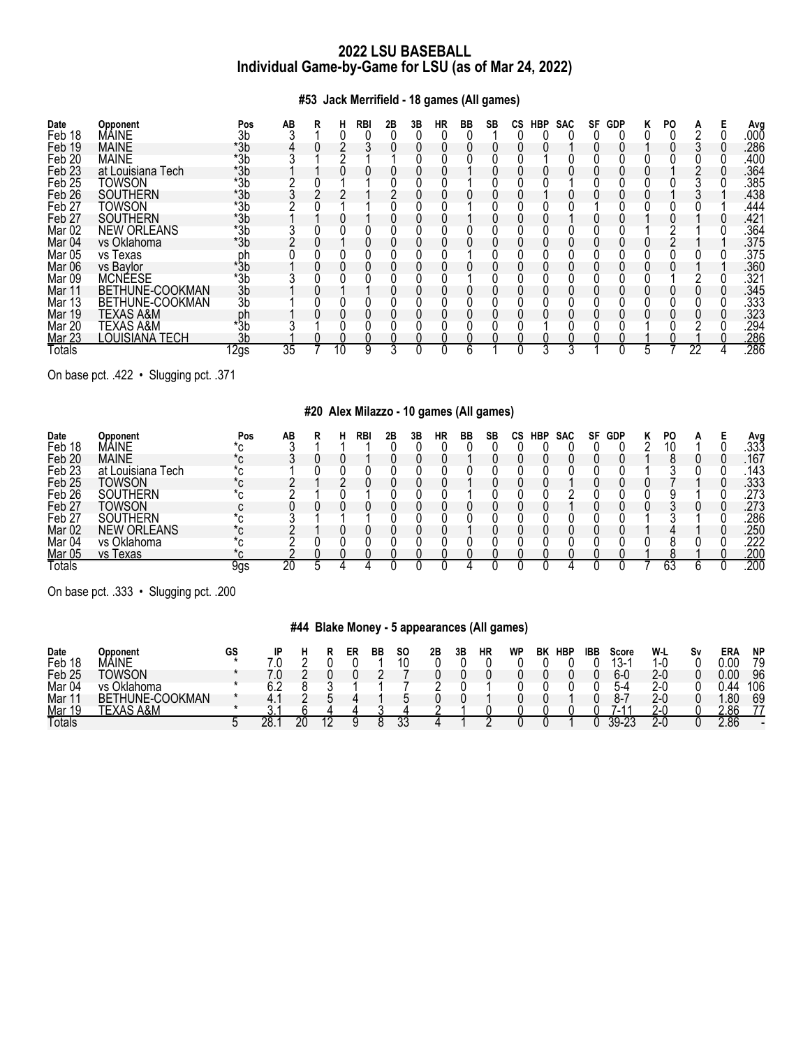# 2022 LSU BASEBALL
## Individual Game-by-Game for LSU (as of Mar 24, 2022)

### #53 Jack Merrifield - 18 games (All games)

| Date | Opponent | Pos | AB | R | H | RBI | 2B | 3B | HR | BB | SB | CS | HBP | SAC | SF | GDP | K | PO | A | E | Avg |
|---|---|---|---|---|---|---|---|---|---|---|---|---|---|---|---|---|---|---|---|---|---|
| Feb 18 | MAINE | 3b | 3 | 1 | 0 | 0 | 0 | 0 | 0 | 0 | 1 | 0 | 0 | 0 | 0 | 0 | 0 | 0 | 2 | 0 | .000 |
| Feb 19 | MAINE | *3b | 4 | 0 | 2 | 3 | 0 | 0 | 0 | 0 | 0 | 0 | 0 | 1 | 0 | 0 | 1 | 0 | 3 | 0 | .286 |
| Feb 20 | MAINE | *3b | 3 | 1 | 2 | 1 | 1 | 0 | 0 | 0 | 0 | 0 | 1 | 0 | 0 | 0 | 0 | 0 | 0 | 0 | .400 |
| Feb 23 | at Louisiana Tech | *3b | 1 | 1 | 0 | 0 | 0 | 0 | 0 | 1 | 0 | 0 | 0 | 0 | 0 | 0 | 0 | 1 | 2 | 0 | .364 |
| Feb 25 | TOWSON | *3b | 2 | 0 | 1 | 1 | 0 | 0 | 0 | 1 | 0 | 0 | 0 | 1 | 0 | 0 | 0 | 0 | 3 | 0 | .385 |
| Feb 26 | SOUTHERN | *3b | 3 | 2 | 2 | 1 | 2 | 0 | 0 | 0 | 0 | 0 | 1 | 0 | 0 | 0 | 0 | 1 | 3 | 1 | .438 |
| Feb 27 | TOWSON | *3b | 2 | 0 | 1 | 1 | 0 | 0 | 0 | 1 | 0 | 0 | 0 | 0 | 1 | 0 | 0 | 0 | 0 | 1 | .444 |
| Feb 27 | SOUTHERN | *3b | 1 | 1 | 0 | 1 | 0 | 0 | 0 | 1 | 0 | 0 | 0 | 1 | 0 | 0 | 1 | 0 | 1 | 0 | .421 |
| Mar 02 | NEW ORLEANS | *3b | 3 | 0 | 0 | 0 | 0 | 0 | 0 | 0 | 0 | 0 | 0 | 0 | 0 | 0 | 1 | 2 | 1 | 0 | .364 |
| Mar 04 | vs Oklahoma | *3b | 2 | 0 | 1 | 0 | 0 | 0 | 0 | 0 | 0 | 0 | 0 | 0 | 0 | 0 | 0 | 2 | 1 | 0 | .375 |
| Mar 05 | vs Texas | ph | 0 | 0 | 0 | 0 | 0 | 0 | 0 | 1 | 0 | 0 | 0 | 0 | 0 | 0 | 0 | 0 | 0 | 0 | .375 |
| Mar 06 | vs Baylor | *3b | 1 | 0 | 0 | 0 | 0 | 0 | 0 | 0 | 0 | 0 | 0 | 0 | 0 | 0 | 0 | 0 | 1 | 1 | .360 |
| Mar 09 | MCNEESE | *3b | 3 | 0 | 0 | 0 | 0 | 0 | 0 | 1 | 0 | 0 | 0 | 0 | 0 | 0 | 0 | 1 | 2 | 0 | .321 |
| Mar 11 | BETHUNE-COOKMAN | 3b | 1 | 0 | 1 | 1 | 0 | 0 | 0 | 0 | 0 | 0 | 0 | 0 | 0 | 0 | 0 | 0 | 0 | 0 | .345 |
| Mar 13 | BETHUNE-COOKMAN | 3b | 1 | 0 | 0 | 0 | 0 | 0 | 0 | 0 | 0 | 0 | 0 | 0 | 0 | 0 | 0 | 0 | 0 | 0 | .333 |
| Mar 19 | TEXAS A&M | ph | 1 | 0 | 0 | 0 | 0 | 0 | 0 | 0 | 0 | 0 | 0 | 0 | 0 | 0 | 0 | 0 | 0 | 0 | .323 |
| Mar 20 | TEXAS A&M | *3b | 3 | 1 | 0 | 0 | 0 | 0 | 0 | 0 | 0 | 0 | 1 | 0 | 0 | 0 | 1 | 0 | 2 | 0 | .294 |
| Mar 23 | LOUISIANA TECH | 3b | 1 | 0 | 0 | 0 | 0 | 0 | 0 | 0 | 0 | 0 | 0 | 0 | 0 | 0 | 1 | 0 | 1 | 0 | .286 |
| Totals | | 12gs | 35 | 7 | 10 | 9 | 3 | 0 | 0 | 6 | 1 | 0 | 3 | 3 | 1 | 0 | 5 | 7 | 22 | 4 | .286 |

On base pct. .422 • Slugging pct. .371

### #20 Alex Milazzo - 10 games (All games)

| Date | Opponent | Pos | AB | R | H | RBI | 2B | 3B | HR | BB | SB | CS | HBP | SAC | SF | GDP | K | PO | A | E | Avg |
|---|---|---|---|---|---|---|---|---|---|---|---|---|---|---|---|---|---|---|---|---|---|
| Feb 18 | MAINE | *c | 3 | 1 | 1 | 1 | 0 | 0 | 0 | 0 | 0 | 0 | 0 | 0 | 0 | 0 | 2 | 10 | 1 | 0 | .333 |
| Feb 20 | MAINE | *c | 3 | 0 | 0 | 1 | 0 | 0 | 0 | 1 | 0 | 0 | 0 | 0 | 0 | 0 | 1 | 8 | 0 | 0 | .167 |
| Feb 23 | at Louisiana Tech | *c | 1 | 0 | 0 | 0 | 0 | 0 | 0 | 0 | 0 | 0 | 0 | 0 | 0 | 0 | 1 | 3 | 0 | 0 | .143 |
| Feb 25 | TOWSON | *c | 2 | 1 | 2 | 0 | 0 | 0 | 0 | 1 | 0 | 0 | 0 | 1 | 0 | 0 | 0 | 7 | 1 | 0 | .333 |
| Feb 26 | SOUTHERN | *c | 2 | 1 | 0 | 1 | 0 | 0 | 0 | 1 | 0 | 0 | 0 | 2 | 0 | 0 | 0 | 9 | 1 | 0 | .273 |
| Feb 27 | TOWSON | c | 0 | 0 | 0 | 0 | 0 | 0 | 0 | 0 | 0 | 0 | 0 | 1 | 0 | 0 | 0 | 3 | 0 | 0 | .273 |
| Feb 27 | SOUTHERN | *c | 3 | 1 | 1 | 1 | 0 | 0 | 0 | 0 | 0 | 0 | 0 | 0 | 0 | 0 | 1 | 3 | 1 | 0 | .286 |
| Mar 02 | NEW ORLEANS | *c | 2 | 1 | 0 | 0 | 0 | 0 | 0 | 1 | 0 | 0 | 0 | 0 | 0 | 0 | 1 | 4 | 1 | 0 | .250 |
| Mar 04 | vs Oklahoma | *c | 2 | 0 | 0 | 0 | 0 | 0 | 0 | 0 | 0 | 0 | 0 | 0 | 0 | 0 | 0 | 8 | 0 | 0 | .222 |
| Mar 05 | vs Texas | *c | 2 | 0 | 0 | 0 | 0 | 0 | 0 | 0 | 0 | 0 | 0 | 0 | 0 | 0 | 1 | 8 | 1 | 0 | .200 |
| Totals | | 9gs | 20 | 5 | 4 | 4 | 0 | 0 | 0 | 4 | 0 | 0 | 0 | 4 | 0 | 0 | 7 | 63 | 6 | 0 | .200 |

On base pct. .333 • Slugging pct. .200

### #44 Blake Money - 5 appearances (All games)

| Date | Opponent | GS | IP | H | R | ER | BB | SO | 2B | 3B | HR | WP | BK | HBP | IBB | Score | W-L | Sv | ERA | NP |
|---|---|---|---|---|---|---|---|---|---|---|---|---|---|---|---|---|---|---|---|---|
| Feb 18 | MAINE | * | 7.0 | 2 | 0 | 0 | 1 | 10 | 0 | 0 | 0 | 0 | 0 | 0 | 0 | 13-1 | 1-0 | 0 | 0.00 | 79 |
| Feb 25 | TOWSON | * | 7.0 | 2 | 0 | 0 | 2 | 7 | 0 | 0 | 0 | 0 | 0 | 0 | 0 | 6-0 | 2-0 | 0 | 0.00 | 96 |
| Mar 04 | vs Oklahoma | * | 6.2 | 8 | 3 | 1 | 1 | 7 | 2 | 0 | 1 | 0 | 0 | 0 | 0 | 5-4 | 2-0 | 0 | 0.44 | 106 |
| Mar 11 | BETHUNE-COOKMAN | * | 4.1 | 2 | 5 | 4 | 1 | 5 | 0 | 0 | 1 | 0 | 0 | 1 | 0 | 8-7 | 2-0 | 0 | 1.80 | 69 |
| Mar 19 | TEXAS A&M | * | 3.1 | 6 | 4 | 4 | 3 | 4 | 2 | 1 | 0 | 0 | 0 | 0 | 0 | 7-11 | 2-0 | 0 | 2.86 | 77 |
| Totals | | 5 | 28.1 | 20 | 12 | 9 | 8 | 33 | 4 | 1 | 2 | 0 | 0 | 1 | 0 | 39-23 | 2-0 | 0 | 2.86 | - |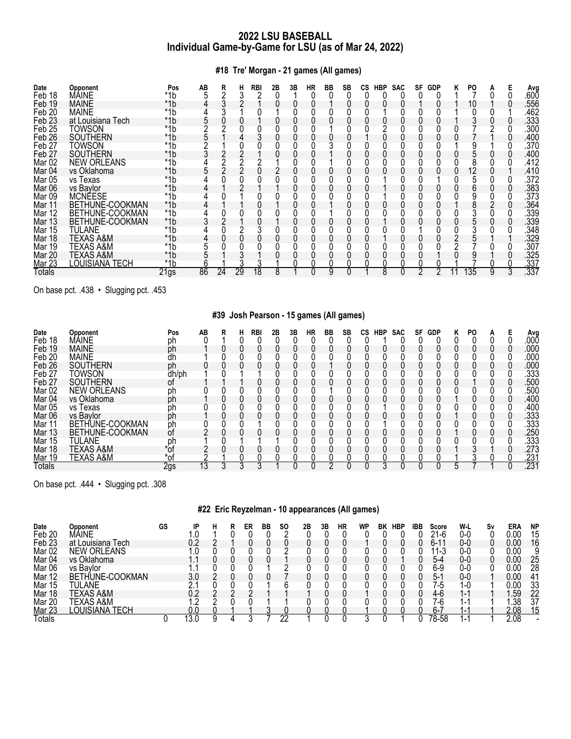# 2022 LSU BASEBALL
## Individual Game-by-Game for LSU (as of Mar 24, 2022)

### #18 Tre' Morgan - 21 games (All games)

| Date | Opponent | Pos | AB | R | H | RBI | 2B | 3B | HR | BB | SB | CS | HBP | SAC | SF | GDP | K | PO | A | E | Avg |
|---|---|---|---|---|---|---|---|---|---|---|---|---|---|---|---|---|---|---|---|---|---|
| Feb 18 | MAINE | *1b | 5 | 2 | 3 | 2 | 0 | 1 | 0 | 0 | 0 | 0 | 0 | 0 | 0 | 0 | 1 | 7 | 0 | 0 | .600 |
| Feb 19 | MAINE | *1b | 4 | 3 | 2 | 1 | 0 | 0 | 0 | 1 | 0 | 0 | 0 | 0 | 1 | 0 | 1 | 10 | 1 | 0 | .556 |
| Feb 20 | MAINE | *1b | 4 | 3 | 1 | 0 | 1 | 0 | 0 | 0 | 0 | 0 | 1 | 0 | 0 | 0 | 1 | 0 | 0 | 1 | .462 |
| Feb 23 | at Louisiana Tech | *1b | 5 | 0 | 0 | 1 | 0 | 0 | 0 | 0 | 0 | 0 | 0 | 0 | 0 | 0 | 1 | 3 | 0 | 0 | .333 |
| Feb 25 | TOWSON | *1b | 2 | 2 | 0 | 0 | 0 | 0 | 0 | 1 | 0 | 0 | 2 | 0 | 0 | 0 | 0 | 7 | 2 | 0 | .300 |
| Feb 26 | SOUTHERN | *1b | 5 | 1 | 4 | 3 | 0 | 0 | 0 | 0 | 0 | 1 | 0 | 0 | 0 | 0 | 0 | 7 | 1 | 0 | .400 |
| Feb 27 | TOWSON | *1b | 2 | 1 | 0 | 0 | 0 | 0 | 0 | 3 | 0 | 0 | 0 | 0 | 0 | 0 | 1 | 9 | 1 | 0 | .370 |
| Feb 27 | SOUTHERN | *1b | 3 | 2 | 2 | 1 | 0 | 0 | 0 | 1 | 0 | 0 | 0 | 0 | 0 | 0 | 0 | 5 | 0 | 0 | .400 |
| Mar 02 | NEW ORLEANS | *1b | 4 | 2 | 2 | 2 | 1 | 0 | 0 | 1 | 0 | 0 | 0 | 0 | 0 | 0 | 0 | 8 | 0 | 0 | .412 |
| Mar 04 | vs Oklahoma | *1b | 5 | 2 | 2 | 0 | 2 | 0 | 0 | 0 | 0 | 0 | 0 | 0 | 0 | 0 | 0 | 12 | 0 | 1 | .410 |
| Mar 05 | vs Texas | *1b | 4 | 0 | 0 | 0 | 0 | 0 | 0 | 0 | 0 | 0 | 1 | 0 | 0 | 0 | 1 | 5 | 1 | 0 | .372 |
| Mar 06 | vs Baylor | *1b | 4 | 1 | 2 | 1 | 1 | 0 | 0 | 0 | 0 | 0 | 1 | 0 | 0 | 0 | 0 | 6 | 0 | 0 | .383 |
| Mar 09 | MCNEESE | *1b | 4 | 0 | 1 | 0 | 0 | 0 | 0 | 0 | 0 | 0 | 1 | 0 | 0 | 0 | 0 | 9 | 0 | 0 | .373 |
| Mar 11 | BETHUNE-COOKMAN | *1b | 4 | 1 | 1 | 0 | 1 | 0 | 0 | 1 | 0 | 0 | 0 | 0 | 0 | 0 | 1 | 8 | 2 | 0 | .364 |
| Mar 12 | BETHUNE-COOKMAN | *1b | 4 | 0 | 0 | 0 | 0 | 0 | 0 | 1 | 0 | 0 | 0 | 0 | 0 | 0 | 0 | 3 | 0 | 0 | .339 |
| Mar 13 | BETHUNE-COOKMAN | *1b | 3 | 2 | 1 | 0 | 1 | 0 | 0 | 0 | 0 | 0 | 1 | 0 | 0 | 0 | 0 | 5 | 0 | 0 | .339 |
| Mar 15 | TULANE | *1b | 4 | 0 | 2 | 3 | 0 | 0 | 0 | 0 | 0 | 0 | 0 | 0 | 1 | 0 | 0 | 3 | 0 | 0 | .348 |
| Mar 18 | TEXAS A&M | *1b | 4 | 0 | 0 | 0 | 0 | 0 | 0 | 0 | 0 | 0 | 1 | 0 | 0 | 0 | 2 | 5 | 1 | 1 | .329 |
| Mar 19 | TEXAS A&M | *1b | 5 | 0 | 0 | 0 | 0 | 0 | 0 | 0 | 0 | 0 | 0 | 0 | 0 | 0 | 2 | 7 | 0 | 0 | .307 |
| Mar 20 | TEXAS A&M | *1b | 5 | 1 | 3 | 1 | 0 | 0 | 0 | 0 | 0 | 0 | 0 | 0 | 0 | 1 | 0 | 9 | 1 | 0 | .325 |
| Mar 23 | LOUISIANA TECH | *1b | 6 | 1 | 3 | 3 | 1 | 0 | 0 | 0 | 0 | 0 | 0 | 0 | 0 | 0 | 1 | 7 | 0 | 0 | .337 |
| Totals | | 21gs | 86 | 24 | 29 | 18 | 8 | 1 | 0 | 9 | 0 | 1 | 8 | 0 | 2 | 2 | 11 | 135 | 9 | 3 | .337 |

On base pct. .438 • Slugging pct. .453

### #39 Josh Pearson - 15 games (All games)

| Date | Opponent | Pos | AB | R | H | RBI | 2B | 3B | HR | BB | SB | CS | HBP | SAC | SF | GDP | K | PO | A | E | Avg |
|---|---|---|---|---|---|---|---|---|---|---|---|---|---|---|---|---|---|---|---|---|---|
| Feb 18 | MAINE | ph | 0 | 1 | 0 | 0 | 0 | 0 | 0 | 0 | 0 | 0 | 1 | 0 | 0 | 0 | 0 | 0 | 0 | 0 | .000 |
| Feb 19 | MAINE | ph | 1 | 0 | 0 | 0 | 0 | 0 | 0 | 0 | 0 | 0 | 0 | 0 | 0 | 0 | 0 | 0 | 0 | 0 | .000 |
| Feb 20 | MAINE | dh | 1 | 0 | 0 | 0 | 0 | 0 | 0 | 0 | 0 | 0 | 0 | 0 | 0 | 0 | 0 | 0 | 0 | 0 | .000 |
| Feb 26 | SOUTHERN | ph | 0 | 0 | 0 | 0 | 0 | 0 | 0 | 1 | 0 | 0 | 0 | 0 | 0 | 0 | 0 | 0 | 0 | 0 | .000 |
| Feb 27 | TOWSON | dh/ph | 1 | 0 | 1 | 1 | 0 | 0 | 0 | 0 | 0 | 0 | 0 | 0 | 0 | 0 | 0 | 0 | 0 | 0 | .333 |
| Feb 27 | SOUTHERN | of | 1 | 1 | 1 | 0 | 0 | 0 | 0 | 0 | 0 | 0 | 0 | 0 | 0 | 0 | 0 | 1 | 0 | 0 | .500 |
| Mar 02 | NEW ORLEANS | ph | 0 | 0 | 0 | 0 | 0 | 0 | 0 | 1 | 0 | 0 | 0 | 0 | 0 | 0 | 0 | 0 | 0 | 0 | .500 |
| Mar 04 | vs Oklahoma | ph | 1 | 0 | 0 | 0 | 0 | 0 | 0 | 0 | 0 | 0 | 0 | 0 | 0 | 0 | 1 | 0 | 0 | 0 | .400 |
| Mar 05 | vs Texas | ph | 0 | 0 | 0 | 0 | 0 | 0 | 0 | 0 | 0 | 0 | 1 | 0 | 0 | 0 | 0 | 0 | 0 | 0 | .400 |
| Mar 06 | vs Baylor | ph | 1 | 0 | 0 | 0 | 0 | 0 | 0 | 0 | 0 | 0 | 0 | 0 | 0 | 0 | 1 | 0 | 0 | 0 | .333 |
| Mar 11 | BETHUNE-COOKMAN | ph | 0 | 0 | 0 | 0 | 0 | 0 | 0 | 0 | 0 | 0 | 1 | 0 | 0 | 0 | 0 | 0 | 0 | 0 | .333 |
| Mar 13 | BETHUNE-COOKMAN | of | 2 | 0 | 0 | 0 | 0 | 0 | 0 | 0 | 0 | 0 | 0 | 0 | 0 | 0 | 1 | 0 | 0 | 0 | .250 |
| Mar 15 | TULANE | ph | 1 | 0 | 1 | 1 | 1 | 0 | 0 | 0 | 0 | 0 | 0 | 0 | 0 | 0 | 0 | 0 | 0 | 0 | .333 |
| Mar 18 | TEXAS A&M | *of | 2 | 0 | 0 | 0 | 0 | 0 | 0 | 0 | 0 | 0 | 0 | 0 | 0 | 0 | 1 | 3 | 1 | 0 | .273 |
| Mar 19 | TEXAS A&M | *of | 2 | 1 | 0 | 0 | 0 | 0 | 0 | 0 | 0 | 0 | 0 | 0 | 0 | 0 | 1 | 3 | 0 | 0 | .231 |
| Totals | | 2gs | 13 | 3 | 3 | 3 | 1 | 0 | 0 | 2 | 0 | 0 | 3 | 0 | 0 | 0 | 5 | 7 | 1 | 0 | .231 |

On base pct. .444 • Slugging pct. .308

### #22 Eric Reyzelman - 10 appearances (All games)

| Date | Opponent | GS | IP | H | R | ER | BB | SO | 2B | 3B | HR | WP | BK | HBP | IBB | Score | W-L | Sv | ERA | NP |
|---|---|---|---|---|---|---|---|---|---|---|---|---|---|---|---|---|---|---|---|---|
| Feb 20 | MAINE | | 1.0 | 1 | 0 | 0 | 0 | 2 | 0 | 0 | 0 | 0 | 0 | 0 | 0 | 21-6 | 0-0 | 0 | 0.00 | 15 |
| Feb 23 | at Louisiana Tech | | 0.2 | 2 | 1 | 0 | 0 | 0 | 0 | 0 | 0 | 1 | 0 | 0 | 0 | 6-11 | 0-0 | 0 | 0.00 | 16 |
| Mar 02 | NEW ORLEANS | | 1.0 | 0 | 0 | 0 | 0 | 2 | 0 | 0 | 0 | 0 | 0 | 0 | 0 | 11-3 | 0-0 | 0 | 0.00 | 9 |
| Mar 04 | vs Oklahoma | | 1.1 | 0 | 0 | 0 | 0 | 1 | 0 | 0 | 0 | 0 | 0 | 1 | 0 | 5-4 | 0-0 | 0 | 0.00 | 25 |
| Mar 06 | vs Baylor | | 1.1 | 0 | 0 | 0 | 0 | 2 | 0 | 0 | 0 | 0 | 0 | 0 | 0 | 6-9 | 0-0 | 0 | 0.00 | 28 |
| Mar 12 | BETHUNE-COOKMAN | | 3.0 | 2 | 0 | 0 | 0 | 7 | 0 | 0 | 0 | 0 | 0 | 0 | 0 | 5-1 | 0-0 | 0 | 0.00 | 41 |
| Mar 15 | TULANE | | 2.1 | 0 | 0 | 0 | 1 | 6 | 0 | 0 | 0 | 0 | 0 | 0 | 0 | 7-5 | 1-0 | 1 | 0.00 | 33 |
| Mar 18 | TEXAS A&M | | 0.2 | 2 | 2 | 2 | 1 | 1 | 1 | 0 | 0 | 1 | 0 | 0 | 0 | 4-6 | 1-1 | 1 | 1.59 | 22 |
| Mar 20 | TEXAS A&M | | 1.2 | 2 | 0 | 0 | 1 | 1 | 0 | 0 | 0 | 0 | 0 | 0 | 0 | 7-6 | 1-1 | 1 | 1.38 | 37 |
| Mar 23 | LOUISIANA TECH | | 0.0 | 0 | 1 | 1 | 3 | 0 | 0 | 0 | 0 | 1 | 0 | 0 | 0 | 6-7 | 1-1 | 1 | 2.08 | 15 |
| Totals | | 0 | 13.0 | 9 | 4 | 3 | 7 | 22 | 1 | 0 | 0 | 3 | 0 | 1 | 0 | 78-58 | 1-1 | 1 | 2.08 | - |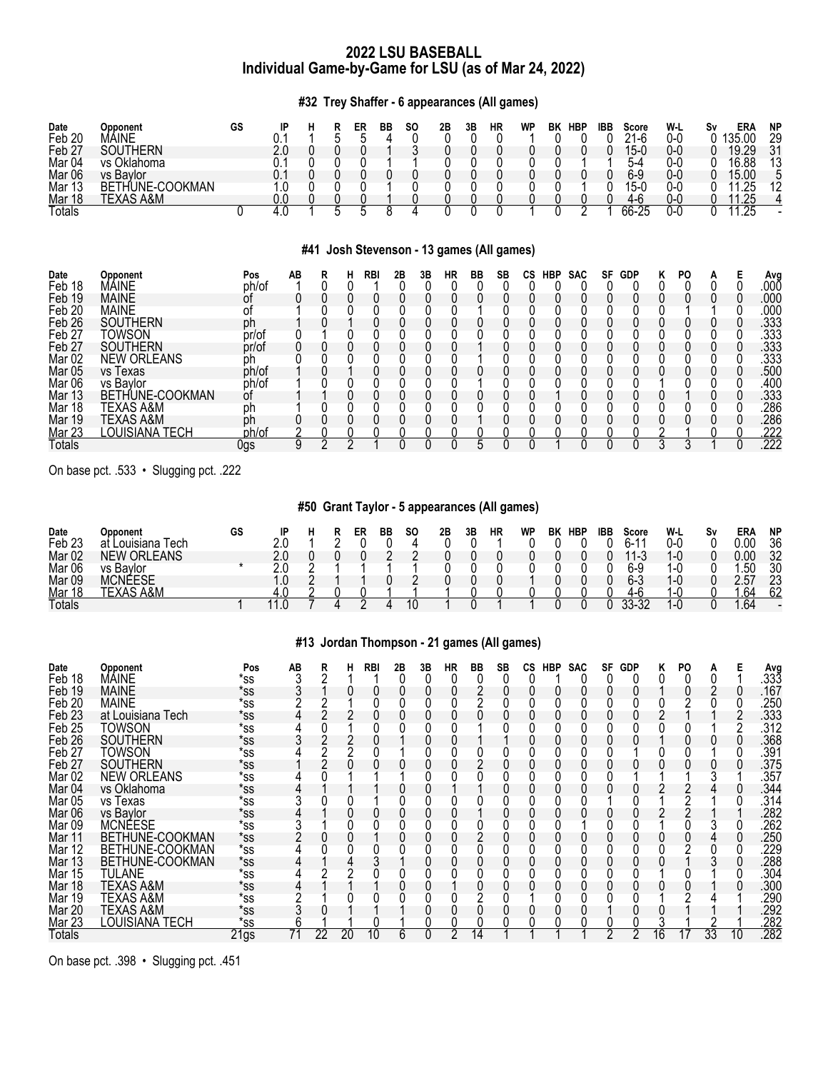# 2022 LSU BASEBALL
## Individual Game-by-Game for LSU (as of Mar 24, 2022)

### #32 Trey Shaffer - 6 appearances (All games)

| Date | Opponent | GS | IP | H | R | ER | BB | SO | 2B | 3B | HR | WP | BK | HBP | IBB | Score | W-L | Sv | ERA | NP |
|---|---|---|---|---|---|---|---|---|---|---|---|---|---|---|---|---|---|---|---|---|
| Feb 20 | MAINE | | 0.1 | 1 | 5 | 5 | 4 | 0 | 0 | 0 | 0 | 1 | 0 | 0 | 0 | 21-6 | 0-0 | 0 | 135.00 | 29 |
| Feb 27 | SOUTHERN | | 2.0 | 0 | 0 | 0 | 1 | 3 | 0 | 0 | 0 | 0 | 0 | 0 | 0 | 15-0 | 0-0 | 0 | 19.29 | 31 |
| Mar 04 | vs Oklahoma | | 0.1 | 0 | 0 | 0 | 1 | 1 | 0 | 0 | 0 | 0 | 0 | 1 | 1 | 5-4 | 0-0 | 0 | 16.88 | 13 |
| Mar 06 | vs Baylor | | 0.1 | 0 | 0 | 0 | 0 | 0 | 0 | 0 | 0 | 0 | 0 | 0 | 0 | 6-9 | 0-0 | 0 | 15.00 | 5 |
| Mar 13 | BETHUNE-COOKMAN | | 1.0 | 0 | 0 | 0 | 1 | 0 | 0 | 0 | 0 | 0 | 0 | 1 | 0 | 15-0 | 0-0 | 0 | 11.25 | 12 |
| Mar 18 | TEXAS A&M | | 0.0 | 0 | 0 | 0 | 1 | 0 | 0 | 0 | 0 | 0 | 0 | 0 | 0 | 4-6 | 0-0 | 0 | 11.25 | 4 |
| Totals | | 0 | 4.0 | 1 | 5 | 5 | 8 | 4 | 0 | 0 | 0 | 1 | 0 | 2 | 1 | 66-25 | 0-0 | 0 | 11.25 | - |

### #41 Josh Stevenson - 13 games (All games)

| Date | Opponent | Pos | AB | R | H | RBI | 2B | 3B | HR | BB | SB | CS | HBP | SAC | SF | GDP | K | PO | A | E | Avg |
|---|---|---|---|---|---|---|---|---|---|---|---|---|---|---|---|---|---|---|---|---|---|
| Feb 18 | MAINE | ph/of | 1 | 0 | 0 | 1 | 0 | 0 | 0 | 0 | 0 | 0 | 0 | 0 | 0 | 0 | 0 | 0 | 0 | 0 | .000 |
| Feb 19 | MAINE | of | 0 | 0 | 0 | 0 | 0 | 0 | 0 | 0 | 0 | 0 | 0 | 0 | 0 | 0 | 0 | 0 | 0 | 0 | .000 |
| Feb 20 | MAINE | of | 1 | 0 | 0 | 0 | 0 | 0 | 0 | 1 | 0 | 0 | 0 | 0 | 0 | 0 | 0 | 1 | 1 | 0 | .000 |
| Feb 26 | SOUTHERN | ph | 1 | 0 | 1 | 0 | 0 | 0 | 0 | 0 | 0 | 0 | 0 | 0 | 0 | 0 | 0 | 0 | 0 | 0 | .333 |
| Feb 27 | TOWSON | pr/of | 0 | 1 | 0 | 0 | 0 | 0 | 0 | 0 | 0 | 0 | 0 | 0 | 0 | 0 | 0 | 0 | 0 | 0 | .333 |
| Feb 27 | SOUTHERN | pr/of | 0 | 0 | 0 | 0 | 0 | 0 | 0 | 1 | 0 | 0 | 0 | 0 | 0 | 0 | 0 | 0 | 0 | 0 | .333 |
| Mar 02 | NEW ORLEANS | ph | 0 | 0 | 0 | 0 | 0 | 0 | 0 | 1 | 0 | 0 | 0 | 0 | 0 | 0 | 0 | 0 | 0 | 0 | .333 |
| Mar 05 | vs Texas | ph/of | 1 | 0 | 1 | 0 | 0 | 0 | 0 | 0 | 0 | 0 | 0 | 0 | 0 | 0 | 0 | 0 | 0 | 0 | .500 |
| Mar 06 | vs Baylor | ph/of | 1 | 0 | 0 | 0 | 0 | 0 | 0 | 1 | 0 | 0 | 0 | 0 | 0 | 0 | 1 | 0 | 0 | 0 | .400 |
| Mar 13 | BETHUNE-COOKMAN | of | 1 | 1 | 0 | 0 | 0 | 0 | 0 | 0 | 0 | 0 | 1 | 0 | 0 | 0 | 0 | 1 | 0 | 0 | .333 |
| Mar 18 | TEXAS A&M | ph | 1 | 0 | 0 | 0 | 0 | 0 | 0 | 0 | 0 | 0 | 0 | 0 | 0 | 0 | 0 | 0 | 0 | 0 | .286 |
| Mar 19 | TEXAS A&M | ph | 0 | 0 | 0 | 0 | 0 | 0 | 0 | 1 | 0 | 0 | 0 | 0 | 0 | 0 | 0 | 0 | 0 | 0 | .286 |
| Mar 23 | LOUISIANA TECH | ph/of | 2 | 0 | 0 | 0 | 0 | 0 | 0 | 0 | 0 | 0 | 0 | 0 | 0 | 0 | 2 | 1 | 0 | 0 | .222 |
| Totals | | 0gs | 9 | 2 | 2 | 1 | 0 | 0 | 0 | 5 | 0 | 0 | 1 | 0 | 0 | 0 | 3 | 3 | 1 | 0 | .222 |

On base pct. .533 • Slugging pct. .222

### #50 Grant Taylor - 5 appearances (All games)

| Date | Opponent | GS | IP | H | R | ER | BB | SO | 2B | 3B | HR | WP | BK | HBP | IBB | Score | W-L | Sv | ERA | NP |
|---|---|---|---|---|---|---|---|---|---|---|---|---|---|---|---|---|---|---|---|---|
| Feb 23 | at Louisiana Tech | | 2.0 | 1 | 2 | 0 | 0 | 4 | 0 | 0 | 1 | 0 | 0 | 0 | 0 | 6-11 | 0-0 | 0 | 0.00 | 36 |
| Mar 02 | NEW ORLEANS | | 2.0 | 0 | 0 | 0 | 2 | 2 | 0 | 0 | 0 | 0 | 0 | 0 | 0 | 11-3 | 1-0 | 0 | 0.00 | 32 |
| Mar 06 | vs Baylor | * | 2.0 | 2 | 1 | 1 | 1 | 1 | 0 | 0 | 0 | 0 | 0 | 0 | 0 | 6-9 | 1-0 | 0 | 1.50 | 30 |
| Mar 09 | MCNEESE | | 1.0 | 2 | 1 | 1 | 0 | 2 | 0 | 0 | 0 | 1 | 0 | 0 | 0 | 6-3 | 1-0 | 0 | 2.57 | 23 |
| Mar 18 | TEXAS A&M | | 4.0 | 2 | 0 | 0 | 1 | 1 | 1 | 0 | 0 | 0 | 0 | 0 | 0 | 4-6 | 1-0 | 0 | 1.64 | 62 |
| Totals | | 1 | 11.0 | 7 | 4 | 2 | 4 | 10 | 1 | 0 | 1 | 1 | 0 | 0 | 0 | 33-32 | 1-0 | 0 | 1.64 | - |

### #13 Jordan Thompson - 21 games (All games)

| Date | Opponent | Pos | AB | R | H | RBI | 2B | 3B | HR | BB | SB | CS | HBP | SAC | SF | GDP | K | PO | A | E | Avg |
|---|---|---|---|---|---|---|---|---|---|---|---|---|---|---|---|---|---|---|---|---|---|
| Feb 18 | MAINE | *ss | 3 | 2 | 1 | 1 | 0 | 0 | 0 | 0 | 0 | 0 | 1 | 0 | 0 | 0 | 0 | 0 | 0 | 1 | .333 |
| Feb 19 | MAINE | *ss | 3 | 1 | 0 | 0 | 0 | 0 | 0 | 2 | 0 | 0 | 0 | 0 | 0 | 0 | 1 | 0 | 2 | 0 | .167 |
| Feb 20 | MAINE | *ss | 2 | 2 | 1 | 0 | 0 | 0 | 0 | 2 | 0 | 0 | 0 | 0 | 0 | 0 | 0 | 2 | 0 | 0 | .250 |
| Feb 23 | at Louisiana Tech | *ss | 4 | 2 | 2 | 0 | 0 | 0 | 0 | 0 | 0 | 0 | 0 | 0 | 0 | 0 | 2 | 1 | 1 | 2 | .333 |
| Feb 25 | TOWSON | *ss | 4 | 0 | 1 | 0 | 0 | 0 | 0 | 1 | 0 | 0 | 0 | 0 | 0 | 0 | 0 | 0 | 1 | 2 | .312 |
| Feb 26 | SOUTHERN | *ss | 3 | 2 | 2 | 0 | 1 | 0 | 0 | 1 | 1 | 0 | 0 | 0 | 0 | 0 | 1 | 0 | 0 | 0 | .368 |
| Feb 27 | TOWSON | *ss | 4 | 2 | 2 | 0 | 1 | 0 | 0 | 0 | 0 | 0 | 0 | 0 | 0 | 1 | 0 | 0 | 1 | 0 | .391 |
| Feb 27 | SOUTHERN | *ss | 1 | 2 | 0 | 0 | 0 | 0 | 0 | 2 | 0 | 0 | 0 | 0 | 0 | 0 | 0 | 0 | 0 | 0 | .375 |
| Mar 02 | NEW ORLEANS | *ss | 4 | 0 | 1 | 1 | 1 | 0 | 0 | 0 | 0 | 0 | 0 | 0 | 0 | 1 | 1 | 1 | 3 | 1 | .357 |
| Mar 04 | vs Oklahoma | *ss | 4 | 1 | 1 | 1 | 0 | 0 | 1 | 1 | 0 | 0 | 0 | 0 | 0 | 0 | 2 | 2 | 4 | 0 | .344 |
| Mar 05 | vs Texas | *ss | 3 | 0 | 0 | 1 | 0 | 0 | 0 | 0 | 0 | 0 | 0 | 0 | 1 | 0 | 1 | 2 | 1 | 0 | .314 |
| Mar 06 | vs Baylor | *ss | 4 | 1 | 0 | 0 | 0 | 0 | 0 | 1 | 0 | 0 | 0 | 0 | 0 | 0 | 2 | 2 | 1 | 1 | .282 |
| Mar 09 | MCNEESE | *ss | 3 | 1 | 0 | 0 | 0 | 0 | 0 | 0 | 0 | 0 | 0 | 1 | 0 | 0 | 1 | 0 | 3 | 0 | .262 |
| Mar 11 | BETHUNE-COOKMAN | *ss | 2 | 0 | 0 | 1 | 0 | 0 | 0 | 2 | 0 | 0 | 0 | 0 | 0 | 0 | 0 | 0 | 4 | 0 | .250 |
| Mar 12 | BETHUNE-COOKMAN | *ss | 4 | 0 | 0 | 0 | 0 | 0 | 0 | 0 | 0 | 0 | 0 | 0 | 0 | 0 | 0 | 2 | 0 | 0 | .229 |
| Mar 13 | BETHUNE-COOKMAN | *ss | 4 | 1 | 4 | 3 | 1 | 0 | 0 | 0 | 0 | 0 | 0 | 0 | 0 | 0 | 0 | 1 | 3 | 0 | .288 |
| Mar 15 | TULANE | *ss | 4 | 2 | 2 | 0 | 0 | 0 | 0 | 0 | 0 | 0 | 0 | 0 | 0 | 0 | 1 | 0 | 1 | 0 | .304 |
| Mar 18 | TEXAS A&M | *ss | 4 | 1 | 1 | 1 | 0 | 0 | 1 | 0 | 0 | 0 | 0 | 0 | 0 | 0 | 0 | 0 | 1 | 0 | .300 |
| Mar 19 | TEXAS A&M | *ss | 2 | 1 | 0 | 0 | 0 | 0 | 0 | 2 | 0 | 1 | 0 | 0 | 0 | 0 | 1 | 2 | 4 | 1 | .290 |
| Mar 20 | TEXAS A&M | *ss | 3 | 0 | 1 | 1 | 1 | 0 | 0 | 0 | 0 | 0 | 0 | 0 | 1 | 0 | 0 | 1 | 1 | 1 | .292 |
| Mar 23 | LOUISIANA TECH | *ss | 6 | 1 | 1 | 0 | 1 | 0 | 0 | 0 | 0 | 0 | 0 | 0 | 0 | 0 | 3 | 1 | 2 | 1 | .282 |
| Totals | | 21gs | 71 | 22 | 20 | 10 | 6 | 0 | 2 | 14 | 1 | 1 | 1 | 1 | 2 | 2 | 16 | 17 | 33 | 10 | .282 |

On base pct. .398 • Slugging pct. .451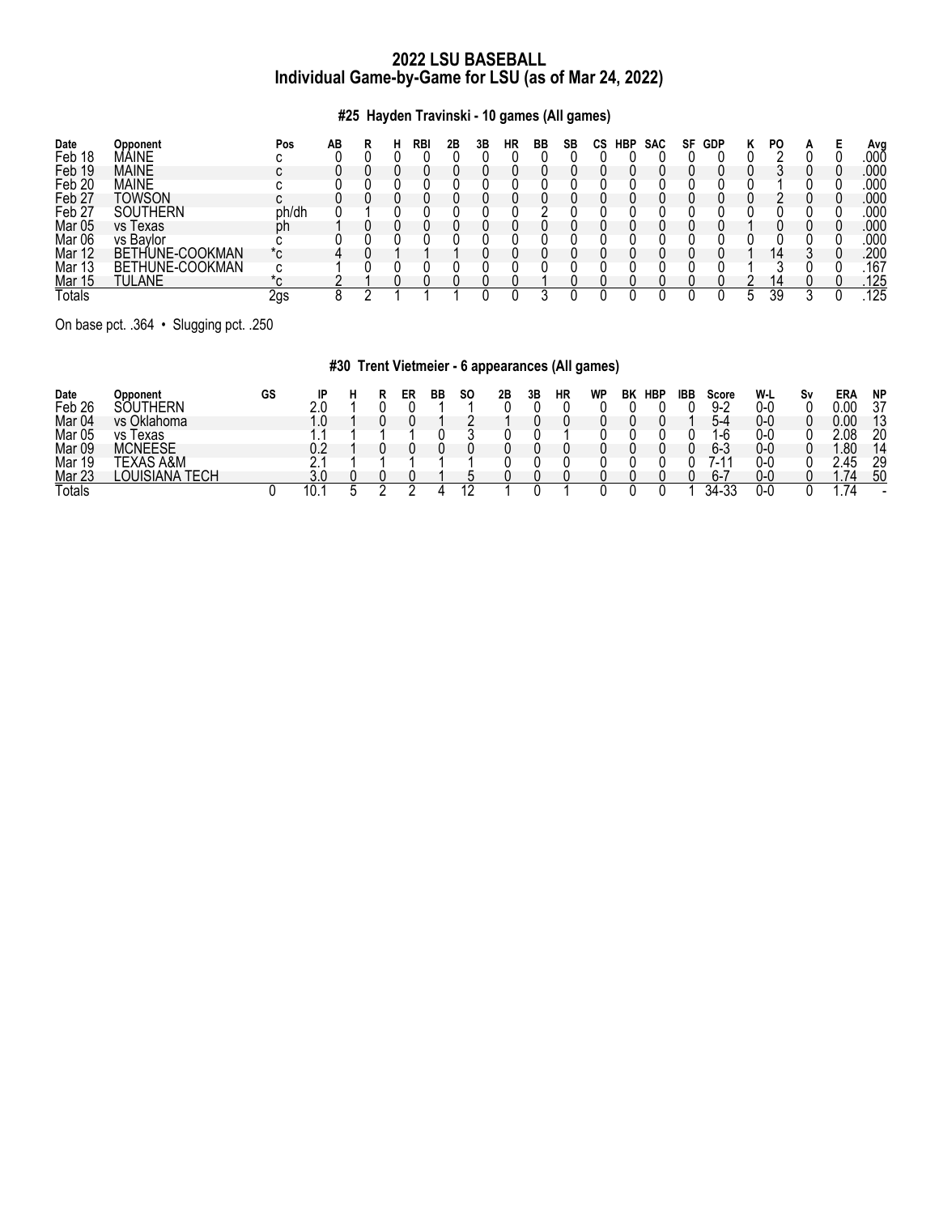# 2022 LSU BASEBALL
## Individual Game-by-Game for LSU (as of Mar 24, 2022)

### #25 Hayden Travinski - 10 games (All games)

| Date | Opponent | Pos | AB | R | H | RBI | 2B | 3B | HR | BB | SB | CS | HBP | SAC | SF | GDP | K | PO | A | E | Avg |
|---|---|---|---|---|---|---|---|---|---|---|---|---|---|---|---|---|---|---|---|---|---|
| Feb 18 | MAINE | c | 0 | 0 | 0 | 0 | 0 | 0 | 0 | 0 | 0 | 0 | 0 | 0 | 0 | 0 | 0 | 2 | 0 | 0 | .000 |
| Feb 19 | MAINE | c | 0 | 0 | 0 | 0 | 0 | 0 | 0 | 0 | 0 | 0 | 0 | 0 | 0 | 0 | 0 | 3 | 0 | 0 | .000 |
| Feb 20 | MAINE | c | 0 | 0 | 0 | 0 | 0 | 0 | 0 | 0 | 0 | 0 | 0 | 0 | 0 | 0 | 0 | 1 | 0 | 0 | .000 |
| Feb 27 | TOWSON | c | 0 | 0 | 0 | 0 | 0 | 0 | 0 | 0 | 0 | 0 | 0 | 0 | 0 | 0 | 0 | 2 | 0 | 0 | .000 |
| Feb 27 | SOUTHERN | ph/dh | 0 | 1 | 0 | 0 | 0 | 0 | 0 | 2 | 0 | 0 | 0 | 0 | 0 | 0 | 0 | 0 | 0 | 0 | .000 |
| Mar 05 | vs Texas | ph | 1 | 0 | 0 | 0 | 0 | 0 | 0 | 0 | 0 | 0 | 0 | 0 | 0 | 0 | 1 | 0 | 0 | 0 | .000 |
| Mar 06 | vs Baylor | c | 0 | 0 | 0 | 0 | 0 | 0 | 0 | 0 | 0 | 0 | 0 | 0 | 0 | 0 | 0 | 0 | 0 | 0 | .000 |
| Mar 12 | BETHUNE-COOKMAN | *c | 4 | 0 | 1 | 1 | 1 | 0 | 0 | 0 | 0 | 0 | 0 | 0 | 0 | 0 | 1 | 14 | 3 | 0 | .200 |
| Mar 13 | BETHUNE-COOKMAN | c | 1 | 0 | 0 | 0 | 0 | 0 | 0 | 0 | 0 | 0 | 0 | 0 | 0 | 0 | 1 | 3 | 0 | 0 | .167 |
| Mar 15 | TULANE | *c | 2 | 1 | 0 | 0 | 0 | 0 | 0 | 1 | 0 | 0 | 0 | 0 | 0 | 0 | 2 | 14 | 0 | 0 | .125 |
| Totals | | 2gs | 8 | 2 | 1 | 1 | 1 | 0 | 0 | 3 | 0 | 0 | 0 | 0 | 0 | 0 | 5 | 39 | 3 | 0 | .125 |

On base pct. .364 • Slugging pct. .250

### #30 Trent Vietmeier - 6 appearances (All games)

| Date | Opponent | GS | IP | H | R | ER | BB | SO | 2B | 3B | HR | WP | BK | HBP | IBB | Score | W-L | Sv | ERA | NP |
|---|---|---|---|---|---|---|---|---|---|---|---|---|---|---|---|---|---|---|---|---|
| Feb 26 | SOUTHERN | | 2.0 | 1 | 0 | 0 | 1 | 1 | 0 | 0 | 0 | 0 | 0 | 0 | 0 | 9-2 | 0-0 | 0 | 0.00 | 37 |
| Mar 04 | vs Oklahoma | | 1.0 | 1 | 0 | 0 | 1 | 2 | 1 | 0 | 0 | 0 | 0 | 0 | 1 | 5-4 | 0-0 | 0 | 0.00 | 13 |
| Mar 05 | vs Texas | | 1.1 | 1 | 1 | 1 | 0 | 3 | 0 | 0 | 1 | 0 | 0 | 0 | 0 | 1-6 | 0-0 | 0 | 2.08 | 20 |
| Mar 09 | MCNEESE | | 0.2 | 1 | 0 | 0 | 0 | 0 | 0 | 0 | 0 | 0 | 0 | 0 | 0 | 6-3 | 0-0 | 0 | 1.80 | 14 |
| Mar 19 | TEXAS A&M | | 2.1 | 1 | 1 | 1 | 1 | 1 | 0 | 0 | 0 | 0 | 0 | 0 | 0 | 7-11 | 0-0 | 0 | 2.45 | 29 |
| Mar 23 | LOUISIANA TECH | | 3.0 | 0 | 0 | 0 | 1 | 5 | 0 | 0 | 0 | 0 | 0 | 0 | 0 | 6-7 | 0-0 | 0 | 1.74 | 50 |
| Totals | | 0 | 10.1 | 5 | 2 | 2 | 4 | 12 | 1 | 0 | 1 | 0 | 0 | 0 | 1 | 34-33 | 0-0 | 0 | 1.74 | - |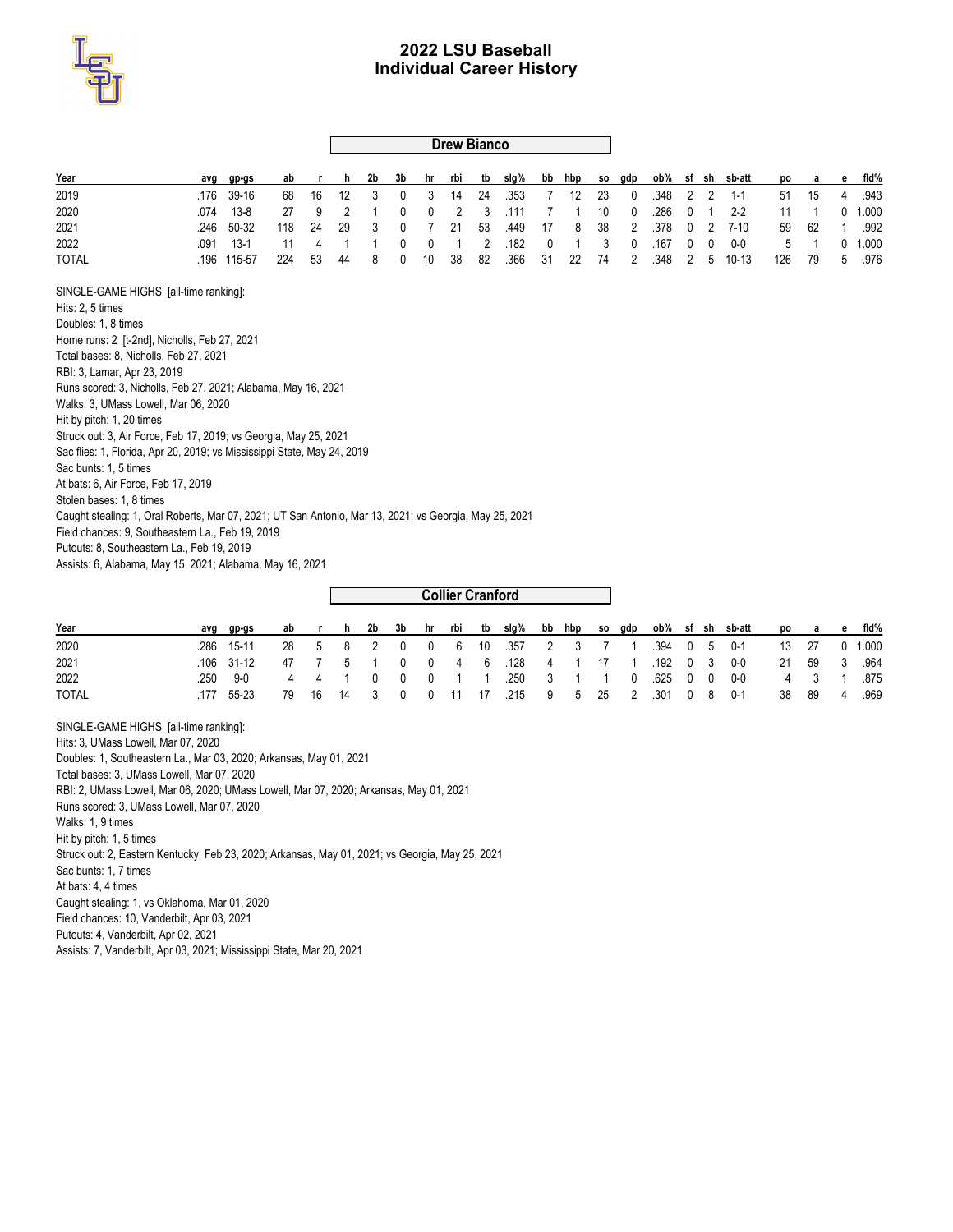# 2022 LSU Baseball
## Individual Career History

### Drew Bianco

| Year | avg | gp-gs | ab | r | h | 2b | 3b | hr | rbi | tb | slg% | bb | hbp | so | gdp | ob% | sf | sh | sb-att | po | a | e | fld% |
|---|---|---|---|---|---|---|---|---|---|---|---|---|---|---|---|---|---|---|---|---|---|---|---|
| 2019 | .176 | 39-16 | 68 | 16 | 12 | 3 | 0 | 3 | 14 | 24 | .353 | 7 | 12 | 23 | 0 | .348 | 2 | 2 | 1-1 | 51 | 15 | 4 | .943 |
| 2020 | .074 | 13-8 | 27 | 9 | 2 | 1 | 0 | 0 | 2 | 3 | .111 | 7 | 1 | 10 | 0 | .286 | 0 | 1 | 2-2 | 11 | 1 | 0 | 1.000 |
| 2021 | .246 | 50-32 | 118 | 24 | 29 | 3 | 0 | 7 | 21 | 53 | .449 | 17 | 8 | 38 | 2 | .378 | 0 | 2 | 7-10 | 59 | 62 | 1 | .992 |
| 2022 | .091 | 13-1 | 11 | 4 | 1 | 1 | 0 | 0 | 1 | 2 | .182 | 0 | 1 | 3 | 0 | .167 | 0 | 0 | 0-0 | 5 | 1 | 0 | 1.000 |
| TOTAL | .196 | 115-57 | 224 | 53 | 44 | 8 | 0 | 10 | 38 | 82 | .366 | 31 | 22 | 74 | 2 | .348 | 2 | 5 | 10-13 | 126 | 79 | 5 | .976 |

SINGLE-GAME HIGHS [all-time ranking]:
Hits: 2, 5 times
Doubles: 1, 8 times
Home runs: 2 [t-2nd], Nicholls, Feb 27, 2021
Total bases: 8, Nicholls, Feb 27, 2021
RBI: 3, Lamar, Apr 23, 2019
Runs scored: 3, Nicholls, Feb 27, 2021; Alabama, May 16, 2021
Walks: 3, UMass Lowell, Mar 06, 2020
Hit by pitch: 1, 20 times
Struck out: 3, Air Force, Feb 17, 2019; vs Georgia, May 25, 2021
Sac flies: 1, Florida, Apr 20, 2019; vs Mississippi State, May 24, 2019
Sac bunts: 1, 5 times
At bats: 6, Air Force, Feb 17, 2019
Stolen bases: 1, 8 times
Caught stealing: 1, Oral Roberts, Mar 07, 2021; UT San Antonio, Mar 13, 2021; vs Georgia, May 25, 2021
Field chances: 9, Southeastern La., Feb 19, 2019
Putouts: 8, Southeastern La., Feb 19, 2019
Assists: 6, Alabama, May 15, 2021; Alabama, May 16, 2021

### Collier Cranford

| Year | avg | gp-gs | ab | r | h | 2b | 3b | hr | rbi | tb | slg% | bb | hbp | so | gdp | ob% | sf | sh | sb-att | po | a | e | fld% |
|---|---|---|---|---|---|---|---|---|---|---|---|---|---|---|---|---|---|---|---|---|---|---|---|
| 2020 | .286 | 15-11 | 28 | 5 | 8 | 2 | 0 | 0 | 6 | 10 | .357 | 2 | 3 | 7 | 1 | .394 | 0 | 5 | 0-1 | 13 | 27 | 0 | 1.000 |
| 2021 | .106 | 31-12 | 47 | 7 | 5 | 1 | 0 | 0 | 4 | 6 | .128 | 4 | 1 | 17 | 1 | .192 | 0 | 3 | 0-0 | 21 | 59 | 3 | .964 |
| 2022 | .250 | 9-0 | 4 | 4 | 1 | 0 | 0 | 0 | 1 | 1 | .250 | 3 | 1 | 1 | 0 | .625 | 0 | 0 | 0-0 | 4 | 3 | 1 | .875 |
| TOTAL | .177 | 55-23 | 79 | 16 | 14 | 3 | 0 | 0 | 11 | 17 | .215 | 9 | 5 | 25 | 2 | .301 | 0 | 8 | 0-1 | 38 | 89 | 4 | .969 |

SINGLE-GAME HIGHS [all-time ranking]:
Hits: 3, UMass Lowell, Mar 07, 2020
Doubles: 1, Southeastern La., Mar 03, 2020; Arkansas, May 01, 2021
Total bases: 3, UMass Lowell, Mar 07, 2020
RBI: 2, UMass Lowell, Mar 06, 2020; UMass Lowell, Mar 07, 2020; Arkansas, May 01, 2021
Runs scored: 3, UMass Lowell, Mar 07, 2020
Walks: 1, 9 times
Hit by pitch: 1, 5 times
Struck out: 2, Eastern Kentucky, Feb 23, 2020; Arkansas, May 01, 2021; vs Georgia, May 25, 2021
Sac bunts: 1, 7 times
At bats: 4, 4 times
Caught stealing: 1, vs Oklahoma, Mar 01, 2020
Field chances: 10, Vanderbilt, Apr 03, 2021
Putouts: 4, Vanderbilt, Apr 02, 2021
Assists: 7, Vanderbilt, Apr 03, 2021; Mississippi State, Mar 20, 2021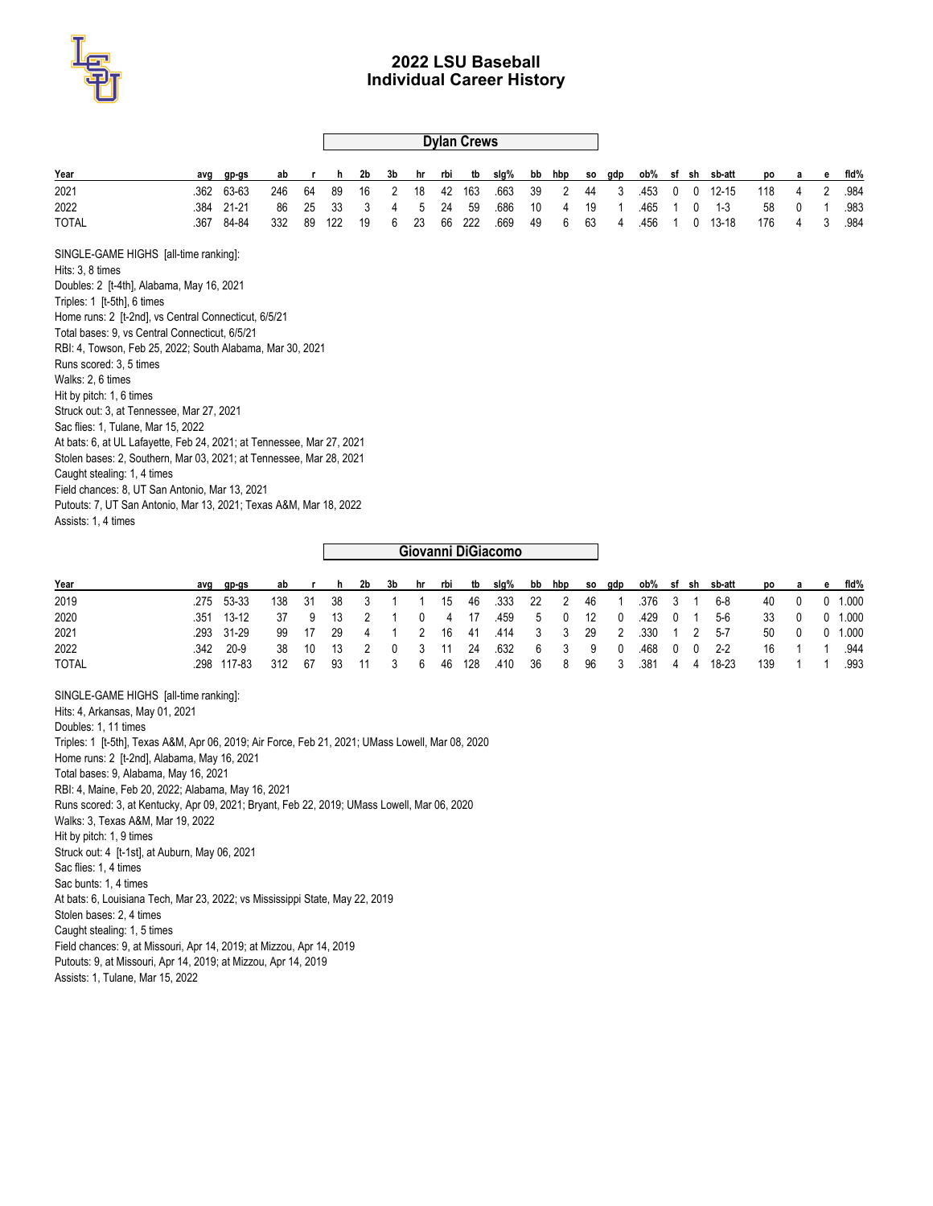# 2022 LSU Baseball
## Individual Career History

### Dylan Crews

| Year | avg | gp-gs | ab | r | h | 2b | 3b | hr | rbi | tb | slg% | bb | hbp | so | gdp | ob% | sf | sh | sb-att | po | a | e | fld% |
|---|---|---|---|---|---|---|---|---|---|---|---|---|---|---|---|---|---|---|---|---|---|---|---|
| 2021 | .362 | 63-63 | 246 | 64 | 89 | 16 | 2 | 18 | 42 | 163 | .663 | 39 | 2 | 44 | 3 | .453 | 0 | 0 | 12-15 | 118 | 4 | 2 | .984 |
| 2022 | .384 | 21-21 | 86 | 25 | 33 | 3 | 4 | 5 | 24 | 59 | .686 | 10 | 4 | 19 | 1 | .465 | 1 | 0 | 1-3 | 58 | 0 | 1 | .983 |
| TOTAL | .367 | 84-84 | 332 | 89 | 122 | 19 | 6 | 23 | 66 | 222 | .669 | 49 | 6 | 63 | 4 | .456 | 1 | 0 | 13-18 | 176 | 4 | 3 | .984 |

SINGLE-GAME HIGHS [all-time ranking]:
Hits: 3, 8 times
Doubles: 2 [t-4th], Alabama, May 16, 2021
Triples: 1 [t-5th], 6 times
Home runs: 2 [t-2nd], vs Central Connecticut, 6/5/21
Total bases: 9, vs Central Connecticut, 6/5/21
RBI: 4, Towson, Feb 25, 2022; South Alabama, Mar 30, 2021
Runs scored: 3, 5 times
Walks: 2, 6 times
Hit by pitch: 1, 6 times
Struck out: 3, at Tennessee, Mar 27, 2021
Sac flies: 1, Tulane, Mar 15, 2022
At bats: 6, at UL Lafayette, Feb 24, 2021; at Tennessee, Mar 27, 2021
Stolen bases: 2, Southern, Mar 03, 2021; at Tennessee, Mar 28, 2021
Caught stealing: 1, 4 times
Field chances: 8, UT San Antonio, Mar 13, 2021
Putouts: 7, UT San Antonio, Mar 13, 2021; Texas A&M, Mar 18, 2022
Assists: 1, 4 times

### Giovanni DiGiacomo

| Year | avg | gp-gs | ab | r | h | 2b | 3b | hr | rbi | tb | slg% | bb | hbp | so | gdp | ob% | sf | sh | sb-att | po | a | e | fld% |
|---|---|---|---|---|---|---|---|---|---|---|---|---|---|---|---|---|---|---|---|---|---|---|---|
| 2019 | .275 | 53-33 | 138 | 31 | 38 | 3 | 1 | 1 | 15 | 46 | .333 | 22 | 2 | 46 | 1 | .376 | 3 | 1 | 6-8 | 40 | 0 | 0 | 1.000 |
| 2020 | .351 | 13-12 | 37 | 9 | 13 | 2 | 1 | 0 | 4 | 17 | .459 | 5 | 0 | 12 | 0 | .429 | 0 | 1 | 5-6 | 33 | 0 | 0 | 1.000 |
| 2021 | .293 | 31-29 | 99 | 17 | 29 | 4 | 1 | 2 | 16 | 41 | .414 | 3 | 3 | 29 | 2 | .330 | 1 | 2 | 5-7 | 50 | 0 | 0 | 1.000 |
| 2022 | .342 | 20-9 | 38 | 10 | 13 | 2 | 0 | 3 | 11 | 24 | .632 | 6 | 3 | 9 | 0 | .468 | 0 | 0 | 2-2 | 16 | 1 | 1 | .944 |
| TOTAL | .298 | 117-83 | 312 | 67 | 93 | 11 | 3 | 6 | 46 | 128 | .410 | 36 | 8 | 96 | 3 | .381 | 4 | 4 | 18-23 | 139 | 1 | 1 | .993 |

SINGLE-GAME HIGHS [all-time ranking]:
Hits: 4, Arkansas, May 01, 2021
Doubles: 1, 11 times
Triples: 1 [t-5th], Texas A&M, Apr 06, 2019; Air Force, Feb 21, 2021; UMass Lowell, Mar 08, 2020
Home runs: 2 [t-2nd], Alabama, May 16, 2021
Total bases: 9, Alabama, May 16, 2021
RBI: 4, Maine, Feb 20, 2022; Alabama, May 16, 2021
Runs scored: 3, at Kentucky, Apr 09, 2021; Bryant, Feb 22, 2019; UMass Lowell, Mar 06, 2020
Walks: 3, Texas A&M, Mar 19, 2022
Hit by pitch: 1, 9 times
Struck out: 4 [t-1st], at Auburn, May 06, 2021
Sac flies: 1, 4 times
Sac bunts: 1, 4 times
At bats: 6, Louisiana Tech, Mar 23, 2022; vs Mississippi State, May 22, 2019
Stolen bases: 2, 4 times
Caught stealing: 1, 5 times
Field chances: 9, at Missouri, Apr 14, 2019; at Mizzou, Apr 14, 2019
Putouts: 9, at Missouri, Apr 14, 2019; at Mizzou, Apr 14, 2019
Assists: 1, Tulane, Mar 15, 2022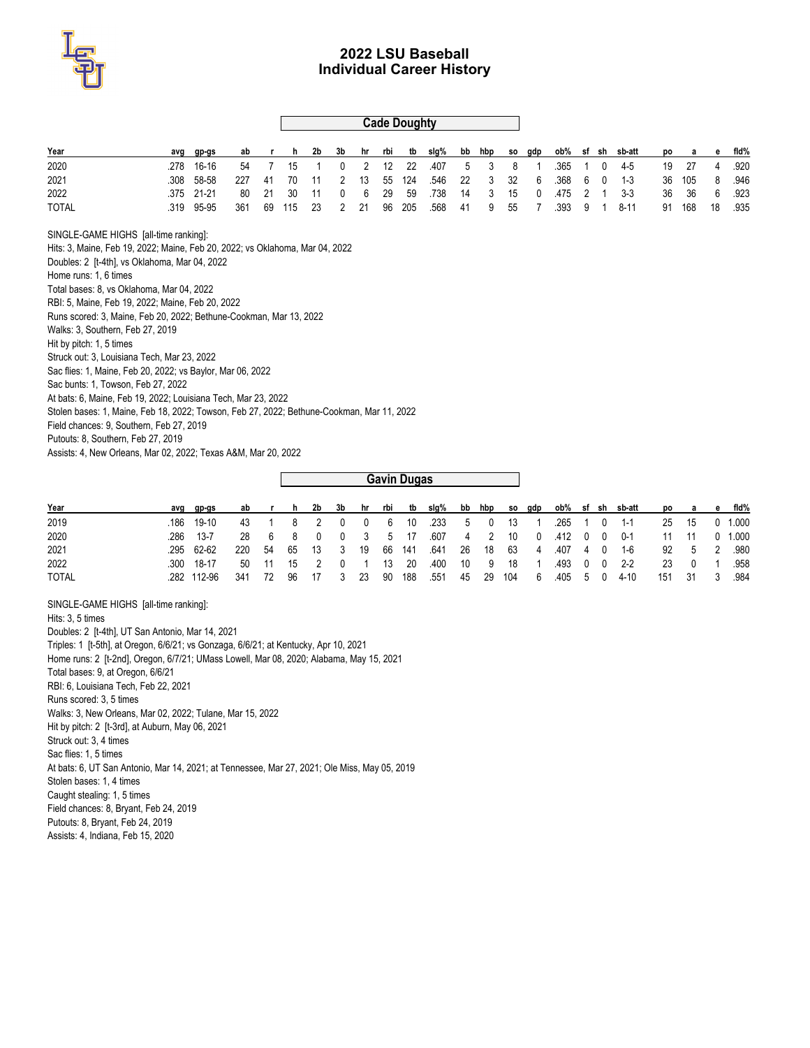# 2022 LSU Baseball
## Individual Career History

### Cade Doughty

| Year | avg | gp-gs | ab | r | h | 2b | 3b | hr | rbi | tb | slg% | bb | hbp | so | gdp | ob% | sf | sh | sb-att | po | a | e | fld% |
|---|---|---|---|---|---|---|---|---|---|---|---|---|---|---|---|---|---|---|---|---|---|---|---|
| 2020 | .278 | 16-16 | 54 | 7 | 15 | 1 | 0 | 2 | 12 | 22 | .407 | 5 | 3 | 8 | 1 | .365 | 1 | 0 | 4-5 | 19 | 27 | 4 | .920 |
| 2021 | .308 | 58-58 | 227 | 41 | 70 | 11 | 2 | 13 | 55 | 124 | .546 | 22 | 3 | 32 | 6 | .368 | 6 | 0 | 1-3 | 36 | 105 | 8 | .946 |
| 2022 | .375 | 21-21 | 80 | 21 | 30 | 11 | 0 | 6 | 29 | 59 | .738 | 14 | 3 | 15 | 0 | .475 | 2 | 1 | 3-3 | 36 | 36 | 6 | .923 |
| TOTAL | .319 | 95-95 | 361 | 69 | 115 | 23 | 2 | 21 | 96 | 205 | .568 | 41 | 9 | 55 | 7 | .393 | 9 | 1 | 8-11 | 91 | 168 | 18 | .935 |

SINGLE-GAME HIGHS [all-time ranking]:
Hits: 3, Maine, Feb 19, 2022; Maine, Feb 20, 2022; vs Oklahoma, Mar 04, 2022
Doubles: 2 [t-4th], vs Oklahoma, Mar 04, 2022
Home runs: 1, 6 times
Total bases: 8, vs Oklahoma, Mar 04, 2022
RBI: 5, Maine, Feb 19, 2022; Maine, Feb 20, 2022
Runs scored: 3, Maine, Feb 20, 2022; Bethune-Cookman, Mar 13, 2022
Walks: 3, Southern, Feb 27, 2019
Hit by pitch: 1, 5 times
Struck out: 3, Louisiana Tech, Mar 23, 2022
Sac flies: 1, Maine, Feb 20, 2022; vs Baylor, Mar 06, 2022
Sac bunts: 1, Towson, Feb 27, 2022
At bats: 6, Maine, Feb 19, 2022; Louisiana Tech, Mar 23, 2022
Stolen bases: 1, Maine, Feb 18, 2022; Towson, Feb 27, 2022; Bethune-Cookman, Mar 11, 2022
Field chances: 9, Southern, Feb 27, 2019
Putouts: 8, Southern, Feb 27, 2019
Assists: 4, New Orleans, Mar 02, 2022; Texas A&M, Mar 20, 2022

### Gavin Dugas

| Year | avg | gp-gs | ab | r | h | 2b | 3b | hr | rbi | tb | slg% | bb | hbp | so | gdp | ob% | sf | sh | sb-att | po | a | e | fld% |
|---|---|---|---|---|---|---|---|---|---|---|---|---|---|---|---|---|---|---|---|---|---|---|---|
| 2019 | .186 | 19-10 | 43 | 1 | 8 | 2 | 0 | 0 | 6 | 10 | .233 | 5 | 0 | 13 | 1 | .265 | 1 | 0 | 1-1 | 25 | 15 | 0 | 1.000 |
| 2020 | .286 | 13-7 | 28 | 6 | 8 | 0 | 0 | 3 | 5 | 17 | .607 | 4 | 2 | 10 | 0 | .412 | 0 | 0 | 0-1 | 11 | 11 | 0 | 1.000 |
| 2021 | .295 | 62-62 | 220 | 54 | 65 | 13 | 3 | 19 | 66 | 141 | .641 | 26 | 18 | 63 | 4 | .407 | 4 | 0 | 1-6 | 92 | 5 | 2 | .980 |
| 2022 | .300 | 18-17 | 50 | 11 | 15 | 2 | 0 | 1 | 13 | 20 | .400 | 10 | 9 | 18 | 1 | .493 | 0 | 0 | 2-2 | 23 | 0 | 1 | .958 |
| TOTAL | .282 | 112-96 | 341 | 72 | 96 | 17 | 3 | 23 | 90 | 188 | .551 | 45 | 29 | 104 | 6 | .405 | 5 | 0 | 4-10 | 151 | 31 | 3 | .984 |

SINGLE-GAME HIGHS [all-time ranking]:
Hits: 3, 5 times
Doubles: 2 [t-4th], UT San Antonio, Mar 14, 2021
Triples: 1 [t-5th], at Oregon, 6/6/21; vs Gonzaga, 6/6/21; at Kentucky, Apr 10, 2021
Home runs: 2 [t-2nd], Oregon, 6/7/21; UMass Lowell, Mar 08, 2020; Alabama, May 15, 2021
Total bases: 9, at Oregon, 6/6/21
RBI: 6, Louisiana Tech, Feb 22, 2021
Runs scored: 3, 5 times
Walks: 3, New Orleans, Mar 02, 2022; Tulane, Mar 15, 2022
Hit by pitch: 2 [t-3rd], at Auburn, May 06, 2021
Struck out: 3, 4 times
Sac flies: 1, 5 times
At bats: 6, UT San Antonio, Mar 14, 2021; at Tennessee, Mar 27, 2021; Ole Miss, May 05, 2019
Stolen bases: 1, 4 times
Caught stealing: 1, 5 times
Field chances: 8, Bryant, Feb 24, 2019
Putouts: 8, Bryant, Feb 24, 2019
Assists: 4, Indiana, Feb 15, 2020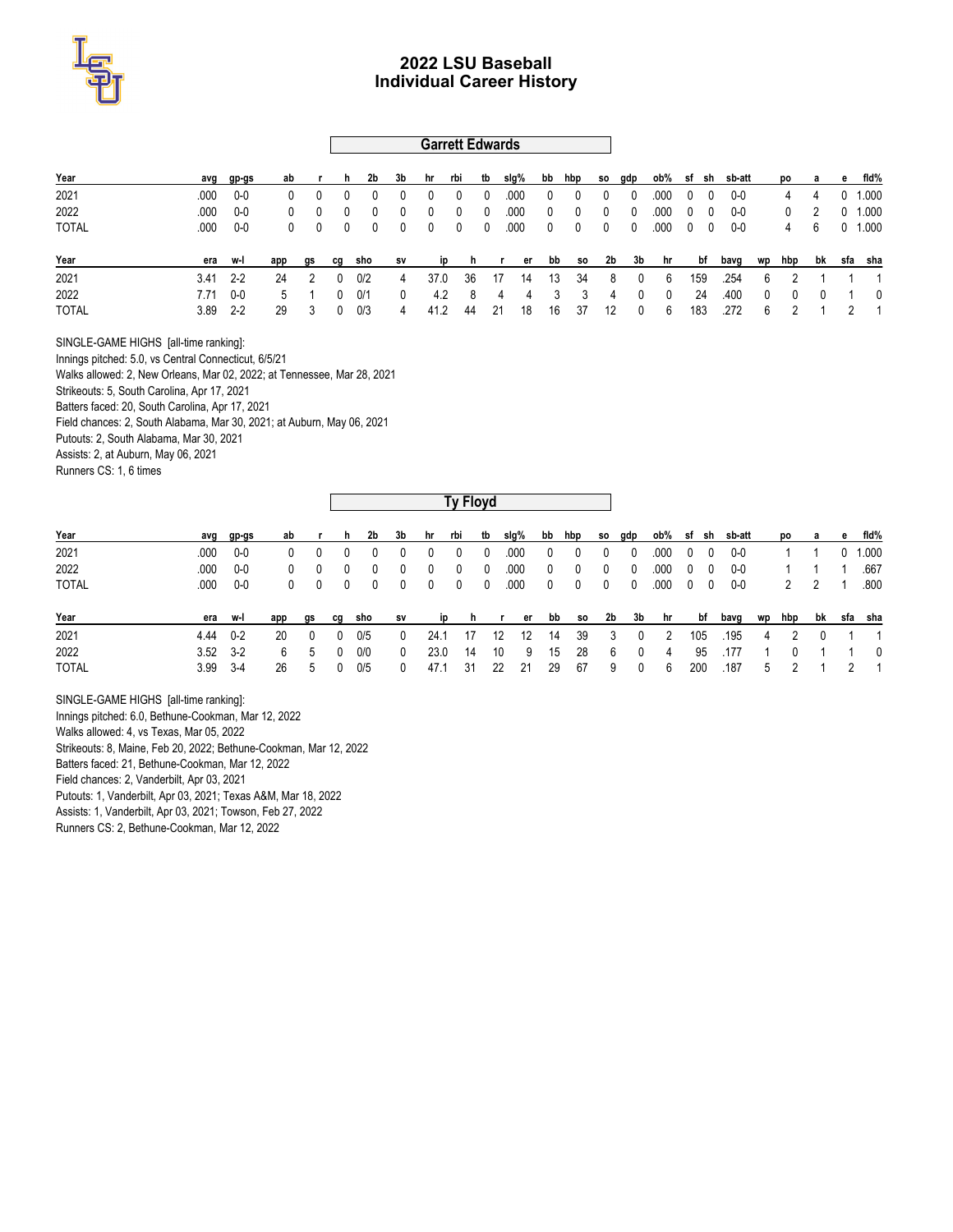# 2022 LSU Baseball
## Individual Career History

### Garrett Edwards

| Year | avg | gp-gs | ab | r | h | 2b | 3b | hr | rbi | tb | slg% | bb | hbp | so | gdp | ob% | sf | sh | sb-att | po | a | e | fld% |
|---|---|---|---|---|---|---|---|---|---|---|---|---|---|---|---|---|---|---|---|---|---|---|---|
| 2021 | .000 | 0-0 | 0 | 0 | 0 | 0 | 0 | 0 | 0 | 0 | .000 | 0 | 0 | 0 | 0 | .000 | 0 | 0 | 0-0 | 4 | 4 | 0 | 1.000 |
| 2022 | .000 | 0-0 | 0 | 0 | 0 | 0 | 0 | 0 | 0 | 0 | .000 | 0 | 0 | 0 | 0 | .000 | 0 | 0 | 0-0 | 0 | 2 | 0 | 1.000 |
| TOTAL | .000 | 0-0 | 0 | 0 | 0 | 0 | 0 | 0 | 0 | 0 | .000 | 0 | 0 | 0 | 0 | .000 | 0 | 0 | 0-0 | 4 | 6 | 0 | 1.000 |

| Year | era | w-l | app | gs | cg | sho | sv | ip | h | r | er | bb | so | 2b | 3b | hr | bf | bavg | wp | hbp | bk | sfa | sha |
|---|---|---|---|---|---|---|---|---|---|---|---|---|---|---|---|---|---|---|---|---|---|---|---|
| 2021 | 3.41 | 2-2 | 24 | 2 | 0 | 0/2 | 4 | 37.0 | 36 | 17 | 14 | 13 | 34 | 8 | 0 | 6 | 159 | .254 | 6 | 2 | 1 | 1 | 1 |
| 2022 | 7.71 | 0-0 | 5 | 1 | 0 | 0/1 | 0 | 4.2 | 8 | 4 | 4 | 3 | 3 | 4 | 0 | 0 | 24 | .400 | 0 | 0 | 0 | 1 | 0 |
| TOTAL | 3.89 | 2-2 | 29 | 3 | 0 | 0/3 | 4 | 41.2 | 44 | 21 | 18 | 16 | 37 | 12 | 0 | 6 | 183 | .272 | 6 | 2 | 1 | 2 | 1 |

SINGLE-GAME HIGHS [all-time ranking]:
Innings pitched: 5.0, vs Central Connecticut, 6/5/21
Walks allowed: 2, New Orleans, Mar 02, 2022; at Tennessee, Mar 28, 2021
Strikeouts: 5, South Carolina, Apr 17, 2021
Batters faced: 20, South Carolina, Apr 17, 2021
Field chances: 2, South Alabama, Mar 30, 2021; at Auburn, May 06, 2021
Putouts: 2, South Alabama, Mar 30, 2021
Assists: 2, at Auburn, May 06, 2021
Runners CS: 1, 6 times

### Ty Floyd

| Year | avg | gp-gs | ab | r | h | 2b | 3b | hr | rbi | tb | slg% | bb | hbp | so | gdp | ob% | sf | sh | sb-att | po | a | e | fld% |
|---|---|---|---|---|---|---|---|---|---|---|---|---|---|---|---|---|---|---|---|---|---|---|---|
| 2021 | .000 | 0-0 | 0 | 0 | 0 | 0 | 0 | 0 | 0 | 0 | .000 | 0 | 0 | 0 | 0 | .000 | 0 | 0 | 0-0 | 1 | 1 | 0 | 1.000 |
| 2022 | .000 | 0-0 | 0 | 0 | 0 | 0 | 0 | 0 | 0 | 0 | .000 | 0 | 0 | 0 | 0 | .000 | 0 | 0 | 0-0 | 1 | 1 | 1 | .667 |
| TOTAL | .000 | 0-0 | 0 | 0 | 0 | 0 | 0 | 0 | 0 | 0 | .000 | 0 | 0 | 0 | 0 | .000 | 0 | 0 | 0-0 | 2 | 2 | 1 | .800 |

| Year | era | w-l | app | gs | cg | sho | sv | ip | h | r | er | bb | so | 2b | 3b | hr | bf | bavg | wp | hbp | bk | sfa | sha |
|---|---|---|---|---|---|---|---|---|---|---|---|---|---|---|---|---|---|---|---|---|---|---|---|
| 2021 | 4.44 | 0-2 | 20 | 0 | 0 | 0/5 | 0 | 24.1 | 17 | 12 | 12 | 14 | 39 | 3 | 0 | 2 | 105 | .195 | 4 | 2 | 0 | 1 | 1 |
| 2022 | 3.52 | 3-2 | 6 | 5 | 0 | 0/0 | 0 | 23.0 | 14 | 10 | 9 | 15 | 28 | 6 | 0 | 4 | 95 | .177 | 1 | 0 | 1 | 1 | 0 |
| TOTAL | 3.99 | 3-4 | 26 | 5 | 0 | 0/5 | 0 | 47.1 | 31 | 22 | 21 | 29 | 67 | 9 | 0 | 6 | 200 | .187 | 5 | 2 | 1 | 2 | 1 |

SINGLE-GAME HIGHS [all-time ranking]:
Innings pitched: 6.0, Bethune-Cookman, Mar 12, 2022
Walks allowed: 4, vs Texas, Mar 05, 2022
Strikeouts: 8, Maine, Feb 20, 2022; Bethune-Cookman, Mar 12, 2022
Batters faced: 21, Bethune-Cookman, Mar 12, 2022
Field chances: 2, Vanderbilt, Apr 03, 2021
Putouts: 1, Vanderbilt, Apr 03, 2021; Texas A&M, Mar 18, 2022
Assists: 1, Vanderbilt, Apr 03, 2021; Towson, Feb 27, 2022
Runners CS: 2, Bethune-Cookman, Mar 12, 2022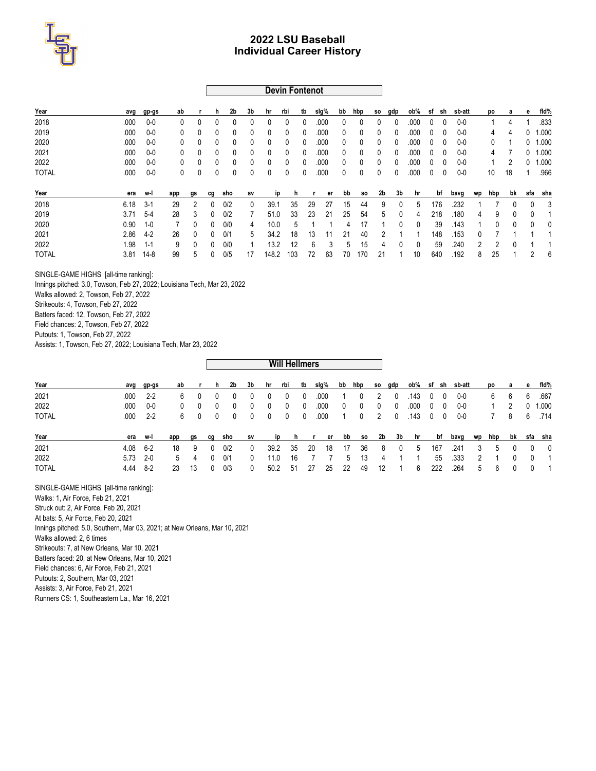# 2022 LSU Baseball
## Individual Career History

### Devin Fontenot

| Year | avg | gp-gs | ab | r | h | 2b | 3b | hr | rbi | tb | slg% | bb | hbp | so | gdp | ob% | sf | sh | sb-att | po | a | e | fld% |
|---|---|---|---|---|---|---|---|---|---|---|---|---|---|---|---|---|---|---|---|---|---|---|---|
| 2018 | .000 | 0-0 | 0 | 0 | 0 | 0 | 0 | 0 | 0 | 0 | .000 | 0 | 0 | 0 | 0 | .000 | 0 | 0 | 0-0 | 1 | 4 | 1 | .833 |
| 2019 | .000 | 0-0 | 0 | 0 | 0 | 0 | 0 | 0 | 0 | 0 | .000 | 0 | 0 | 0 | 0 | .000 | 0 | 0 | 0-0 | 4 | 4 | 0 | 1.000 |
| 2020 | .000 | 0-0 | 0 | 0 | 0 | 0 | 0 | 0 | 0 | 0 | .000 | 0 | 0 | 0 | 0 | .000 | 0 | 0 | 0-0 | 0 | 1 | 0 | 1.000 |
| 2021 | .000 | 0-0 | 0 | 0 | 0 | 0 | 0 | 0 | 0 | 0 | .000 | 0 | 0 | 0 | 0 | .000 | 0 | 0 | 0-0 | 4 | 7 | 0 | 1.000 |
| 2022 | .000 | 0-0 | 0 | 0 | 0 | 0 | 0 | 0 | 0 | 0 | .000 | 0 | 0 | 0 | 0 | .000 | 0 | 0 | 0-0 | 1 | 2 | 0 | 1.000 |
| TOTAL | .000 | 0-0 | 0 | 0 | 0 | 0 | 0 | 0 | 0 | 0 | .000 | 0 | 0 | 0 | 0 | .000 | 0 | 0 | 0-0 | 10 | 18 | 1 | .966 |

| Year | era | w-l | app | gs | cg | sho | sv | ip | h | r | er | bb | so | 2b | 3b | hr | bf | bavg | wp | hbp | bk | sfa | sha |
|---|---|---|---|---|---|---|---|---|---|---|---|---|---|---|---|---|---|---|---|---|---|---|---|
| 2018 | 6.18 | 3-1 | 29 | 2 | 0 | 0/2 | 0 | 39.1 | 35 | 29 | 27 | 15 | 44 | 9 | 0 | 5 | 176 | .232 | 1 | 7 | 0 | 0 | 3 |
| 2019 | 3.71 | 5-4 | 28 | 3 | 0 | 0/2 | 7 | 51.0 | 33 | 23 | 21 | 25 | 54 | 5 | 0 | 4 | 218 | .180 | 4 | 9 | 0 | 0 | 1 |
| 2020 | 0.90 | 1-0 | 7 | 0 | 0 | 0/0 | 4 | 10.0 | 5 | 1 | 1 | 4 | 17 | 1 | 0 | 0 | 39 | .143 | 1 | 0 | 0 | 0 | 0 |
| 2021 | 2.86 | 4-2 | 26 | 0 | 0 | 0/1 | 5 | 34.2 | 18 | 13 | 11 | 21 | 40 | 2 | 1 | 1 | 148 | .153 | 0 | 7 | 1 | 1 | 1 |
| 2022 | 1.98 | 1-1 | 9 | 0 | 0 | 0/0 | 1 | 13.2 | 12 | 6 | 3 | 5 | 15 | 4 | 0 | 0 | 59 | .240 | 2 | 2 | 0 | 1 | 1 |
| TOTAL | 3.81 | 14-8 | 99 | 5 | 0 | 0/5 | 17 | 148.2 | 103 | 72 | 63 | 70 | 170 | 21 | 1 | 10 | 640 | .192 | 8 | 25 | 1 | 2 | 6 |

SINGLE-GAME HIGHS [all-time ranking]:
Innings pitched: 3.0, Towson, Feb 27, 2022; Louisiana Tech, Mar 23, 2022
Walks allowed: 2, Towson, Feb 27, 2022
Strikeouts: 4, Towson, Feb 27, 2022
Batters faced: 12, Towson, Feb 27, 2022
Field chances: 2, Towson, Feb 27, 2022
Putouts: 1, Towson, Feb 27, 2022
Assists: 1, Towson, Feb 27, 2022; Louisiana Tech, Mar 23, 2022

### Will Hellmers

| Year | avg | gp-gs | ab | r | h | 2b | 3b | hr | rbi | tb | slg% | bb | hbp | so | gdp | ob% | sf | sh | sb-att | po | a | e | fld% |
|---|---|---|---|---|---|---|---|---|---|---|---|---|---|---|---|---|---|---|---|---|---|---|---|
| 2021 | .000 | 2-2 | 6 | 0 | 0 | 0 | 0 | 0 | 0 | 0 | .000 | 1 | 0 | 2 | 0 | .143 | 0 | 0 | 0-0 | 6 | 6 | 6 | .667 |
| 2022 | .000 | 0-0 | 0 | 0 | 0 | 0 | 0 | 0 | 0 | 0 | .000 | 0 | 0 | 0 | 0 | .000 | 0 | 0 | 0-0 | 1 | 2 | 0 | 1.000 |
| TOTAL | .000 | 2-2 | 6 | 0 | 0 | 0 | 0 | 0 | 0 | 0 | .000 | 1 | 0 | 2 | 0 | .143 | 0 | 0 | 0-0 | 7 | 8 | 6 | .714 |

| Year | era | w-l | app | gs | cg | sho | sv | ip | h | r | er | bb | so | 2b | 3b | hr | bf | bavg | wp | hbp | bk | sfa | sha |
|---|---|---|---|---|---|---|---|---|---|---|---|---|---|---|---|---|---|---|---|---|---|---|---|
| 2021 | 4.08 | 6-2 | 18 | 9 | 0 | 0/2 | 0 | 39.2 | 35 | 20 | 18 | 17 | 36 | 8 | 0 | 5 | 167 | .241 | 3 | 5 | 0 | 0 | 0 |
| 2022 | 5.73 | 2-0 | 5 | 4 | 0 | 0/1 | 0 | 11.0 | 16 | 7 | 7 | 5 | 13 | 4 | 1 | 1 | 55 | .333 | 2 | 1 | 0 | 0 | 1 |
| TOTAL | 4.44 | 8-2 | 23 | 13 | 0 | 0/3 | 0 | 50.2 | 51 | 27 | 25 | 22 | 49 | 12 | 1 | 6 | 222 | .264 | 5 | 6 | 0 | 0 | 1 |

SINGLE-GAME HIGHS [all-time ranking]:
Walks: 1, Air Force, Feb 21, 2021
Struck out: 2, Air Force, Feb 20, 2021
At bats: 5, Air Force, Feb 20, 2021
Innings pitched: 5.0, Southern, Mar 03, 2021; at New Orleans, Mar 10, 2021
Walks allowed: 2, 6 times
Strikeouts: 7, at New Orleans, Mar 10, 2021
Batters faced: 20, at New Orleans, Mar 10, 2021
Field chances: 6, Air Force, Feb 21, 2021
Putouts: 2, Southern, Mar 03, 2021
Assists: 3, Air Force, Feb 21, 2021
Runners CS: 1, Southeastern La., Mar 16, 2021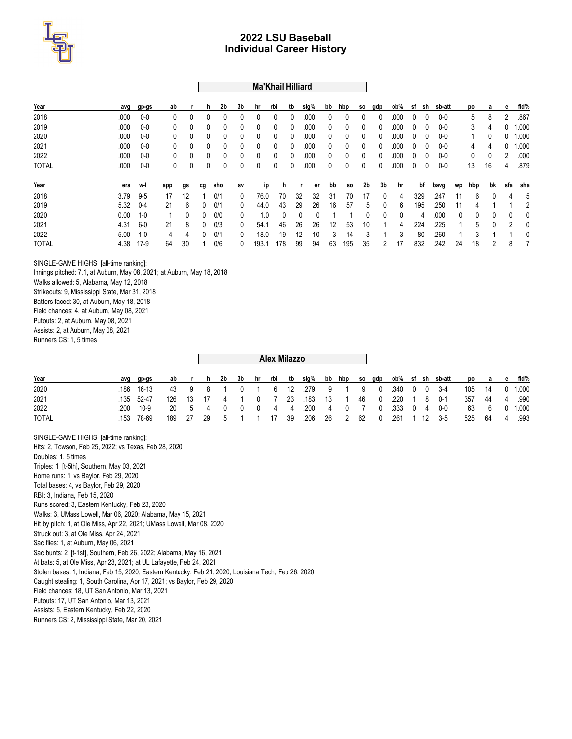# 2022 LSU Baseball
## Individual Career History

### Ma'Khail Hilliard

| Year | avg | gp-gs | ab | r | h | 2b | 3b | hr | rbi | tb | slg% | bb | hbp | so | gdp | ob% | sf | sh | sb-att | po | a | e | fld% |
|---|---|---|---|---|---|---|---|---|---|---|---|---|---|---|---|---|---|---|---|---|---|---|---|
| 2018 | .000 | 0-0 | 0 | 0 | 0 | 0 | 0 | 0 | 0 | 0 | .000 | 0 | 0 | 0 | 0 | .000 | 0 | 0 | 0-0 | 5 | 8 | 2 | .867 |
| 2019 | .000 | 0-0 | 0 | 0 | 0 | 0 | 0 | 0 | 0 | 0 | .000 | 0 | 0 | 0 | 0 | .000 | 0 | 0 | 0-0 | 3 | 4 | 0 | 1.000 |
| 2020 | .000 | 0-0 | 0 | 0 | 0 | 0 | 0 | 0 | 0 | 0 | .000 | 0 | 0 | 0 | 0 | .000 | 0 | 0 | 0-0 | 1 | 0 | 0 | 1.000 |
| 2021 | .000 | 0-0 | 0 | 0 | 0 | 0 | 0 | 0 | 0 | 0 | .000 | 0 | 0 | 0 | 0 | .000 | 0 | 0 | 0-0 | 4 | 4 | 0 | 1.000 |
| 2022 | .000 | 0-0 | 0 | 0 | 0 | 0 | 0 | 0 | 0 | 0 | .000 | 0 | 0 | 0 | 0 | .000 | 0 | 0 | 0-0 | 0 | 0 | 2 | .000 |
| TOTAL | .000 | 0-0 | 0 | 0 | 0 | 0 | 0 | 0 | 0 | 0 | .000 | 0 | 0 | 0 | 0 | .000 | 0 | 0 | 0-0 | 13 | 16 | 4 | .879 |

| Year | era | w-l | app | gs | cg | sho | sv | ip | h | r | er | bb | so | 2b | 3b | hr | bf | bavg | wp | hbp | bk | sfa | sha |
|---|---|---|---|---|---|---|---|---|---|---|---|---|---|---|---|---|---|---|---|---|---|---|---|
| 2018 | 3.79 | 9-5 | 17 | 12 | 1 | 0/1 | 0 | 76.0 | 70 | 32 | 32 | 31 | 70 | 17 | 0 | 4 | 329 | .247 | 11 | 6 | 0 | 4 | 5 |
| 2019 | 5.32 | 0-4 | 21 | 6 | 0 | 0/1 | 0 | 44.0 | 43 | 29 | 26 | 16 | 57 | 5 | 0 | 6 | 195 | .250 | 11 | 4 | 1 | 1 | 2 |
| 2020 | 0.00 | 1-0 | 1 | 0 | 0 | 0/0 | 0 | 1.0 | 0 | 0 | 0 | 1 | 1 | 0 | 0 | 0 | 4 | .000 | 0 | 0 | 0 | 0 | 0 |
| 2021 | 4.31 | 6-0 | 21 | 8 | 0 | 0/3 | 0 | 54.1 | 46 | 26 | 26 | 12 | 53 | 10 | 1 | 4 | 224 | .225 | 1 | 5 | 0 | 2 | 0 |
| 2022 | 5.00 | 1-0 | 4 | 4 | 0 | 0/1 | 0 | 18.0 | 19 | 12 | 10 | 3 | 14 | 3 | 1 | 3 | 80 | .260 | 1 | 3 | 1 | 1 | 0 |
| TOTAL | 4.38 | 17-9 | 64 | 30 | 1 | 0/6 | 0 | 193.1 | 178 | 99 | 94 | 63 | 195 | 35 | 2 | 17 | 832 | .242 | 24 | 18 | 2 | 8 | 7 |

SINGLE-GAME HIGHS [all-time ranking]:
Innings pitched: 7.1, at Auburn, May 08, 2021; at Auburn, May 18, 2018
Walks allowed: 5, Alabama, May 12, 2018
Strikeouts: 9, Mississippi State, Mar 31, 2018
Batters faced: 30, at Auburn, May 18, 2018
Field chances: 4, at Auburn, May 08, 2021
Putouts: 2, at Auburn, May 08, 2021
Assists: 2, at Auburn, May 08, 2021
Runners CS: 1, 5 times

### Alex Milazzo

| Year | avg | gp-gs | ab | r | h | 2b | 3b | hr | rbi | tb | slg% | bb | hbp | so | gdp | ob% | sf | sh | sb-att | po | a | e | fld% |
|---|---|---|---|---|---|---|---|---|---|---|---|---|---|---|---|---|---|---|---|---|---|---|---|
| 2020 | .186 | 16-13 | 43 | 9 | 8 | 1 | 0 | 1 | 6 | 12 | .279 | 9 | 1 | 9 | 0 | .340 | 0 | 0 | 3-4 | 105 | 14 | 0 | 1.000 |
| 2021 | .135 | 52-47 | 126 | 13 | 17 | 4 | 1 | 0 | 7 | 23 | .183 | 13 | 1 | 46 | 0 | .220 | 1 | 8 | 0-1 | 357 | 44 | 4 | .990 |
| 2022 | .200 | 10-9 | 20 | 5 | 4 | 0 | 0 | 0 | 4 | 4 | .200 | 4 | 0 | 7 | 0 | .333 | 0 | 4 | 0-0 | 63 | 6 | 0 | 1.000 |
| TOTAL | .153 | 78-69 | 189 | 27 | 29 | 5 | 1 | 1 | 17 | 39 | .206 | 26 | 2 | 62 | 0 | .261 | 1 | 12 | 3-5 | 525 | 64 | 4 | .993 |

SINGLE-GAME HIGHS [all-time ranking]:
Hits: 2, Towson, Feb 25, 2022; vs Texas, Feb 28, 2020
Doubles: 1, 5 times
Triples: 1 [t-5th], Southern, May 03, 2021
Home runs: 1, vs Baylor, Feb 29, 2020
Total bases: 4, vs Baylor, Feb 29, 2020
RBI: 3, Indiana, Feb 15, 2020
Runs scored: 3, Eastern Kentucky, Feb 23, 2020
Walks: 3, UMass Lowell, Mar 06, 2020; Alabama, May 15, 2021
Hit by pitch: 1, at Ole Miss, Apr 22, 2021; UMass Lowell, Mar 08, 2020
Struck out: 3, at Ole Miss, Apr 24, 2021
Sac flies: 1, at Auburn, May 06, 2021
Sac bunts: 2 [t-1st], Southern, Feb 26, 2022; Alabama, May 16, 2021
At bats: 5, at Ole Miss, Apr 23, 2021; at UL Lafayette, Feb 24, 2021
Stolen bases: 1, Indiana, Feb 15, 2020; Eastern Kentucky, Feb 21, 2020; Louisiana Tech, Feb 26, 2020
Caught stealing: 1, South Carolina, Apr 17, 2021; vs Baylor, Feb 29, 2020
Field chances: 18, UT San Antonio, Mar 13, 2021
Putouts: 17, UT San Antonio, Mar 13, 2021
Assists: 5, Eastern Kentucky, Feb 22, 2020
Runners CS: 2, Mississippi State, Mar 20, 2021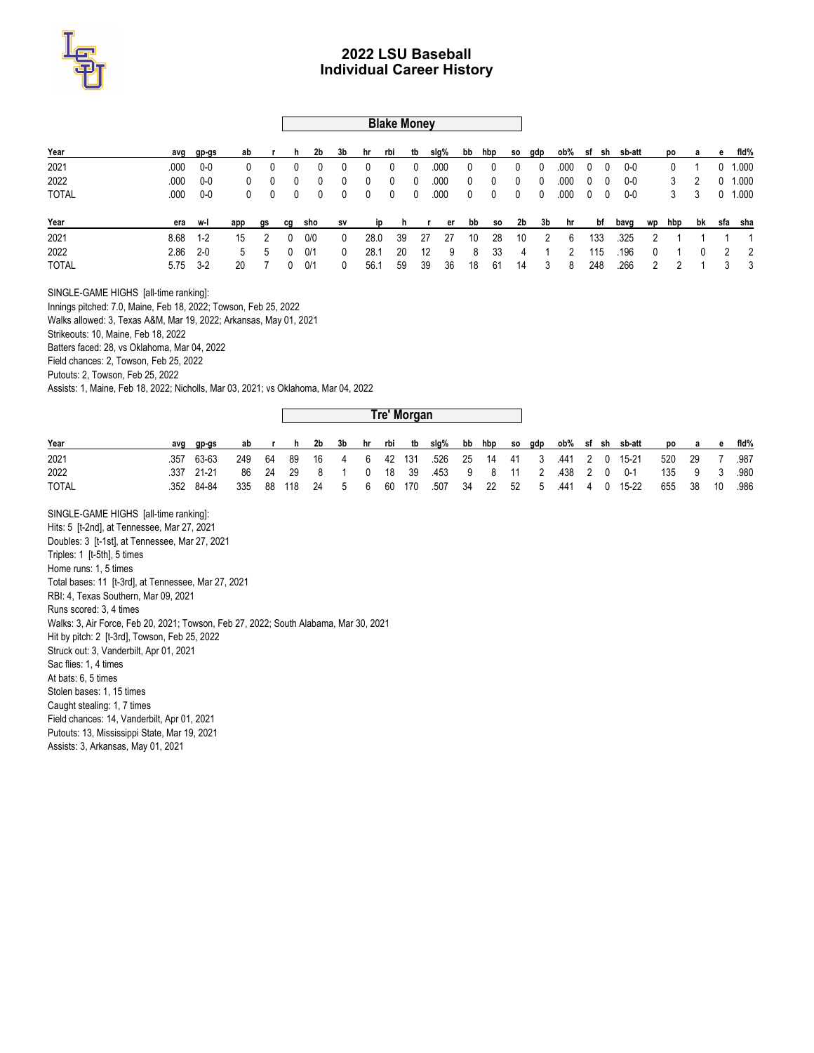# 2022 LSU Baseball
## Individual Career History

### Blake Money

| Year | avg | gp-gs | ab | r | h | 2b | 3b | hr | rbi | tb | slg% | bb | hbp | so | gdp | ob% | sf | sh | sb-att | po | a | e | fld% |
|---|---|---|---|---|---|---|---|---|---|---|---|---|---|---|---|---|---|---|---|---|---|---|---|
| 2021 | .000 | 0-0 | 0 | 0 | 0 | 0 | 0 | 0 | 0 | 0 | .000 | 0 | 0 | 0 | 0 | .000 | 0 | 0 | 0-0 | 0 | 1 | 0 | 1.000 |
| 2022 | .000 | 0-0 | 0 | 0 | 0 | 0 | 0 | 0 | 0 | 0 | .000 | 0 | 0 | 0 | 0 | .000 | 0 | 0 | 0-0 | 3 | 2 | 0 | 1.000 |
| TOTAL | .000 | 0-0 | 0 | 0 | 0 | 0 | 0 | 0 | 0 | 0 | .000 | 0 | 0 | 0 | 0 | .000 | 0 | 0 | 0-0 | 3 | 3 | 0 | 1.000 |

| Year | era | w-l | app | gs | cg | sho | sv | ip | h | r | er | bb | so | 2b | 3b | hr | bf | bavg | wp | hbp | bk | sfa | sha |
|---|---|---|---|---|---|---|---|---|---|---|---|---|---|---|---|---|---|---|---|---|---|---|---|
| 2021 | 8.68 | 1-2 | 15 | 2 | 0 | 0/0 | 0 | 28.0 | 39 | 27 | 27 | 10 | 28 | 10 | 2 | 6 | 133 | .325 | 2 | 1 | 1 | 1 | 1 |
| 2022 | 2.86 | 2-0 | 5 | 5 | 0 | 0/1 | 0 | 28.1 | 20 | 12 | 9 | 8 | 33 | 4 | 1 | 2 | 115 | .196 | 0 | 1 | 0 | 2 | 2 |
| TOTAL | 5.75 | 3-2 | 20 | 7 | 0 | 0/1 | 0 | 56.1 | 59 | 39 | 36 | 18 | 61 | 14 | 3 | 8 | 248 | .266 | 2 | 2 | 1 | 3 | 3 |

SINGLE-GAME HIGHS [all-time ranking]:
Innings pitched: 7.0, Maine, Feb 18, 2022; Towson, Feb 25, 2022
Walks allowed: 3, Texas A&M, Mar 19, 2022; Arkansas, May 01, 2021
Strikeouts: 10, Maine, Feb 18, 2022
Batters faced: 28, vs Oklahoma, Mar 04, 2022
Field chances: 2, Towson, Feb 25, 2022
Putouts: 2, Towson, Feb 25, 2022
Assists: 1, Maine, Feb 18, 2022; Nicholls, Mar 03, 2021; vs Oklahoma, Mar 04, 2022

### Tre' Morgan

| Year | avg | gp-gs | ab | r | h | 2b | 3b | hr | rbi | tb | slg% | bb | hbp | so | gdp | ob% | sf | sh | sb-att | po | a | e | fld% |
|---|---|---|---|---|---|---|---|---|---|---|---|---|---|---|---|---|---|---|---|---|---|---|---|
| 2021 | .357 | 63-63 | 249 | 64 | 89 | 16 | 4 | 6 | 42 | 131 | .526 | 25 | 14 | 41 | 3 | .441 | 2 | 0 | 15-21 | 520 | 29 | 7 | .987 |
| 2022 | .337 | 21-21 | 86 | 24 | 29 | 8 | 1 | 0 | 18 | 39 | .453 | 9 | 8 | 11 | 2 | .438 | 2 | 0 | 0-1 | 135 | 9 | 3 | .980 |
| TOTAL | .352 | 84-84 | 335 | 88 | 118 | 24 | 5 | 6 | 60 | 170 | .507 | 34 | 22 | 52 | 5 | .441 | 4 | 0 | 15-22 | 655 | 38 | 10 | .986 |

SINGLE-GAME HIGHS [all-time ranking]:
Hits: 5 [t-2nd], at Tennessee, Mar 27, 2021
Doubles: 3 [t-1st], at Tennessee, Mar 27, 2021
Triples: 1 [t-5th], 5 times
Home runs: 1, 5 times
Total bases: 11 [t-3rd], at Tennessee, Mar 27, 2021
RBI: 4, Texas Southern, Mar 09, 2021
Runs scored: 3, 4 times
Walks: 3, Air Force, Feb 20, 2021; Towson, Feb 27, 2022; South Alabama, Mar 30, 2021
Hit by pitch: 2 [t-3rd], Towson, Feb 25, 2022
Struck out: 3, Vanderbilt, Apr 01, 2021
Sac flies: 1, 4 times
At bats: 6, 5 times
Stolen bases: 1, 15 times
Caught stealing: 1, 7 times
Field chances: 14, Vanderbilt, Apr 01, 2021
Putouts: 13, Mississippi State, Mar 19, 2021
Assists: 3, Arkansas, May 01, 2021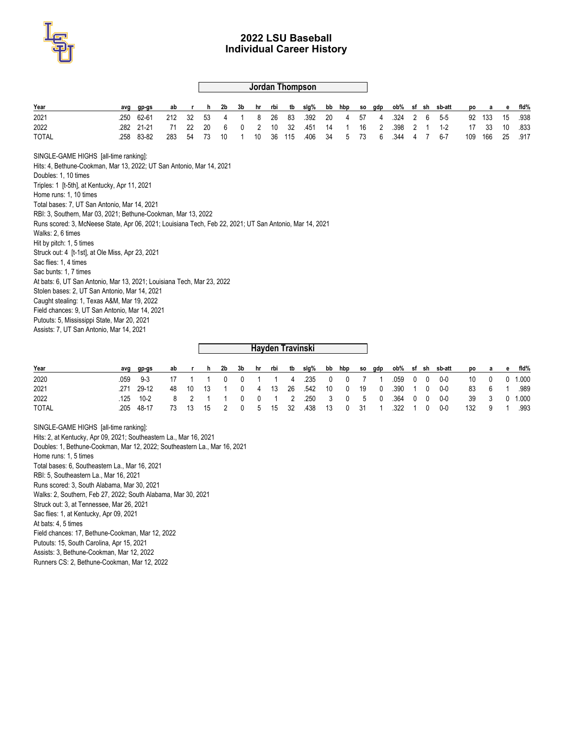# 2022 LSU Baseball
## Individual Career History

### Jordan Thompson

| Year | avg | gp-gs | ab | r | h | 2b | 3b | hr | rbi | tb | slg% | bb | hbp | so | gdp | ob% | sf | sh | sb-att | po | a | e | fld% |
|---|---|---|---|---|---|---|---|---|---|---|---|---|---|---|---|---|---|---|---|---|---|---|---|
| 2021 | .250 | 62-61 | 212 | 32 | 53 | 4 | 1 | 8 | 26 | 83 | .392 | 20 | 4 | 57 | 4 | .324 | 2 | 6 | 5-5 | 92 | 133 | 15 | .938 |
| 2022 | .282 | 21-21 | 71 | 22 | 20 | 6 | 0 | 2 | 10 | 32 | .451 | 14 | 1 | 16 | 2 | .398 | 2 | 1 | 1-2 | 17 | 33 | 10 | .833 |
| TOTAL | .258 | 83-82 | 283 | 54 | 73 | 10 | 1 | 10 | 36 | 115 | .406 | 34 | 5 | 73 | 6 | .344 | 4 | 7 | 6-7 | 109 | 166 | 25 | .917 |

SINGLE-GAME HIGHS [all-time ranking]:
Hits: 4, Bethune-Cookman, Mar 13, 2022; UT San Antonio, Mar 14, 2021
Doubles: 1, 10 times
Triples: 1 [t-5th], at Kentucky, Apr 11, 2021
Home runs: 1, 10 times
Total bases: 7, UT San Antonio, Mar 14, 2021
RBI: 3, Southern, Mar 03, 2021; Bethune-Cookman, Mar 13, 2022
Runs scored: 3, McNeese State, Apr 06, 2021; Louisiana Tech, Feb 22, 2021; UT San Antonio, Mar 14, 2021
Walks: 2, 6 times
Hit by pitch: 1, 5 times
Struck out: 4 [t-1st], at Ole Miss, Apr 23, 2021
Sac flies: 1, 4 times
Sac bunts: 1, 7 times
At bats: 6, UT San Antonio, Mar 13, 2021; Louisiana Tech, Mar 23, 2022
Stolen bases: 2, UT San Antonio, Mar 14, 2021
Caught stealing: 1, Texas A&M, Mar 19, 2022
Field chances: 9, UT San Antonio, Mar 14, 2021
Putouts: 5, Mississippi State, Mar 20, 2021
Assists: 7, UT San Antonio, Mar 14, 2021

### Hayden Travinski

| Year | avg | gp-gs | ab | r | h | 2b | 3b | hr | rbi | tb | slg% | bb | hbp | so | gdp | ob% | sf | sh | sb-att | po | a | e | fld% |
|---|---|---|---|---|---|---|---|---|---|---|---|---|---|---|---|---|---|---|---|---|---|---|---|
| 2020 | .059 | 9-3 | 17 | 1 | 1 | 0 | 0 | 1 | 1 | 4 | .235 | 0 | 0 | 7 | 1 | .059 | 0 | 0 | 0-0 | 10 | 0 | 0 | 1.000 |
| 2021 | .271 | 29-12 | 48 | 10 | 13 | 1 | 0 | 4 | 13 | 26 | .542 | 10 | 0 | 19 | 0 | .390 | 1 | 0 | 0-0 | 83 | 6 | 1 | .989 |
| 2022 | .125 | 10-2 | 8 | 2 | 1 | 1 | 0 | 0 | 1 | 2 | .250 | 3 | 0 | 5 | 0 | .364 | 0 | 0 | 0-0 | 39 | 3 | 0 | 1.000 |
| TOTAL | .205 | 48-17 | 73 | 13 | 15 | 2 | 0 | 5 | 15 | 32 | .438 | 13 | 0 | 31 | 1 | .322 | 1 | 0 | 0-0 | 132 | 9 | 1 | .993 |

SINGLE-GAME HIGHS [all-time ranking]:
Hits: 2, at Kentucky, Apr 09, 2021; Southeastern La., Mar 16, 2021
Doubles: 1, Bethune-Cookman, Mar 12, 2022; Southeastern La., Mar 16, 2021
Home runs: 1, 5 times
Total bases: 6, Southeastern La., Mar 16, 2021
RBI: 5, Southeastern La., Mar 16, 2021
Runs scored: 3, South Alabama, Mar 30, 2021
Walks: 2, Southern, Feb 27, 2022; South Alabama, Mar 30, 2021
Struck out: 3, at Tennessee, Mar 26, 2021
Sac flies: 1, at Kentucky, Apr 09, 2021
At bats: 4, 5 times
Field chances: 17, Bethune-Cookman, Mar 12, 2022
Putouts: 15, South Carolina, Apr 15, 2021
Assists: 3, Bethune-Cookman, Mar 12, 2022
Runners CS: 2, Bethune-Cookman, Mar 12, 2022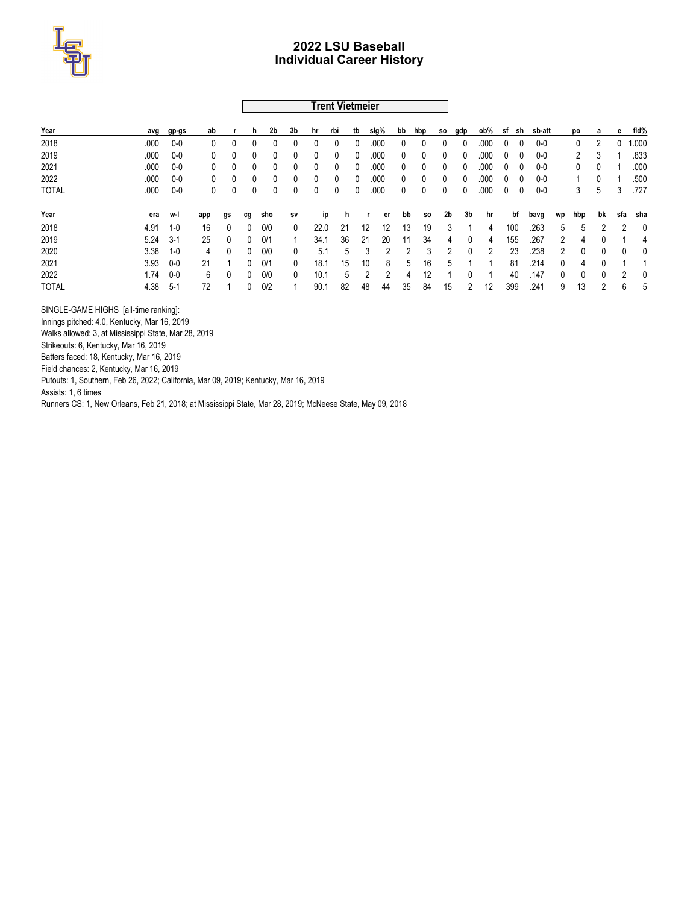# 2022 LSU Baseball
## Individual Career History

### Trent Vietmeier

| Year | avg | gp-gs | ab | r | h | 2b | 3b | hr | rbi | tb | slg% | bb | hbp | so | gdp | ob% | sf | sh | sb-att | po | a | e | fld% |
|---|---|---|---|---|---|---|---|---|---|---|---|---|---|---|---|---|---|---|---|---|---|---|---|
| 2018 | .000 | 0-0 | 0 | 0 | 0 | 0 | 0 | 0 | 0 | 0 | .000 | 0 | 0 | 0 | 0 | .000 | 0 | 0 | 0-0 | 0 | 2 | 0 | 1.000 |
| 2019 | .000 | 0-0 | 0 | 0 | 0 | 0 | 0 | 0 | 0 | 0 | .000 | 0 | 0 | 0 | 0 | .000 | 0 | 0 | 0-0 | 2 | 3 | 1 | .833 |
| 2021 | .000 | 0-0 | 0 | 0 | 0 | 0 | 0 | 0 | 0 | 0 | .000 | 0 | 0 | 0 | 0 | .000 | 0 | 0 | 0-0 | 0 | 0 | 1 | .000 |
| 2022 | .000 | 0-0 | 0 | 0 | 0 | 0 | 0 | 0 | 0 | 0 | .000 | 0 | 0 | 0 | 0 | .000 | 0 | 0 | 0-0 | 1 | 0 | 1 | .500 |
| TOTAL | .000 | 0-0 | 0 | 0 | 0 | 0 | 0 | 0 | 0 | 0 | .000 | 0 | 0 | 0 | 0 | .000 | 0 | 0 | 0-0 | 3 | 5 | 3 | .727 |

| Year | era | w-l | app | gs | cg | sho | sv | ip | h | r | er | bb | so | 2b | 3b | hr | bf | bavg | wp | hbp | bk | sfa | sha |
|---|---|---|---|---|---|---|---|---|---|---|---|---|---|---|---|---|---|---|---|---|---|---|---|
| 2018 | 4.91 | 1-0 | 16 | 0 | 0 | 0/0 | 0 | 22.0 | 21 | 12 | 12 | 13 | 19 | 3 | 1 | 4 | 100 | .263 | 5 | 5 | 2 | 2 | 0 |
| 2019 | 5.24 | 3-1 | 25 | 0 | 0 | 0/1 | 1 | 34.1 | 36 | 21 | 20 | 11 | 34 | 4 | 0 | 4 | 155 | .267 | 2 | 4 | 0 | 1 | 4 |
| 2020 | 3.38 | 1-0 | 4 | 0 | 0 | 0/0 | 0 | 5.1 | 5 | 3 | 2 | 2 | 3 | 2 | 0 | 2 | 23 | .238 | 2 | 0 | 0 | 0 | 0 |
| 2021 | 3.93 | 0-0 | 21 | 1 | 0 | 0/1 | 0 | 18.1 | 15 | 10 | 8 | 5 | 16 | 5 | 1 | 1 | 81 | .214 | 0 | 4 | 0 | 1 | 1 |
| 2022 | 1.74 | 0-0 | 6 | 0 | 0 | 0/0 | 0 | 10.1 | 5 | 2 | 2 | 4 | 12 | 1 | 0 | 1 | 40 | .147 | 0 | 0 | 0 | 2 | 0 |
| TOTAL | 4.38 | 5-1 | 72 | 1 | 0 | 0/2 | 1 | 90.1 | 82 | 48 | 44 | 35 | 84 | 15 | 2 | 12 | 399 | .241 | 9 | 13 | 2 | 6 | 5 |

SINGLE-GAME HIGHS [all-time ranking]:
Innings pitched: 4.0, Kentucky, Mar 16, 2019
Walks allowed: 3, at Mississippi State, Mar 28, 2019
Strikeouts: 6, Kentucky, Mar 16, 2019
Batters faced: 18, Kentucky, Mar 16, 2019
Field chances: 2, Kentucky, Mar 16, 2019
Putouts: 1, Southern, Feb 26, 2022; California, Mar 09, 2019; Kentucky, Mar 16, 2019
Assists: 1, 6 times
Runners CS: 1, New Orleans, Feb 21, 2018; at Mississippi State, Mar 28, 2019; McNeese State, May 09, 2018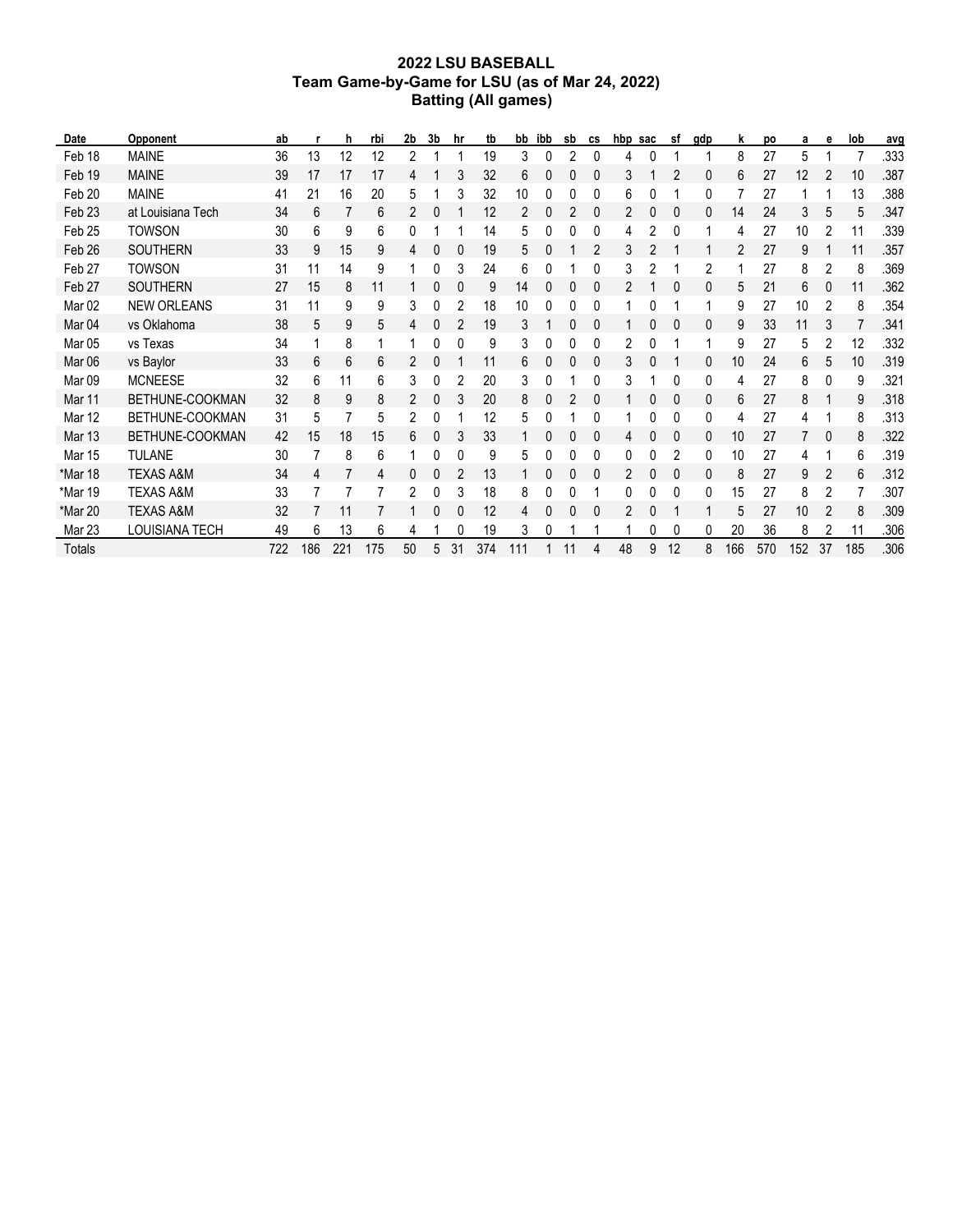# 2022 LSU BASEBALL
## Team Game-by-Game for LSU (as of Mar 24, 2022)
## Batting (All games)

| Date | Opponent | ab | r | h | rbi | 2b | 3b | hr | tb | bb | ibb | sb | cs | hbp | sac | sf | gdp | k | po | a | e | lob | avg |
|---|---|---|---|---|---|---|---|---|---|---|---|---|---|---|---|---|---|---|---|---|---|---|---|
| Feb 18 | MAINE | 36 | 13 | 12 | 12 | 2 | 1 | 1 | 19 | 3 | 0 | 2 | 0 | 4 | 0 | 1 | 1 | 8 | 27 | 5 | 1 | 7 | .333 |
| Feb 19 | MAINE | 39 | 17 | 17 | 17 | 4 | 1 | 3 | 32 | 6 | 0 | 0 | 0 | 3 | 1 | 2 | 0 | 6 | 27 | 12 | 2 | 10 | .387 |
| Feb 20 | MAINE | 41 | 21 | 16 | 20 | 5 | 1 | 3 | 32 | 10 | 0 | 0 | 0 | 6 | 0 | 1 | 0 | 7 | 27 | 1 | 1 | 13 | .388 |
| Feb 23 | at Louisiana Tech | 34 | 6 | 7 | 6 | 2 | 0 | 1 | 12 | 2 | 0 | 2 | 0 | 2 | 0 | 0 | 0 | 14 | 24 | 3 | 5 | 5 | .347 |
| Feb 25 | TOWSON | 30 | 6 | 9 | 6 | 0 | 1 | 1 | 14 | 5 | 0 | 0 | 0 | 4 | 2 | 0 | 1 | 4 | 27 | 10 | 2 | 11 | .339 |
| Feb 26 | SOUTHERN | 33 | 9 | 15 | 9 | 4 | 0 | 0 | 19 | 5 | 0 | 1 | 2 | 3 | 2 | 1 | 1 | 2 | 27 | 9 | 1 | 11 | .357 |
| Feb 27 | TOWSON | 31 | 11 | 14 | 9 | 1 | 0 | 3 | 24 | 6 | 0 | 1 | 0 | 3 | 2 | 1 | 2 | 1 | 27 | 8 | 2 | 8 | .369 |
| Feb 27 | SOUTHERN | 27 | 15 | 8 | 11 | 1 | 0 | 0 | 9 | 14 | 0 | 0 | 0 | 2 | 1 | 0 | 0 | 5 | 21 | 6 | 0 | 11 | .362 |
| Mar 02 | NEW ORLEANS | 31 | 11 | 9 | 9 | 3 | 0 | 2 | 18 | 10 | 0 | 0 | 0 | 1 | 0 | 1 | 1 | 9 | 27 | 10 | 2 | 8 | .354 |
| Mar 04 | vs Oklahoma | 38 | 5 | 9 | 5 | 4 | 0 | 2 | 19 | 3 | 1 | 0 | 0 | 1 | 0 | 0 | 0 | 9 | 33 | 11 | 3 | 7 | .341 |
| Mar 05 | vs Texas | 34 | 1 | 8 | 1 | 1 | 0 | 0 | 9 | 3 | 0 | 0 | 0 | 2 | 0 | 1 | 1 | 9 | 27 | 5 | 2 | 12 | .332 |
| Mar 06 | vs Baylor | 33 | 6 | 6 | 6 | 2 | 0 | 1 | 11 | 6 | 0 | 0 | 0 | 3 | 0 | 1 | 0 | 10 | 24 | 6 | 5 | 10 | .319 |
| Mar 09 | MCNEESE | 32 | 6 | 11 | 6 | 3 | 0 | 2 | 20 | 3 | 0 | 1 | 0 | 3 | 1 | 0 | 0 | 4 | 27 | 8 | 0 | 9 | .321 |
| Mar 11 | BETHUNE-COOKMAN | 32 | 8 | 9 | 8 | 2 | 0 | 3 | 20 | 8 | 0 | 2 | 0 | 1 | 0 | 0 | 0 | 6 | 27 | 8 | 1 | 9 | .318 |
| Mar 12 | BETHUNE-COOKMAN | 31 | 5 | 7 | 5 | 2 | 0 | 1 | 12 | 5 | 0 | 1 | 0 | 1 | 0 | 0 | 0 | 4 | 27 | 4 | 1 | 8 | .313 |
| Mar 13 | BETHUNE-COOKMAN | 42 | 15 | 18 | 15 | 6 | 0 | 3 | 33 | 1 | 0 | 0 | 0 | 4 | 0 | 0 | 0 | 10 | 27 | 7 | 0 | 8 | .322 |
| Mar 15 | TULANE | 30 | 7 | 8 | 6 | 1 | 0 | 0 | 9 | 5 | 0 | 0 | 0 | 0 | 0 | 2 | 0 | 10 | 27 | 4 | 1 | 6 | .319 |
| *Mar 18 | TEXAS A&M | 34 | 4 | 7 | 4 | 0 | 0 | 2 | 13 | 1 | 0 | 0 | 0 | 2 | 0 | 0 | 0 | 8 | 27 | 9 | 2 | 6 | .312 |
| *Mar 19 | TEXAS A&M | 33 | 7 | 7 | 7 | 2 | 0 | 3 | 18 | 8 | 0 | 0 | 1 | 0 | 0 | 0 | 0 | 15 | 27 | 8 | 2 | 7 | .307 |
| *Mar 20 | TEXAS A&M | 32 | 7 | 11 | 7 | 1 | 0 | 0 | 12 | 4 | 0 | 0 | 0 | 2 | 0 | 1 | 1 | 5 | 27 | 10 | 2 | 8 | .309 |
| Mar 23 | LOUISIANA TECH | 49 | 6 | 13 | 6 | 4 | 1 | 0 | 19 | 3 | 0 | 1 | 1 | 1 | 0 | 0 | 0 | 20 | 36 | 8 | 2 | 11 | .306 |
| Totals | | 722 | 186 | 221 | 175 | 50 | 5 | 31 | 374 | 111 | 1 | 11 | 4 | 48 | 9 | 12 | 8 | 166 | 570 | 152 | 37 | 185 | .306 |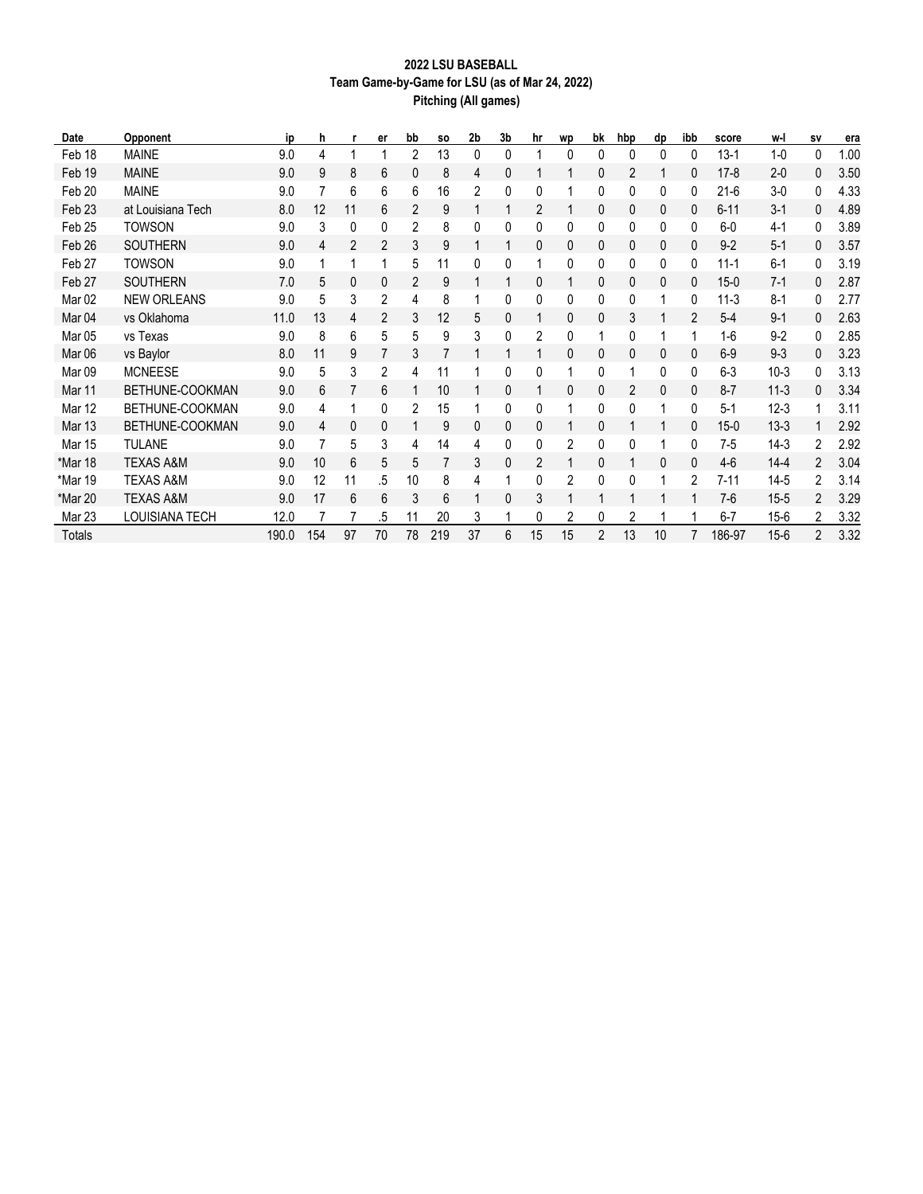**2022 LSU BASEBALL**
**Team Game-by-Game for LSU (as of Mar 24, 2022)**
**Pitching (All games)**

| Date | Opponent | ip | h | r | er | bb | so | 2b | 3b | hr | wp | bk | hbp | dp | ibb | score | w-l | sv | era |
|---|---|---|---|---|---|---|---|---|---|---|---|---|---|---|---|---|---|---|---|
| Feb 18 | MAINE | 9.0 | 4 | 1 | 1 | 2 | 13 | 0 | 0 | 1 | 0 | 0 | 0 | 0 | 0 | 13-1 | 1-0 | 0 | 1.00 |
| Feb 19 | MAINE | 9.0 | 9 | 8 | 6 | 0 | 8 | 4 | 0 | 1 | 1 | 0 | 2 | 1 | 0 | 17-8 | 2-0 | 0 | 3.50 |
| Feb 20 | MAINE | 9.0 | 7 | 6 | 6 | 6 | 16 | 2 | 0 | 0 | 1 | 0 | 0 | 0 | 0 | 21-6 | 3-0 | 0 | 4.33 |
| Feb 23 | at Louisiana Tech | 8.0 | 12 | 11 | 6 | 2 | 9 | 1 | 1 | 2 | 1 | 0 | 0 | 0 | 0 | 6-11 | 3-1 | 0 | 4.89 |
| Feb 25 | TOWSON | 9.0 | 3 | 0 | 0 | 2 | 8 | 0 | 0 | 0 | 0 | 0 | 0 | 0 | 0 | 6-0 | 4-1 | 0 | 3.89 |
| Feb 26 | SOUTHERN | 9.0 | 4 | 2 | 2 | 3 | 9 | 1 | 1 | 0 | 0 | 0 | 0 | 0 | 0 | 9-2 | 5-1 | 0 | 3.57 |
| Feb 27 | TOWSON | 9.0 | 1 | 1 | 1 | 5 | 11 | 0 | 0 | 1 | 0 | 0 | 0 | 0 | 0 | 11-1 | 6-1 | 0 | 3.19 |
| Feb 27 | SOUTHERN | 7.0 | 5 | 0 | 0 | 2 | 9 | 1 | 1 | 0 | 1 | 0 | 0 | 0 | 0 | 15-0 | 7-1 | 0 | 2.87 |
| Mar 02 | NEW ORLEANS | 9.0 | 5 | 3 | 2 | 4 | 8 | 1 | 0 | 0 | 0 | 0 | 0 | 1 | 0 | 11-3 | 8-1 | 0 | 2.77 |
| Mar 04 | vs Oklahoma | 11.0 | 13 | 4 | 2 | 3 | 12 | 5 | 0 | 1 | 0 | 0 | 3 | 1 | 2 | 5-4 | 9-1 | 0 | 2.63 |
| Mar 05 | vs Texas | 9.0 | 8 | 6 | 5 | 5 | 9 | 3 | 0 | 2 | 0 | 1 | 0 | 1 | 1 | 1-6 | 9-2 | 0 | 2.85 |
| Mar 06 | vs Baylor | 8.0 | 11 | 9 | 7 | 3 | 7 | 1 | 1 | 1 | 0 | 0 | 0 | 0 | 0 | 6-9 | 9-3 | 0 | 3.23 |
| Mar 09 | MCNEESE | 9.0 | 5 | 3 | 2 | 4 | 11 | 1 | 0 | 0 | 1 | 0 | 1 | 0 | 0 | 6-3 | 10-3 | 0 | 3.13 |
| Mar 11 | BETHUNE-COOKMAN | 9.0 | 6 | 7 | 6 | 1 | 10 | 1 | 0 | 1 | 0 | 0 | 2 | 0 | 0 | 8-7 | 11-3 | 0 | 3.34 |
| Mar 12 | BETHUNE-COOKMAN | 9.0 | 4 | 1 | 0 | 2 | 15 | 1 | 0 | 0 | 1 | 0 | 0 | 1 | 0 | 5-1 | 12-3 | 1 | 3.11 |
| Mar 13 | BETHUNE-COOKMAN | 9.0 | 4 | 0 | 0 | 1 | 9 | 0 | 0 | 0 | 1 | 0 | 1 | 1 | 0 | 15-0 | 13-3 | 1 | 2.92 |
| Mar 15 | TULANE | 9.0 | 7 | 5 | 3 | 4 | 14 | 4 | 0 | 0 | 2 | 0 | 0 | 1 | 0 | 7-5 | 14-3 | 2 | 2.92 |
| *Mar 18 | TEXAS A&M | 9.0 | 10 | 6 | 5 | 5 | 7 | 3 | 0 | 2 | 1 | 0 | 1 | 0 | 0 | 4-6 | 14-4 | 2 | 3.04 |
| *Mar 19 | TEXAS A&M | 9.0 | 12 | 11 | .5 | 10 | 8 | 4 | 1 | 0 | 2 | 0 | 0 | 1 | 2 | 7-11 | 14-5 | 2 | 3.14 |
| *Mar 20 | TEXAS A&M | 9.0 | 17 | 6 | 6 | 3 | 6 | 1 | 0 | 3 | 1 | 1 | 1 | 1 | 1 | 7-6 | 15-5 | 2 | 3.29 |
| Mar 23 | LOUISIANA TECH | 12.0 | 7 | 7 | .5 | 11 | 20 | 3 | 1 | 0 | 2 | 0 | 2 | 1 | 1 | 6-7 | 15-6 | 2 | 3.32 |
| Totals | | 190.0 | 154 | 97 | 70 | 78 | 219 | 37 | 6 | 15 | 15 | 2 | 13 | 10 | 7 | 186-97 | 15-6 | 2 | 3.32 |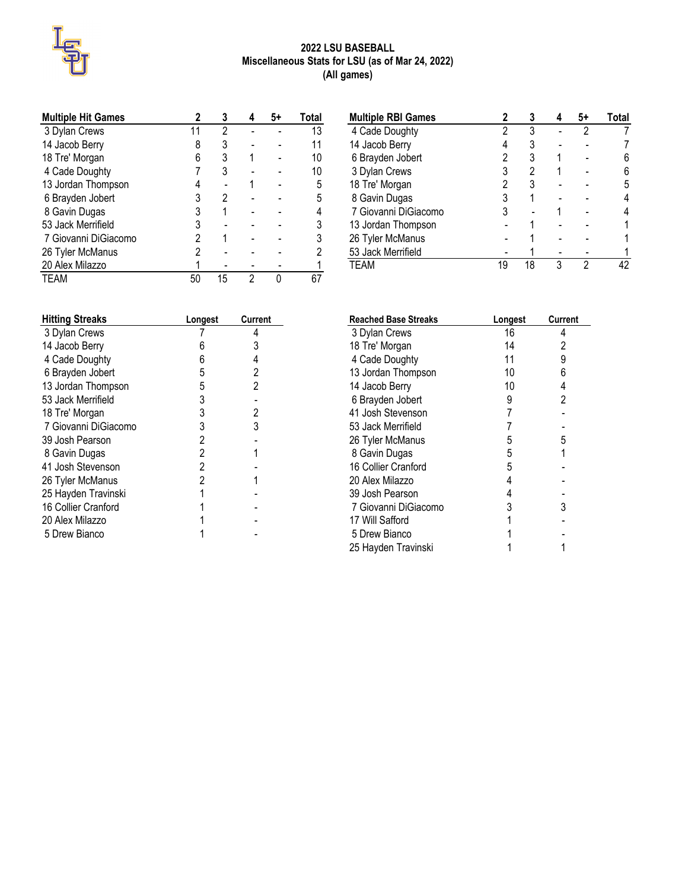# 2022 LSU BASEBALL
## Miscellaneous Stats for LSU (as of Mar 24, 2022)
### (All games)

| Multiple Hit Games | 2 | 3 | 4 | 5+ | Total |
|---|---|---|---|---|---|
| 3 Dylan Crews | 11 | 2 | - | - | 13 |
| 14 Jacob Berry | 8 | 3 | - | - | 11 |
| 18 Tre' Morgan | 6 | 3 | 1 | - | 10 |
| 4 Cade Doughty | 7 | 3 | - | - | 10 |
| 13 Jordan Thompson | 4 | - | 1 | - | 5 |
| 6 Brayden Jobert | 3 | 2 | - | - | 5 |
| 8 Gavin Dugas | 3 | 1 | - | - | 4 |
| 53 Jack Merrifield | 3 | - | - | - | 3 |
| 7 Giovanni DiGiacomo | 2 | 1 | - | - | 3 |
| 26 Tyler McManus | 2 | - | - | - | 2 |
| 20 Alex Milazzo | 1 | - | - | - | 1 |
| TEAM | 50 | 15 | 2 | 0 | 67 |

| Multiple RBI Games | 2 | 3 | 4 | 5+ | Total |
|---|---|---|---|---|---|
| 4 Cade Doughty | 2 | 3 | - | 2 | 7 |
| 14 Jacob Berry | 4 | 3 | - | - | 7 |
| 6 Brayden Jobert | 2 | 3 | 1 | - | 6 |
| 3 Dylan Crews | 3 | 2 | 1 | - | 6 |
| 18 Tre' Morgan | 2 | 3 | - | - | 5 |
| 8 Gavin Dugas | 3 | 1 | - | - | 4 |
| 7 Giovanni DiGiacomo | 3 | - | 1 | - | 4 |
| 13 Jordan Thompson | - | 1 | - | - | 1 |
| 26 Tyler McManus | - | 1 | - | - | 1 |
| 53 Jack Merrifield | - | 1 | - | - | 1 |
| TEAM | 19 | 18 | 3 | 2 | 42 |

| Hitting Streaks | Longest | Current |
|---|---|---|
| 3 Dylan Crews | 7 | 4 |
| 14 Jacob Berry | 6 | 3 |
| 4 Cade Doughty | 6 | 4 |
| 6 Brayden Jobert | 5 | 2 |
| 13 Jordan Thompson | 5 | 2 |
| 53 Jack Merrifield | 3 | - |
| 18 Tre' Morgan | 3 | 2 |
| 7 Giovanni DiGiacomo | 3 | 3 |
| 39 Josh Pearson | 2 | - |
| 8 Gavin Dugas | 2 | 1 |
| 41 Josh Stevenson | 2 | - |
| 26 Tyler McManus | 2 | 1 |
| 25 Hayden Travinski | 1 | - |
| 16 Collier Cranford | 1 | - |
| 20 Alex Milazzo | 1 | - |
| 5 Drew Bianco | 1 | - |

| Reached Base Streaks | Longest | Current |
|---|---|---|
| 3 Dylan Crews | 16 | 4 |
| 18 Tre' Morgan | 14 | 2 |
| 4 Cade Doughty | 11 | 9 |
| 13 Jordan Thompson | 10 | 6 |
| 14 Jacob Berry | 10 | 4 |
| 6 Brayden Jobert | 9 | 2 |
| 41 Josh Stevenson | 7 | - |
| 53 Jack Merrifield | 7 | - |
| 26 Tyler McManus | 5 | 5 |
| 8 Gavin Dugas | 5 | 1 |
| 16 Collier Cranford | 5 | - |
| 20 Alex Milazzo | 4 | - |
| 39 Josh Pearson | 4 | - |
| 7 Giovanni DiGiacomo | 3 | 3 |
| 17 Will Safford | 1 | - |
| 5 Drew Bianco | 1 | - |
| 25 Hayden Travinski | 1 | 1 |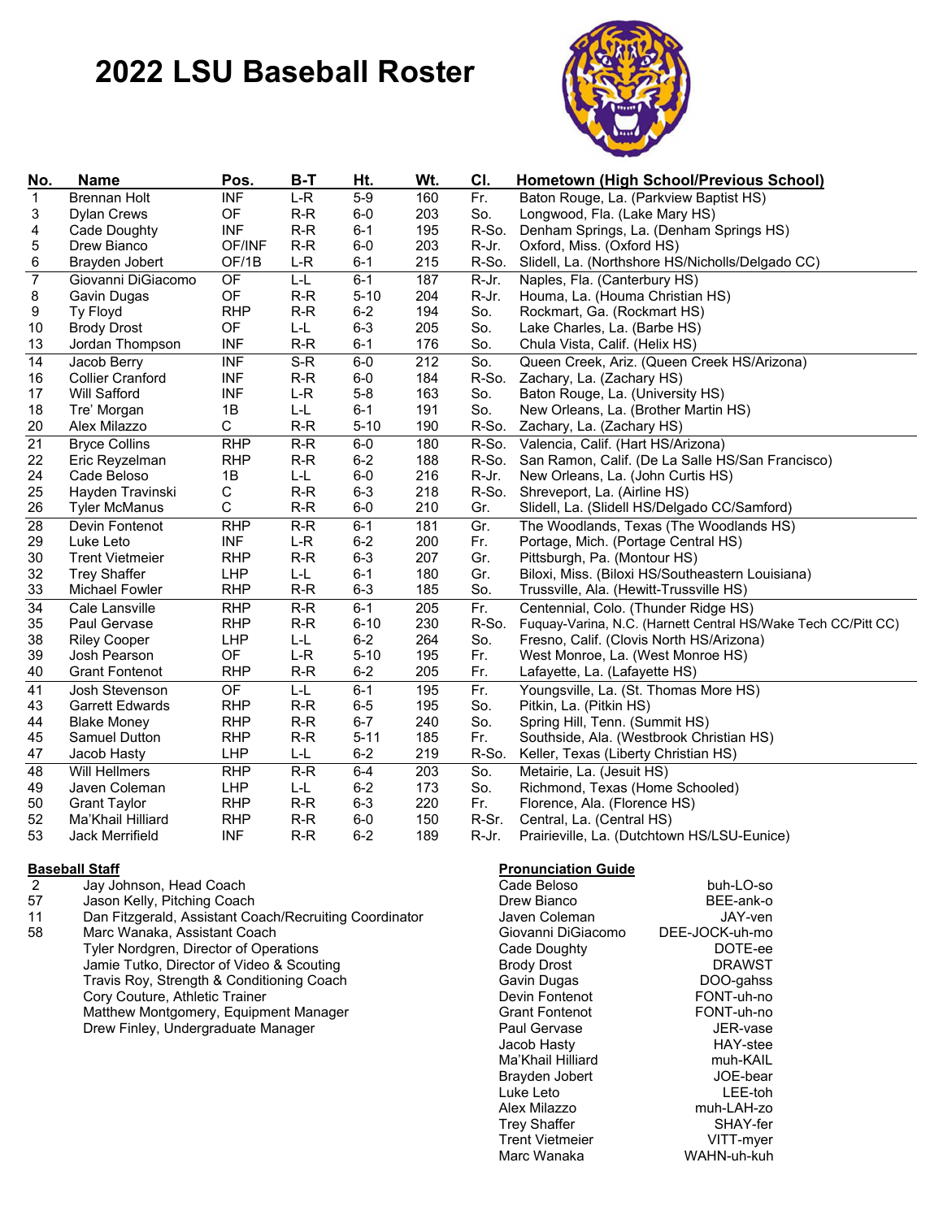# 2022 LSU Baseball Roster

| No. | Name | Pos. | B-T | Ht. | Wt. | Cl. | Hometown (High School/Previous School) |
|---|---|---|---|---|---|---|---|
| 1 | Brennan Holt | INF | L-R | 5-9 | 160 | Fr. | Baton Rouge, La. (Parkview Baptist HS) |
| 3 | Dylan Crews | OF | R-R | 6-0 | 203 | So. | Longwood, Fla. (Lake Mary HS) |
| 4 | Cade Doughty | INF | R-R | 6-1 | 195 | R-So. | Denham Springs, La. (Denham Springs HS) |
| 5 | Drew Bianco | OF/INF | R-R | 6-0 | 203 | R-Jr. | Oxford, Miss. (Oxford HS) |
| 6 | Brayden Jobert | OF/1B | L-R | 6-1 | 215 | R-So. | Slidell, La. (Northshore HS/Nicholls/Delgado CC) |
| 7 | Giovanni DiGiacomo | OF | L-L | 6-1 | 187 | R-Jr. | Naples, Fla. (Canterbury HS) |
| 8 | Gavin Dugas | OF | R-R | 5-10 | 204 | R-Jr. | Houma, La. (Houma Christian HS) |
| 9 | Ty Floyd | RHP | R-R | 6-2 | 194 | So. | Rockmart, Ga. (Rockmart HS) |
| 10 | Brody Drost | OF | L-L | 6-3 | 205 | So. | Lake Charles, La. (Barbe HS) |
| 13 | Jordan Thompson | INF | R-R | 6-1 | 176 | So. | Chula Vista, Calif. (Helix HS) |
| 14 | Jacob Berry | INF | S-R | 6-0 | 212 | So. | Queen Creek, Ariz. (Queen Creek HS/Arizona) |
| 16 | Collier Cranford | INF | R-R | 6-0 | 184 | R-So. | Zachary, La. (Zachary HS) |
| 17 | Will Safford | INF | L-R | 5-8 | 163 | So. | Baton Rouge, La. (University HS) |
| 18 | Tre' Morgan | 1B | L-L | 6-1 | 191 | So. | New Orleans, La. (Brother Martin HS) |
| 20 | Alex Milazzo | C | R-R | 5-10 | 190 | R-So. | Zachary, La. (Zachary HS) |
| 21 | Bryce Collins | RHP | R-R | 6-0 | 180 | R-So. | Valencia, Calif. (Hart HS/Arizona) |
| 22 | Eric Reyzelman | RHP | R-R | 6-2 | 188 | R-So. | San Ramon, Calif. (De La Salle HS/San Francisco) |
| 24 | Cade Beloso | 1B | L-L | 6-0 | 216 | R-Jr. | New Orleans, La. (John Curtis HS) |
| 25 | Hayden Travinski | C | R-R | 6-3 | 218 | R-So. | Shreveport, La. (Airline HS) |
| 26 | Tyler McManus | C | R-R | 6-0 | 210 | Gr. | Slidell, La. (Slidell HS/Delgado CC/Samford) |
| 28 | Devin Fontenot | RHP | R-R | 6-1 | 181 | Gr. | The Woodlands, Texas (The Woodlands HS) |
| 29 | Luke Leto | INF | L-R | 6-2 | 200 | Fr. | Portage, Mich. (Portage Central HS) |
| 30 | Trent Vietmeier | RHP | R-R | 6-3 | 207 | Gr. | Pittsburgh, Pa. (Montour HS) |
| 32 | Trey Shaffer | LHP | L-L | 6-1 | 180 | Gr. | Biloxi, Miss. (Biloxi HS/Southeastern Louisiana) |
| 33 | Michael Fowler | RHP | R-R | 6-3 | 185 | So. | Trussville, Ala. (Hewitt-Trussville HS) |
| 34 | Cale Lansville | RHP | R-R | 6-1 | 205 | Fr. | Centennial, Colo. (Thunder Ridge HS) |
| 35 | Paul Gervase | RHP | R-R | 6-10 | 230 | R-So. | Fuquay-Varina, N.C. (Harnett Central HS/Wake Tech CC/Pitt CC) |
| 38 | Riley Cooper | LHP | L-L | 6-2 | 264 | So. | Fresno, Calif. (Clovis North HS/Arizona) |
| 39 | Josh Pearson | OF | L-R | 5-10 | 195 | Fr. | West Monroe, La. (West Monroe HS) |
| 40 | Grant Fontenot | RHP | R-R | 6-2 | 205 | Fr. | Lafayette, La. (Lafayette HS) |
| 41 | Josh Stevenson | OF | L-L | 6-1 | 195 | Fr. | Youngsville, La. (St. Thomas More HS) |
| 43 | Garrett Edwards | RHP | R-R | 6-5 | 195 | So. | Pitkin, La. (Pitkin HS) |
| 44 | Blake Money | RHP | R-R | 6-7 | 240 | So. | Spring Hill, Tenn. (Summit HS) |
| 45 | Samuel Dutton | RHP | R-R | 5-11 | 185 | Fr. | Southside, Ala. (Westbrook Christian HS) |
| 47 | Jacob Hasty | LHP | L-L | 6-2 | 219 | R-So. | Keller, Texas (Liberty Christian HS) |
| 48 | Will Hellmers | RHP | R-R | 6-4 | 203 | So. | Metairie, La. (Jesuit HS) |
| 49 | Javen Coleman | LHP | L-L | 6-2 | 173 | So. | Richmond, Texas (Home Schooled) |
| 50 | Grant Taylor | RHP | R-R | 6-3 | 220 | Fr. | Florence, Ala. (Florence HS) |
| 52 | Ma'Khail Hilliard | RHP | R-R | 6-0 | 150 | R-Sr. | Central, La. (Central HS) |
| 53 | Jack Merrifield | INF | R-R | 6-2 | 189 | R-Jr. | Prairieville, La. (Dutchtown HS/LSU-Eunice) |

## Baseball Staff

| | |
|---|---|
| 2 | Jay Johnson, Head Coach |
| 57 | Jason Kelly, Pitching Coach |
| 11 | Dan Fitzgerald, Assistant Coach/Recruiting Coordinator |
| 58 | Marc Wanaka, Assistant Coach |
| | Tyler Nordgren, Director of Operations |
| | Jamie Tutko, Director of Video & Scouting |
| | Travis Roy, Strength & Conditioning Coach |
| | Cory Couture, Athletic Trainer |
| | Matthew Montgomery, Equipment Manager |
| | Drew Finley, Undergraduate Manager |

## Pronunciation Guide

| | |
|---|---|
| Cade Beloso | buh-LO-so |
| Drew Bianco | BEE-ank-o |
| Javen Coleman | JAY-ven |
| Giovanni DiGiacomo | DEE-JOCK-uh-mo |
| Cade Doughty | DOTE-ee |
| Brody Drost | DRAWST |
| Gavin Dugas | DOO-gahss |
| Devin Fontenot | FONT-uh-no |
| Grant Fontenot | FONT-uh-no |
| Paul Gervase | JER-vase |
| Jacob Hasty | HAY-stee |
| Ma'Khail Hilliard | muh-KAIL |
| Brayden Jobert | JOE-bear |
| Luke Leto | LEE-toh |
| Alex Milazzo | muh-LAH-zo |
| Trey Shaffer | SHAY-fer |
| Trent Vietmeier | VITT-myer |
| Marc Wanaka | WAHN-uh-kuh |